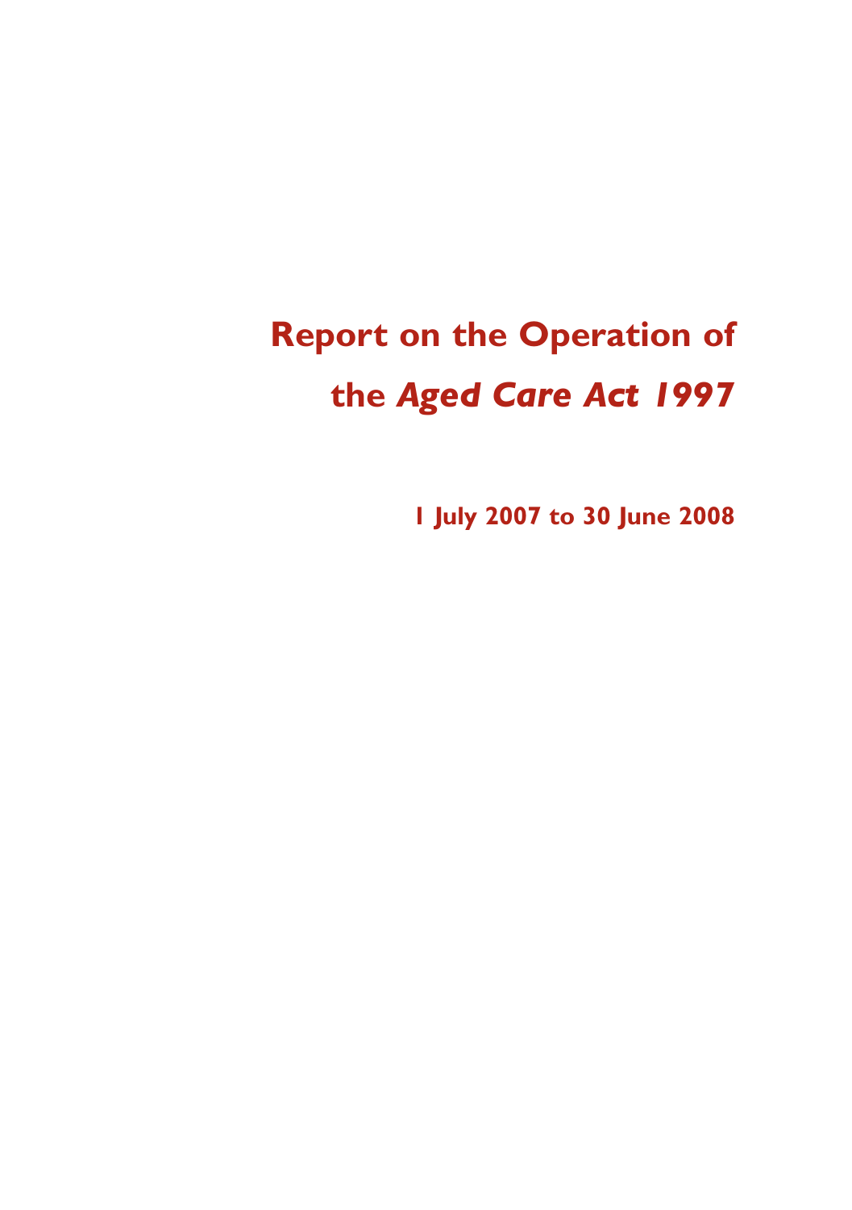# Report on the Operation of the *Aged Care Act 1997*

**1 July 2007 to 30 June 2008**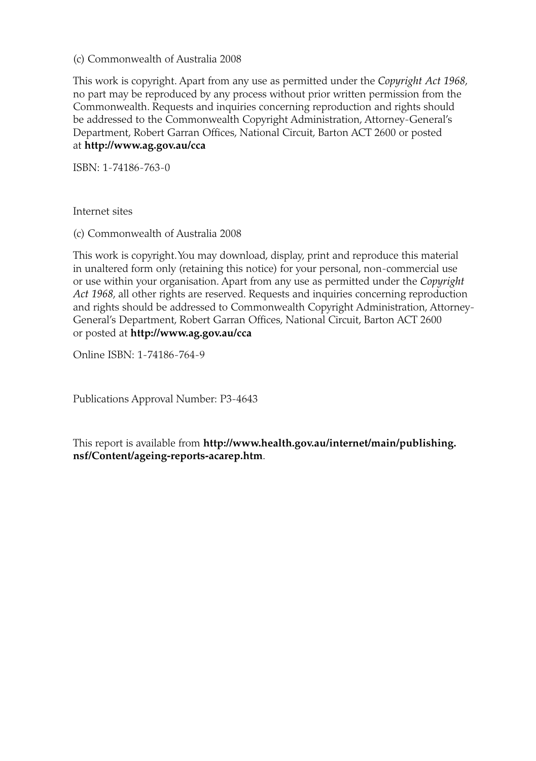(c) Commonwealth of Australia 2008

This work is copyright. Apart from any use as permitted under the *Copyright Act 1968*, no part may be reproduced by any process without prior written permission from the Commonwealth. Requests and inquiries concerning reproduction and rights should be addressed to the Commonwealth Copyright Administration, Attorney-General's Department, Robert Garran Offices, National Circuit, Barton ACT 2600 or posted at **http://www.ag.gov.au/cca**

ISBN: 1-74186-763-0

Internet sites

(c) Commonwealth of Australia 2008

This work is copyright. You may download, display, print and reproduce this material in unaltered form only (retaining this notice) for your personal, non-commercial use or use within your organisation. Apart from any use as permitted under the *Copyright Act 1968*, all other rights are reserved. Requests and inquiries concerning reproduction and rights should be addressed to Commonwealth Copyright Administration, Attorney-General's Department, Robert Garran Offices, National Circuit, Barton ACT 2600 or posted at **http://www.ag.gov.au/cca**

Online ISBN: 1-74186-764-9

Publications Approval Number: P3-4643

This report is available from **http://www.health.gov.au/internet/main/publishing.nsf/Content/ageing-reports-acarep.htm**.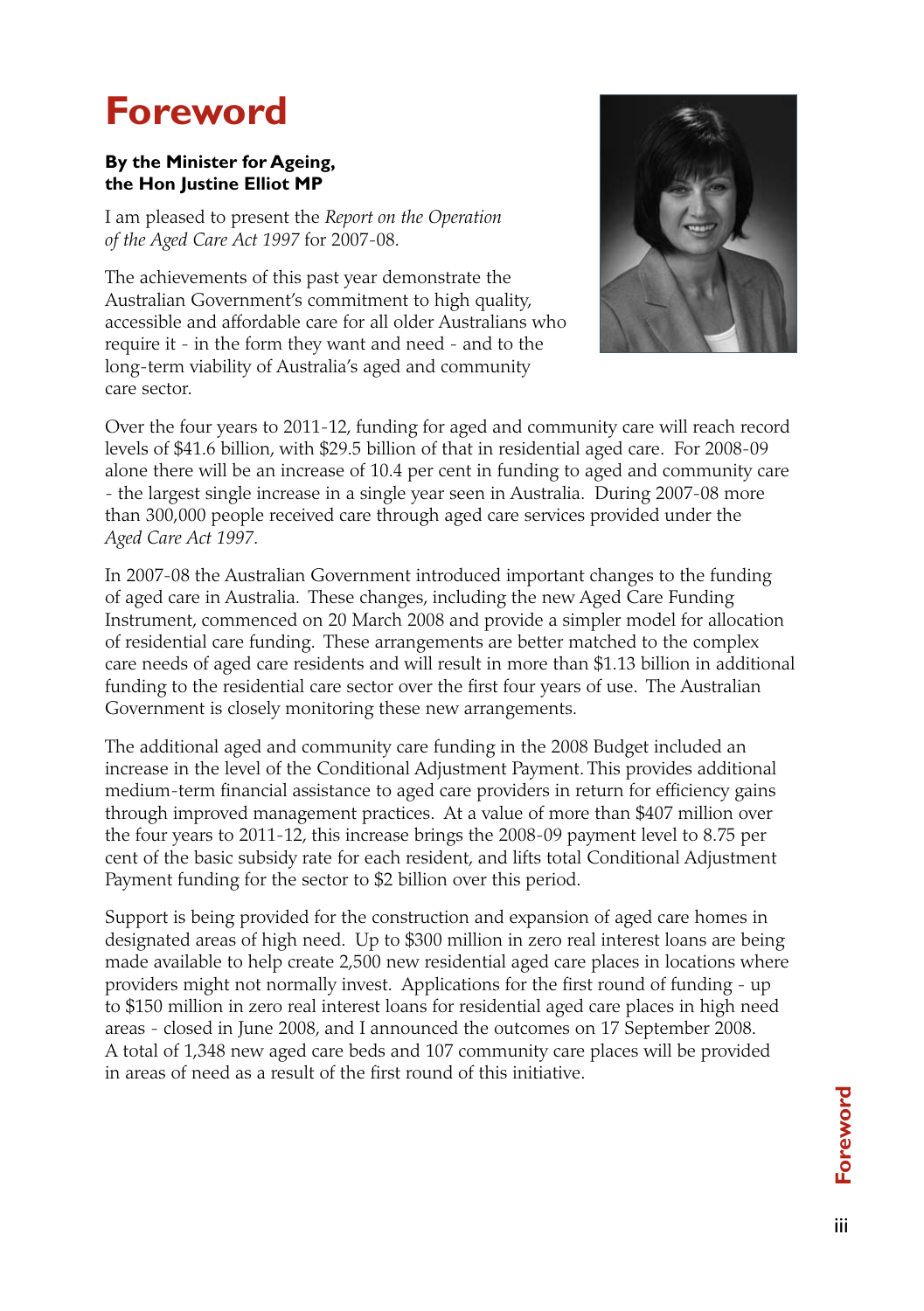# Foreword

**By the Minister for Ageing, the Hon Justine Elliot MP**

I am pleased to present the *Report on the Operation of the Aged Care Act 1997* for 2007-08.

The achievements of this past year demonstrate the Australian Government's commitment to high quality, accessible and affordable care for all older Australians who require it - in the form they want and need - and to the long-term viability of Australia's aged and community care sector.

Over the four years to 2011-12, funding for aged and community care will reach record levels of $41.6 billion, with $29.5 billion of that in residential aged care. For 2008-09 alone there will be an increase of 10.4 per cent in funding to aged and community care - the largest single increase in a single year seen in Australia. During 2007-08 more than 300,000 people received care through aged care services provided under the *Aged Care Act 1997*.

In 2007-08 the Australian Government introduced important changes to the funding of aged care in Australia. These changes, including the new Aged Care Funding Instrument, commenced on 20 March 2008 and provide a simpler model for allocation of residential care funding. These arrangements are better matched to the complex care needs of aged care residents and will result in more than $1.13 billion in additional funding to the residential care sector over the first four years of use. The Australian Government is closely monitoring these new arrangements.

The additional aged and community care funding in the 2008 Budget included an increase in the level of the Conditional Adjustment Payment. This provides additional medium-term financial assistance to aged care providers in return for efficiency gains through improved management practices. At a value of more than $407 million over the four years to 2011-12, this increase brings the 2008-09 payment level to 8.75 per cent of the basic subsidy rate for each resident, and lifts total Conditional Adjustment Payment funding for the sector to $2 billion over this period.

Support is being provided for the construction and expansion of aged care homes in designated areas of high need. Up to $300 million in zero real interest loans are being made available to help create 2,500 new residential aged care places in locations where providers might not normally invest. Applications for the first round of funding - up to $150 million in zero real interest loans for residential aged care places in high need areas - closed in June 2008, and I announced the outcomes on 17 September 2008. A total of 1,348 new aged care beds and 107 community care places will be provided in areas of need as a result of the first round of this initiative.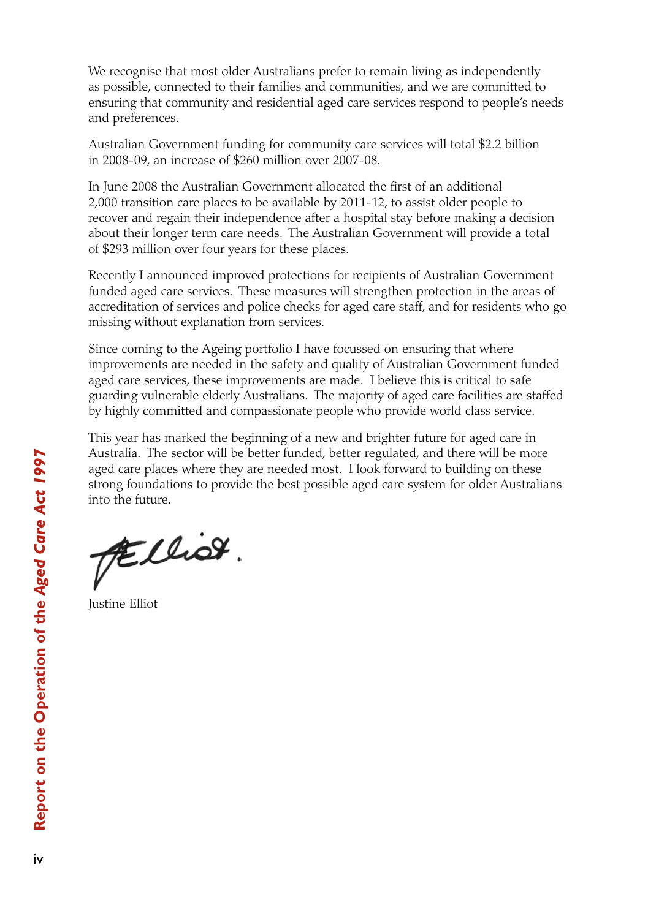We recognise that most older Australians prefer to remain living as independently as possible, connected to their families and communities, and we are committed to ensuring that community and residential aged care services respond to people's needs and preferences.

Australian Government funding for community care services will total $2.2 billion in 2008-09, an increase of $260 million over 2007-08.

In June 2008 the Australian Government allocated the first of an additional 2,000 transition care places to be available by 2011-12, to assist older people to recover and regain their independence after a hospital stay before making a decision about their longer term care needs. The Australian Government will provide a total of $293 million over four years for these places.

Recently I announced improved protections for recipients of Australian Government funded aged care services. These measures will strengthen protection in the areas of accreditation of services and police checks for aged care staff, and for residents who go missing without explanation from services.

Since coming to the Ageing portfolio I have focussed on ensuring that where improvements are needed in the safety and quality of Australian Government funded aged care services, these improvements are made. I believe this is critical to safe guarding vulnerable elderly Australians. The majority of aged care facilities are staffed by highly committed and compassionate people who provide world class service.

This year has marked the beginning of a new and brighter future for aged care in Australia. The sector will be better funded, better regulated, and there will be more aged care places where they are needed most. I look forward to building on these strong foundations to provide the best possible aged care system for older Australians into the future.

Justine Elliot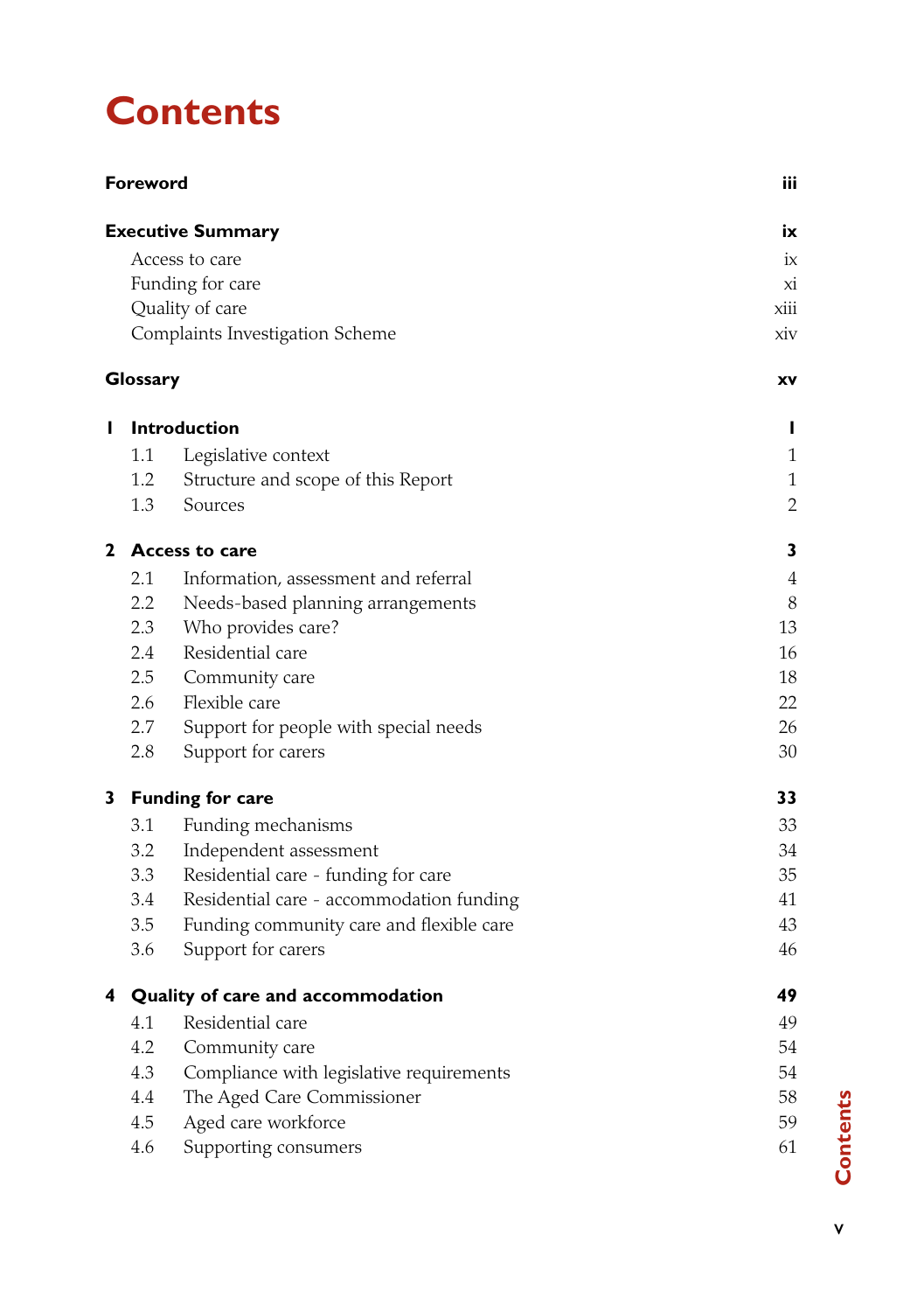# Contents

| | | |
|---|---|---|
| **Foreword** | | **iii** |
| **Executive Summary** | | **ix** |
| | Access to care | ix |
| | Funding for care | xi |
| | Quality of care | xiii |
| | Complaints Investigation Scheme | xiv |
| **Glossary** | | **xv** |
| **1** | **Introduction** | **1** |
| 1.1 | Legislative context | 1 |
| 1.2 | Structure and scope of this Report | 1 |
| 1.3 | Sources | 2 |
| **2** | **Access to care** | **3** |
| 2.1 | Information, assessment and referral | 4 |
| 2.2 | Needs-based planning arrangements | 8 |
| 2.3 | Who provides care? | 13 |
| 2.4 | Residential care | 16 |
| 2.5 | Community care | 18 |
| 2.6 | Flexible care | 22 |
| 2.7 | Support for people with special needs | 26 |
| 2.8 | Support for carers | 30 |
| **3** | **Funding for care** | **33** |
| 3.1 | Funding mechanisms | 33 |
| 3.2 | Independent assessment | 34 |
| 3.3 | Residential care - funding for care | 35 |
| 3.4 | Residential care - accommodation funding | 41 |
| 3.5 | Funding community care and flexible care | 43 |
| 3.6 | Support for carers | 46 |
| **4** | **Quality of care and accommodation** | **49** |
| 4.1 | Residential care | 49 |
| 4.2 | Community care | 54 |
| 4.3 | Compliance with legislative requirements | 54 |
| 4.4 | The Aged Care Commissioner | 58 |
| 4.5 | Aged care workforce | 59 |
| 4.6 | Supporting consumers | 61 |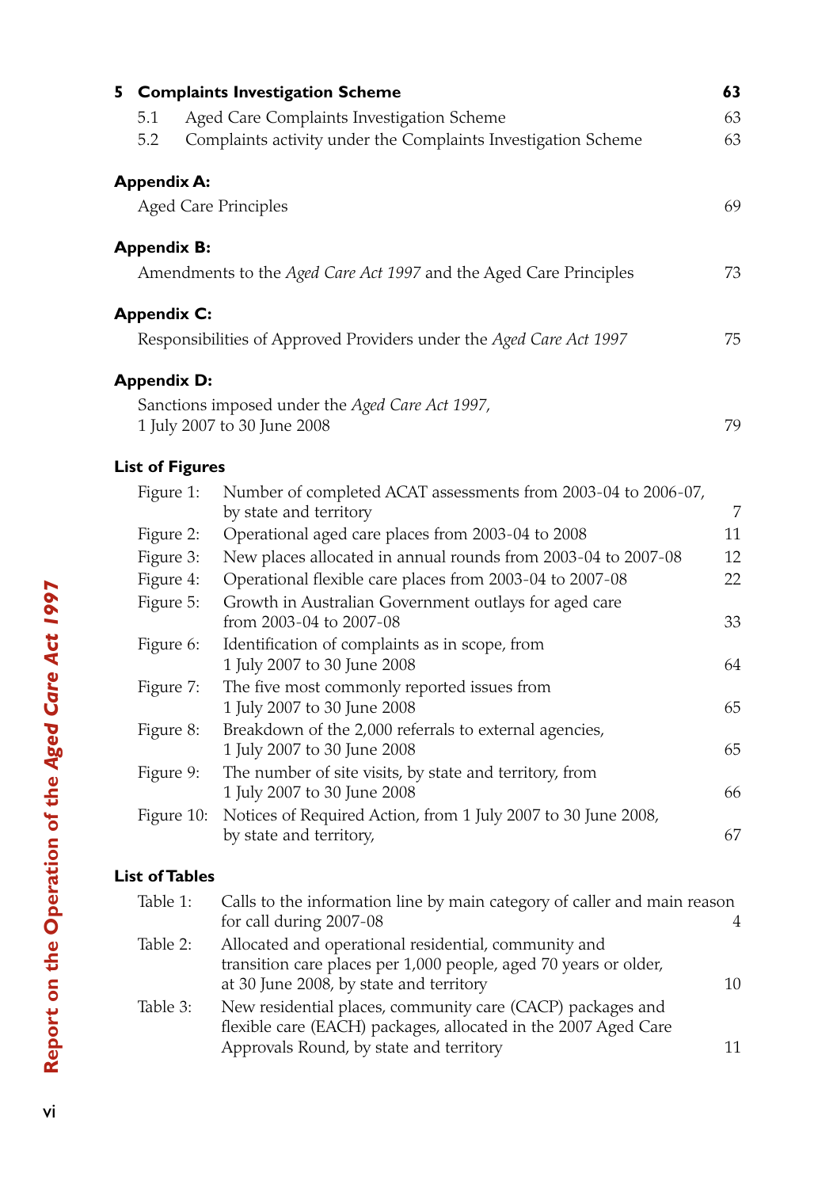**5 Complaints Investigation Scheme** **63**

- 5.1 Aged Care Complaints Investigation Scheme 63
- 5.2 Complaints activity under the Complaints Investigation Scheme 63

**Appendix A:**

Aged Care Principles 69

**Appendix B:**

Amendments to the *Aged Care Act 1997* and the Aged Care Principles 73

**Appendix C:**

Responsibilities of Approved Providers under the *Aged Care Act 1997* 75

**Appendix D:**

Sanctions imposed under the *Aged Care Act 1997*, 1 July 2007 to 30 June 2008 79

**List of Figures**

| | | |
|---|---|---|
| Figure 1: | Number of completed ACAT assessments from 2003-04 to 2006-07, by state and territory | 7 |
| Figure 2: | Operational aged care places from 2003-04 to 2008 | 11 |
| Figure 3: | New places allocated in annual rounds from 2003-04 to 2007-08 | 12 |
| Figure 4: | Operational flexible care places from 2003-04 to 2007-08 | 22 |
| Figure 5: | Growth in Australian Government outlays for aged care from 2003-04 to 2007-08 | 33 |
| Figure 6: | Identification of complaints as in scope, from 1 July 2007 to 30 June 2008 | 64 |
| Figure 7: | The five most commonly reported issues from 1 July 2007 to 30 June 2008 | 65 |
| Figure 8: | Breakdown of the 2,000 referrals to external agencies, 1 July 2007 to 30 June 2008 | 65 |
| Figure 9: | The number of site visits, by state and territory, from 1 July 2007 to 30 June 2008 | 66 |
| Figure 10: | Notices of Required Action, from 1 July 2007 to 30 June 2008, by state and territory, | 67 |

**List of Tables**

| | | |
|---|---|---|
| Table 1: | Calls to the information line by main category of caller and main reason for call during 2007-08 | 4 |
| Table 2: | Allocated and operational residential, community and transition care places per 1,000 people, aged 70 years or older, at 30 June 2008, by state and territory | 10 |
| Table 3: | New residential places, community care (CACP) packages and flexible care (EACH) packages, allocated in the 2007 Aged Care Approvals Round, by state and territory | 11 |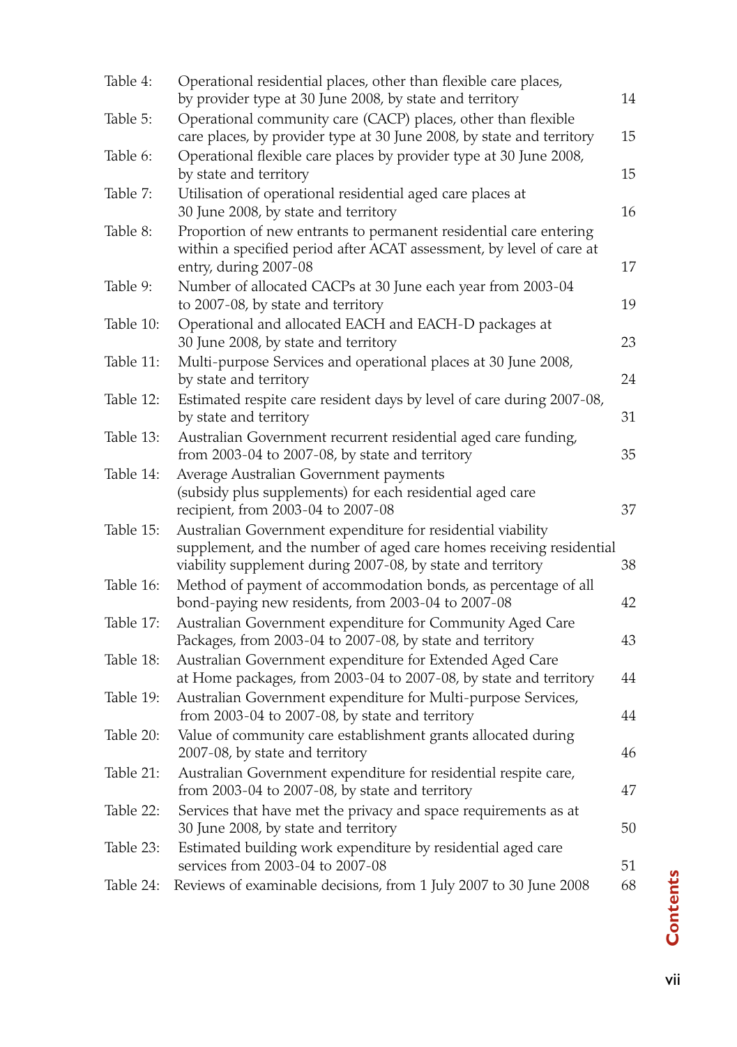| | | |
|---|---|---|
| Table 4: | Operational residential places, other than flexible care places, by provider type at 30 June 2008, by state and territory | 14 |
| Table 5: | Operational community care (CACP) places, other than flexible care places, by provider type at 30 June 2008, by state and territory | 15 |
| Table 6: | Operational flexible care places by provider type at 30 June 2008, by state and territory | 15 |
| Table 7: | Utilisation of operational residential aged care places at 30 June 2008, by state and territory | 16 |
| Table 8: | Proportion of new entrants to permanent residential care entering within a specified period after ACAT assessment, by level of care at entry, during 2007-08 | 17 |
| Table 9: | Number of allocated CACPs at 30 June each year from 2003-04 to 2007-08, by state and territory | 19 |
| Table 10: | Operational and allocated EACH and EACH-D packages at 30 June 2008, by state and territory | 23 |
| Table 11: | Multi-purpose Services and operational places at 30 June 2008, by state and territory | 24 |
| Table 12: | Estimated respite care resident days by level of care during 2007-08, by state and territory | 31 |
| Table 13: | Australian Government recurrent residential aged care funding, from 2003-04 to 2007-08, by state and territory | 35 |
| Table 14: | Average Australian Government payments (subsidy plus supplements) for each residential aged care recipient, from 2003-04 to 2007-08 | 37 |
| Table 15: | Australian Government expenditure for residential viability supplement, and the number of aged care homes receiving residential viability supplement during 2007-08, by state and territory | 38 |
| Table 16: | Method of payment of accommodation bonds, as percentage of all bond-paying new residents, from 2003-04 to 2007-08 | 42 |
| Table 17: | Australian Government expenditure for Community Aged Care Packages, from 2003-04 to 2007-08, by state and territory | 43 |
| Table 18: | Australian Government expenditure for Extended Aged Care at Home packages, from 2003-04 to 2007-08, by state and territory | 44 |
| Table 19: | Australian Government expenditure for Multi-purpose Services, from 2003-04 to 2007-08, by state and territory | 44 |
| Table 20: | Value of community care establishment grants allocated during 2007-08, by state and territory | 46 |
| Table 21: | Australian Government expenditure for residential respite care, from 2003-04 to 2007-08, by state and territory | 47 |
| Table 22: | Services that have met the privacy and space requirements as at 30 June 2008, by state and territory | 50 |
| Table 23: | Estimated building work expenditure by residential aged care services from 2003-04 to 2007-08 | 51 |
| Table 24: | Reviews of examinable decisions, from 1 July 2007 to 30 June 2008 | 68 |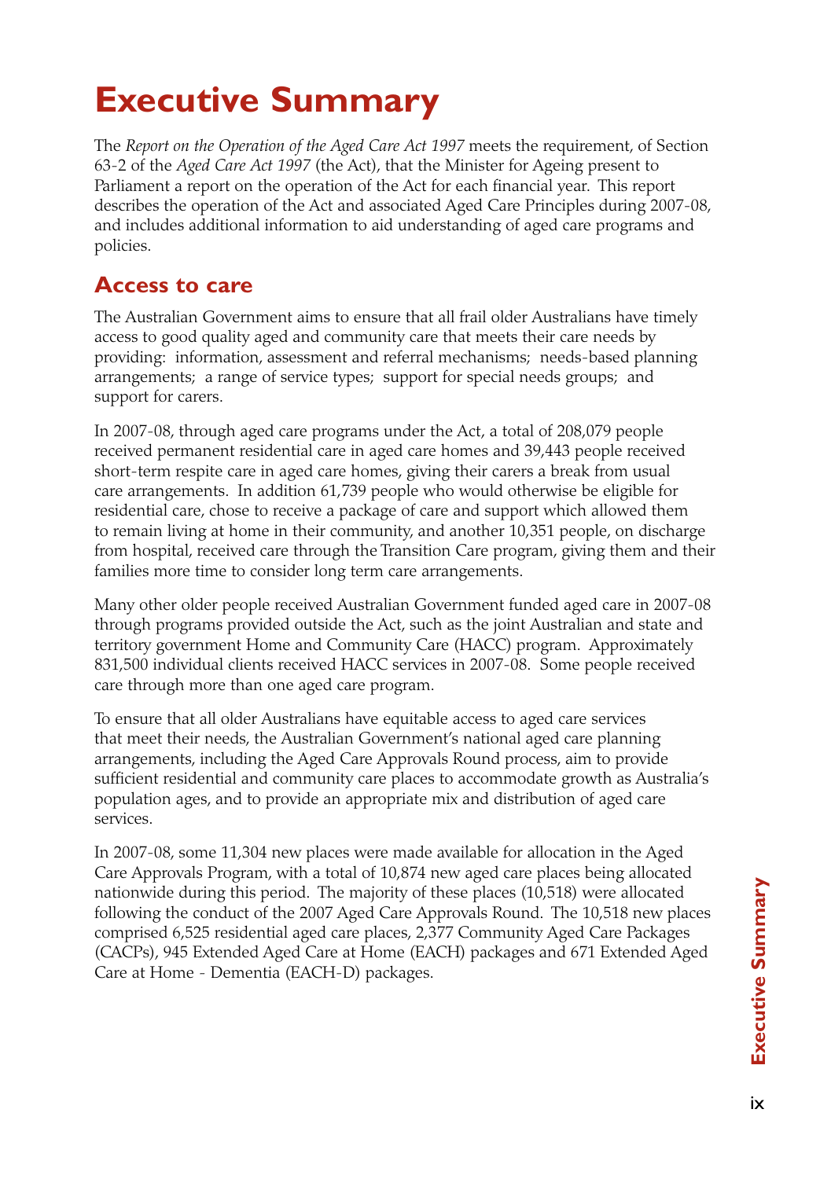# Executive Summary

The *Report on the Operation of the Aged Care Act 1997* meets the requirement, of Section 63-2 of the *Aged Care Act 1997* (the Act), that the Minister for Ageing present to Parliament a report on the operation of the Act for each financial year. This report describes the operation of the Act and associated Aged Care Principles during 2007-08, and includes additional information to aid understanding of aged care programs and policies.

## Access to care

The Australian Government aims to ensure that all frail older Australians have timely access to good quality aged and community care that meets their care needs by providing: information, assessment and referral mechanisms; needs-based planning arrangements; a range of service types; support for special needs groups; and support for carers.

In 2007-08, through aged care programs under the Act, a total of 208,079 people received permanent residential care in aged care homes and 39,443 people received short-term respite care in aged care homes, giving their carers a break from usual care arrangements. In addition 61,739 people who would otherwise be eligible for residential care, chose to receive a package of care and support which allowed them to remain living at home in their community, and another 10,351 people, on discharge from hospital, received care through the Transition Care program, giving them and their families more time to consider long term care arrangements.

Many other older people received Australian Government funded aged care in 2007-08 through programs provided outside the Act, such as the joint Australian and state and territory government Home and Community Care (HACC) program. Approximately 831,500 individual clients received HACC services in 2007-08. Some people received care through more than one aged care program.

To ensure that all older Australians have equitable access to aged care services that meet their needs, the Australian Government's national aged care planning arrangements, including the Aged Care Approvals Round process, aim to provide sufficient residential and community care places to accommodate growth as Australia's population ages, and to provide an appropriate mix and distribution of aged care services.

In 2007-08, some 11,304 new places were made available for allocation in the Aged Care Approvals Program, with a total of 10,874 new aged care places being allocated nationwide during this period. The majority of these places (10,518) were allocated following the conduct of the 2007 Aged Care Approvals Round. The 10,518 new places comprised 6,525 residential aged care places, 2,377 Community Aged Care Packages (CACPs), 945 Extended Aged Care at Home (EACH) packages and 671 Extended Aged Care at Home - Dementia (EACH-D) packages.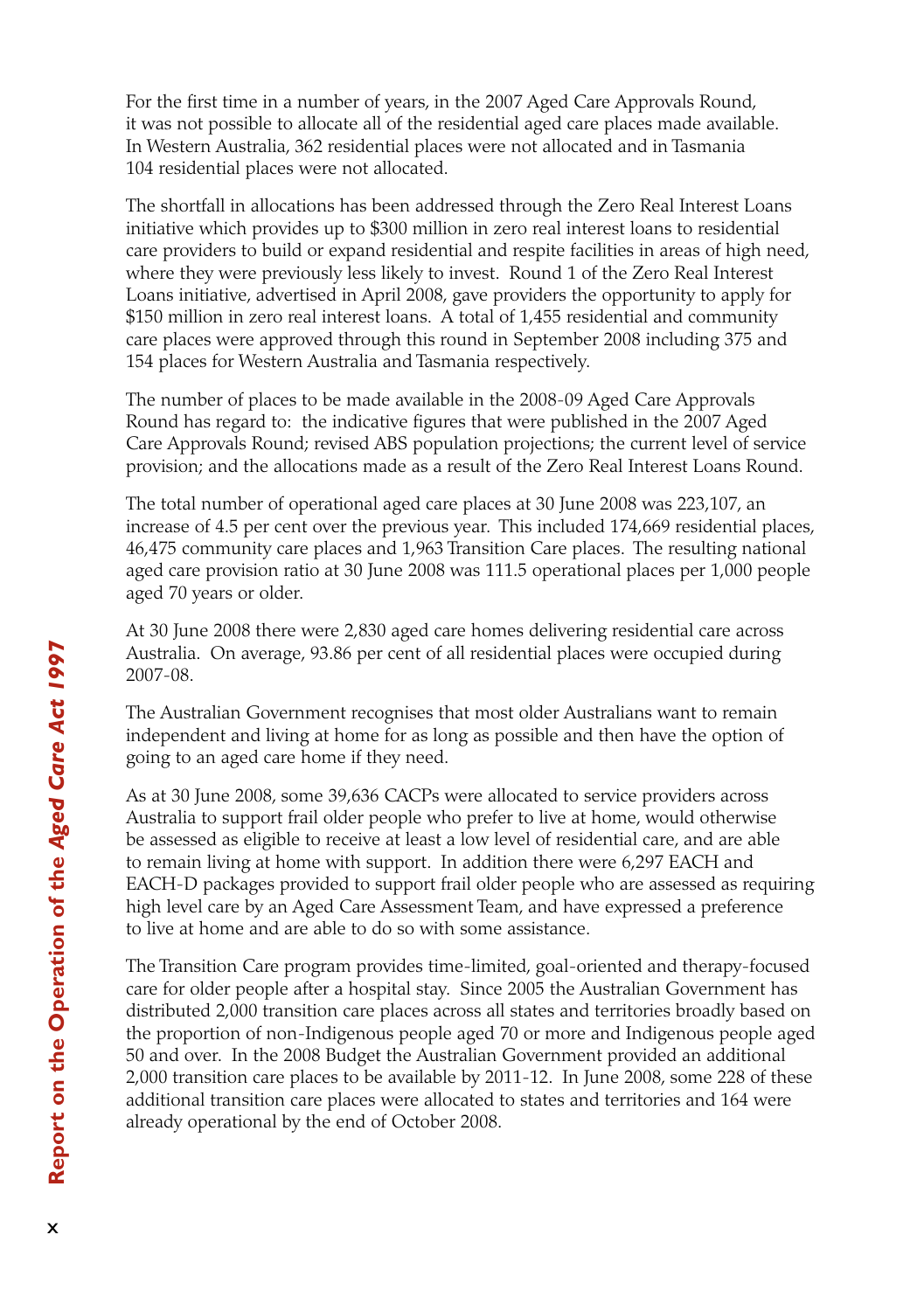For the first time in a number of years, in the 2007 Aged Care Approvals Round, it was not possible to allocate all of the residential aged care places made available. In Western Australia, 362 residential places were not allocated and in Tasmania 104 residential places were not allocated.

The shortfall in allocations has been addressed through the Zero Real Interest Loans initiative which provides up to $300 million in zero real interest loans to residential care providers to build or expand residential and respite facilities in areas of high need, where they were previously less likely to invest. Round 1 of the Zero Real Interest Loans initiative, advertised in April 2008, gave providers the opportunity to apply for $150 million in zero real interest loans. A total of 1,455 residential and community care places were approved through this round in September 2008 including 375 and 154 places for Western Australia and Tasmania respectively.

The number of places to be made available in the 2008-09 Aged Care Approvals Round has regard to: the indicative figures that were published in the 2007 Aged Care Approvals Round; revised ABS population projections; the current level of service provision; and the allocations made as a result of the Zero Real Interest Loans Round.

The total number of operational aged care places at 30 June 2008 was 223,107, an increase of 4.5 per cent over the previous year. This included 174,669 residential places, 46,475 community care places and 1,963 Transition Care places. The resulting national aged care provision ratio at 30 June 2008 was 111.5 operational places per 1,000 people aged 70 years or older.

At 30 June 2008 there were 2,830 aged care homes delivering residential care across Australia. On average, 93.86 per cent of all residential places were occupied during 2007-08.

The Australian Government recognises that most older Australians want to remain independent and living at home for as long as possible and then have the option of going to an aged care home if they need.

As at 30 June 2008, some 39,636 CACPs were allocated to service providers across Australia to support frail older people who prefer to live at home, would otherwise be assessed as eligible to receive at least a low level of residential care, and are able to remain living at home with support. In addition there were 6,297 EACH and EACH-D packages provided to support frail older people who are assessed as requiring high level care by an Aged Care Assessment Team, and have expressed a preference to live at home and are able to do so with some assistance.

The Transition Care program provides time-limited, goal-oriented and therapy-focused care for older people after a hospital stay. Since 2005 the Australian Government has distributed 2,000 transition care places across all states and territories broadly based on the proportion of non-Indigenous people aged 70 or more and Indigenous people aged 50 and over. In the 2008 Budget the Australian Government provided an additional 2,000 transition care places to be available by 2011-12. In June 2008, some 228 of these additional transition care places were allocated to states and territories and 164 were already operational by the end of October 2008.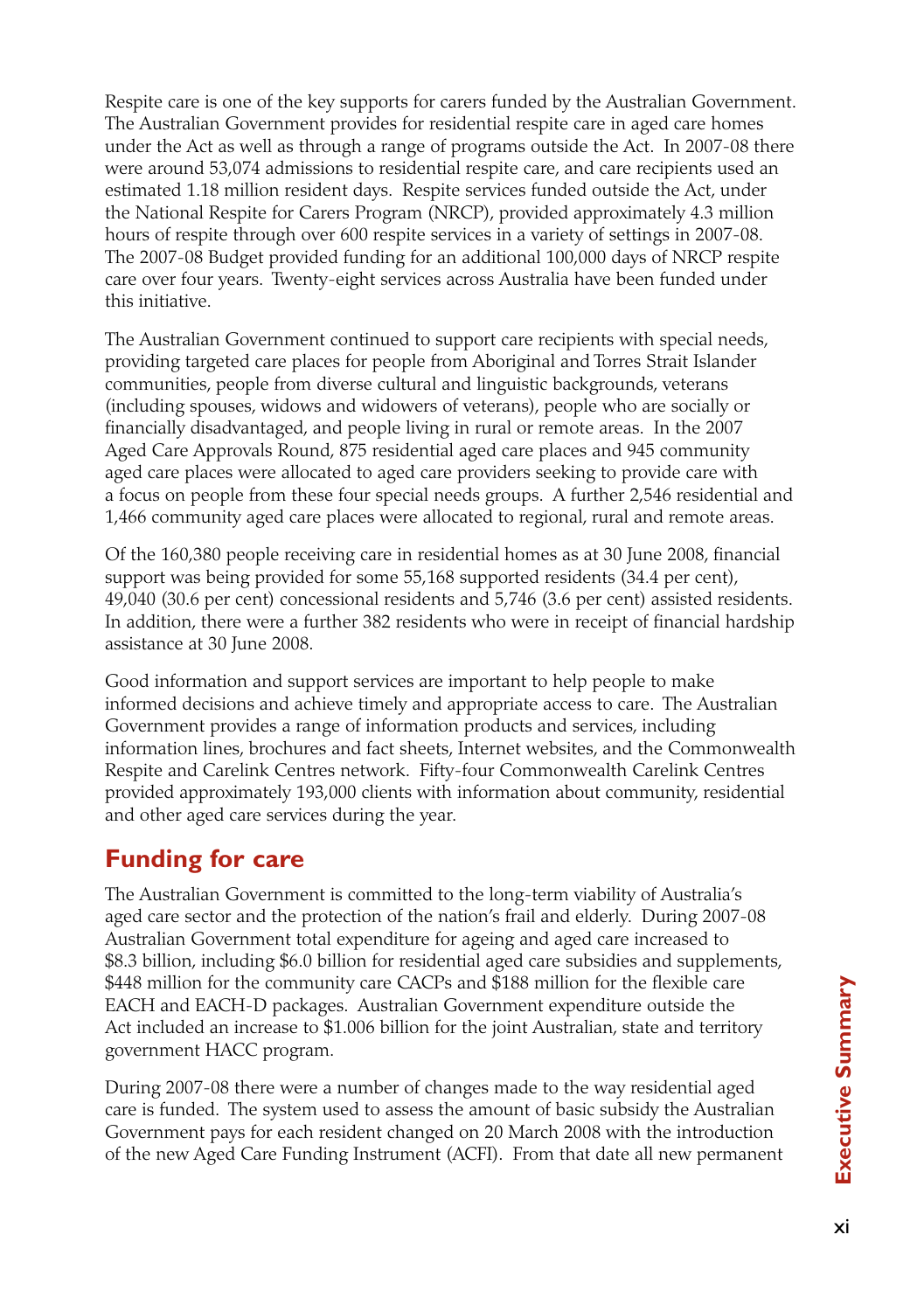Respite care is one of the key supports for carers funded by the Australian Government. The Australian Government provides for residential respite care in aged care homes under the Act as well as through a range of programs outside the Act. In 2007-08 there were around 53,074 admissions to residential respite care, and care recipients used an estimated 1.18 million resident days. Respite services funded outside the Act, under the National Respite for Carers Program (NRCP), provided approximately 4.3 million hours of respite through over 600 respite services in a variety of settings in 2007-08. The 2007-08 Budget provided funding for an additional 100,000 days of NRCP respite care over four years. Twenty-eight services across Australia have been funded under this initiative.

The Australian Government continued to support care recipients with special needs, providing targeted care places for people from Aboriginal and Torres Strait Islander communities, people from diverse cultural and linguistic backgrounds, veterans (including spouses, widows and widowers of veterans), people who are socially or financially disadvantaged, and people living in rural or remote areas. In the 2007 Aged Care Approvals Round, 875 residential aged care places and 945 community aged care places were allocated to aged care providers seeking to provide care with a focus on people from these four special needs groups. A further 2,546 residential and 1,466 community aged care places were allocated to regional, rural and remote areas.

Of the 160,380 people receiving care in residential homes as at 30 June 2008, financial support was being provided for some 55,168 supported residents (34.4 per cent), 49,040 (30.6 per cent) concessional residents and 5,746 (3.6 per cent) assisted residents. In addition, there were a further 382 residents who were in receipt of financial hardship assistance at 30 June 2008.

Good information and support services are important to help people to make informed decisions and achieve timely and appropriate access to care. The Australian Government provides a range of information products and services, including information lines, brochures and fact sheets, Internet websites, and the Commonwealth Respite and Carelink Centres network. Fifty-four Commonwealth Carelink Centres provided approximately 193,000 clients with information about community, residential and other aged care services during the year.

## Funding for care

The Australian Government is committed to the long-term viability of Australia's aged care sector and the protection of the nation's frail and elderly. During 2007-08 Australian Government total expenditure for ageing and aged care increased to $8.3 billion, including $6.0 billion for residential aged care subsidies and supplements, $448 million for the community care CACPs and $188 million for the flexible care EACH and EACH-D packages. Australian Government expenditure outside the Act included an increase to $1.006 billion for the joint Australian, state and territory government HACC program.

During 2007-08 there were a number of changes made to the way residential aged care is funded. The system used to assess the amount of basic subsidy the Australian Government pays for each resident changed on 20 March 2008 with the introduction of the new Aged Care Funding Instrument (ACFI). From that date all new permanent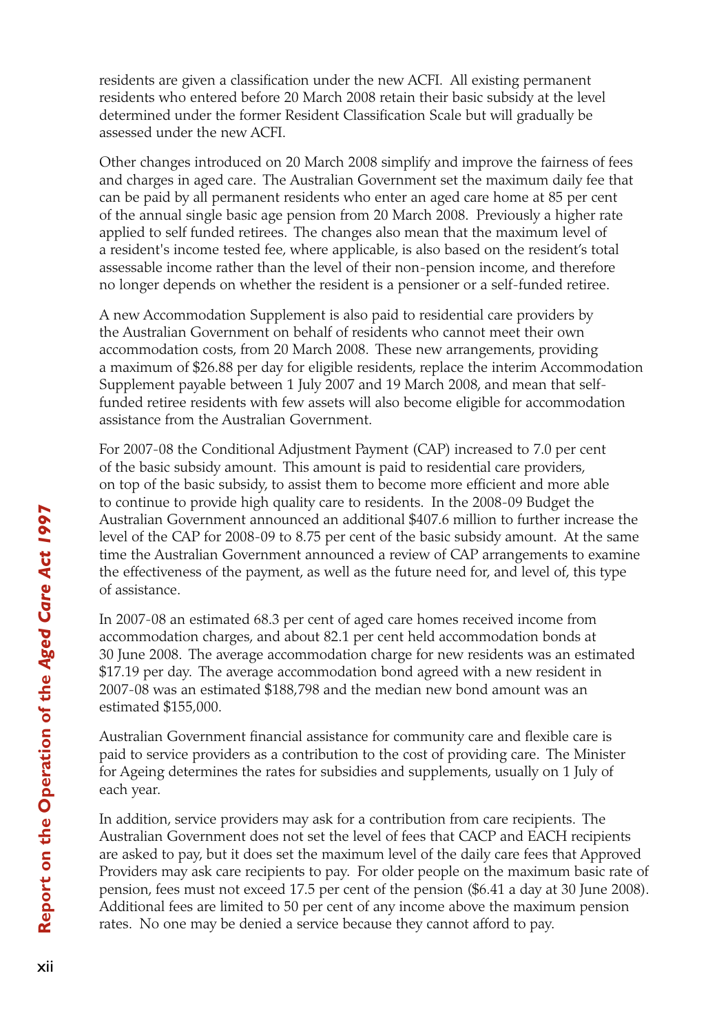residents are given a classification under the new ACFI. All existing permanent residents who entered before 20 March 2008 retain their basic subsidy at the level determined under the former Resident Classification Scale but will gradually be assessed under the new ACFI.

Other changes introduced on 20 March 2008 simplify and improve the fairness of fees and charges in aged care. The Australian Government set the maximum daily fee that can be paid by all permanent residents who enter an aged care home at 85 per cent of the annual single basic age pension from 20 March 2008. Previously a higher rate applied to self funded retirees. The changes also mean that the maximum level of a resident's income tested fee, where applicable, is also based on the resident's total assessable income rather than the level of their non-pension income, and therefore no longer depends on whether the resident is a pensioner or a self-funded retiree.

A new Accommodation Supplement is also paid to residential care providers by the Australian Government on behalf of residents who cannot meet their own accommodation costs, from 20 March 2008. These new arrangements, providing a maximum of $26.88 per day for eligible residents, replace the interim Accommodation Supplement payable between 1 July 2007 and 19 March 2008, and mean that self-funded retiree residents with few assets will also become eligible for accommodation assistance from the Australian Government.

For 2007-08 the Conditional Adjustment Payment (CAP) increased to 7.0 per cent of the basic subsidy amount. This amount is paid to residential care providers, on top of the basic subsidy, to assist them to become more efficient and more able to continue to provide high quality care to residents. In the 2008-09 Budget the Australian Government announced an additional $407.6 million to further increase the level of the CAP for 2008-09 to 8.75 per cent of the basic subsidy amount. At the same time the Australian Government announced a review of CAP arrangements to examine the effectiveness of the payment, as well as the future need for, and level of, this type of assistance.

In 2007-08 an estimated 68.3 per cent of aged care homes received income from accommodation charges, and about 82.1 per cent held accommodation bonds at 30 June 2008. The average accommodation charge for new residents was an estimated $17.19 per day. The average accommodation bond agreed with a new resident in 2007-08 was an estimated $188,798 and the median new bond amount was an estimated $155,000.

Australian Government financial assistance for community care and flexible care is paid to service providers as a contribution to the cost of providing care. The Minister for Ageing determines the rates for subsidies and supplements, usually on 1 July of each year.

In addition, service providers may ask for a contribution from care recipients. The Australian Government does not set the level of fees that CACP and EACH recipients are asked to pay, but it does set the maximum level of the daily care fees that Approved Providers may ask care recipients to pay. For older people on the maximum basic rate of pension, fees must not exceed 17.5 per cent of the pension ($6.41 a day at 30 June 2008). Additional fees are limited to 50 per cent of any income above the maximum pension rates. No one may be denied a service because they cannot afford to pay.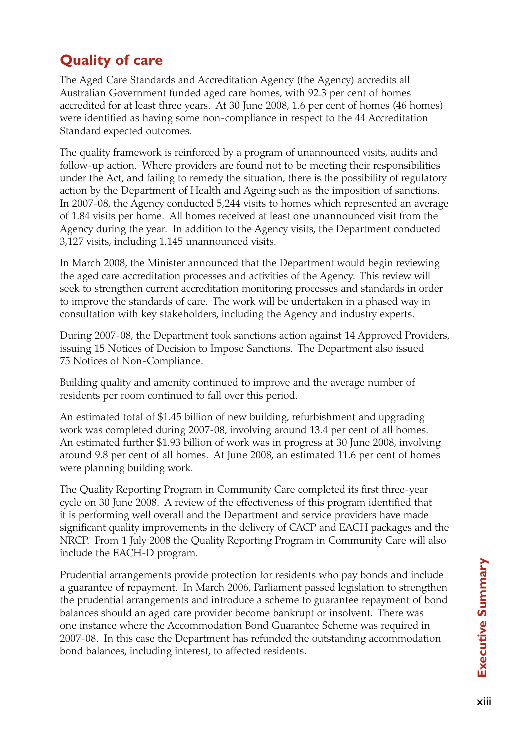## Quality of care

The Aged Care Standards and Accreditation Agency (the Agency) accredits all Australian Government funded aged care homes, with 92.3 per cent of homes accredited for at least three years. At 30 June 2008, 1.6 per cent of homes (46 homes) were identified as having some non-compliance in respect to the 44 Accreditation Standard expected outcomes.

The quality framework is reinforced by a program of unannounced visits, audits and follow-up action. Where providers are found not to be meeting their responsibilities under the Act, and failing to remedy the situation, there is the possibility of regulatory action by the Department of Health and Ageing such as the imposition of sanctions. In 2007-08, the Agency conducted 5,244 visits to homes which represented an average of 1.84 visits per home. All homes received at least one unannounced visit from the Agency during the year. In addition to the Agency visits, the Department conducted 3,127 visits, including 1,145 unannounced visits.

In March 2008, the Minister announced that the Department would begin reviewing the aged care accreditation processes and activities of the Agency. This review will seek to strengthen current accreditation monitoring processes and standards in order to improve the standards of care. The work will be undertaken in a phased way in consultation with key stakeholders, including the Agency and industry experts.

During 2007-08, the Department took sanctions action against 14 Approved Providers, issuing 15 Notices of Decision to Impose Sanctions. The Department also issued 75 Notices of Non-Compliance.

Building quality and amenity continued to improve and the average number of residents per room continued to fall over this period.

An estimated total of $1.45 billion of new building, refurbishment and upgrading work was completed during 2007-08, involving around 13.4 per cent of all homes. An estimated further $1.93 billion of work was in progress at 30 June 2008, involving around 9.8 per cent of all homes. At June 2008, an estimated 11.6 per cent of homes were planning building work.

The Quality Reporting Program in Community Care completed its first three-year cycle on 30 June 2008. A review of the effectiveness of this program identified that it is performing well overall and the Department and service providers have made significant quality improvements in the delivery of CACP and EACH packages and the NRCP. From 1 July 2008 the Quality Reporting Program in Community Care will also include the EACH-D program.

Prudential arrangements provide protection for residents who pay bonds and include a guarantee of repayment. In March 2006, Parliament passed legislation to strengthen the prudential arrangements and introduce a scheme to guarantee repayment of bond balances should an aged care provider become bankrupt or insolvent. There was one instance where the Accommodation Bond Guarantee Scheme was required in 2007-08. In this case the Department has refunded the outstanding accommodation bond balances, including interest, to affected residents.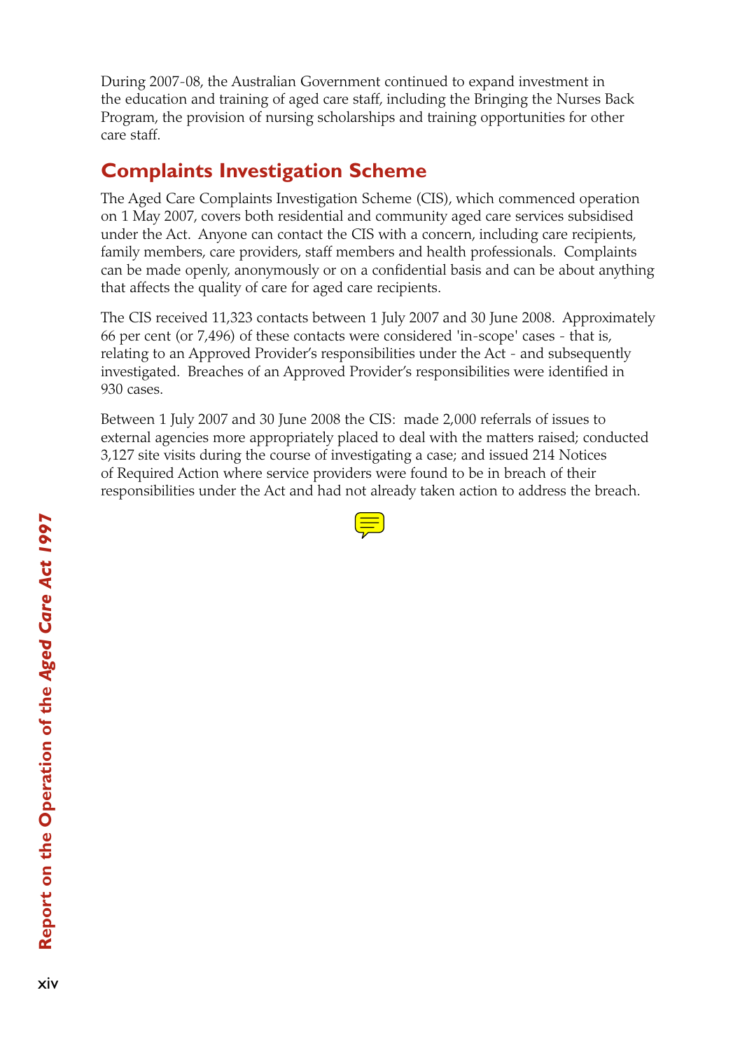During 2007-08, the Australian Government continued to expand investment in the education and training of aged care staff, including the Bringing the Nurses Back Program, the provision of nursing scholarships and training opportunities for other care staff.

## Complaints Investigation Scheme

The Aged Care Complaints Investigation Scheme (CIS), which commenced operation on 1 May 2007, covers both residential and community aged care services subsidised under the Act. Anyone can contact the CIS with a concern, including care recipients, family members, care providers, staff members and health professionals. Complaints can be made openly, anonymously or on a confidential basis and can be about anything that affects the quality of care for aged care recipients.

The CIS received 11,323 contacts between 1 July 2007 and 30 June 2008. Approximately 66 per cent (or 7,496) of these contacts were considered 'in-scope' cases - that is, relating to an Approved Provider's responsibilities under the Act - and subsequently investigated. Breaches of an Approved Provider's responsibilities were identified in 930 cases.

Between 1 July 2007 and 30 June 2008 the CIS: made 2,000 referrals of issues to external agencies more appropriately placed to deal with the matters raised; conducted 3,127 site visits during the course of investigating a case; and issued 214 Notices of Required Action where service providers were found to be in breach of their responsibilities under the Act and had not already taken action to address the breach.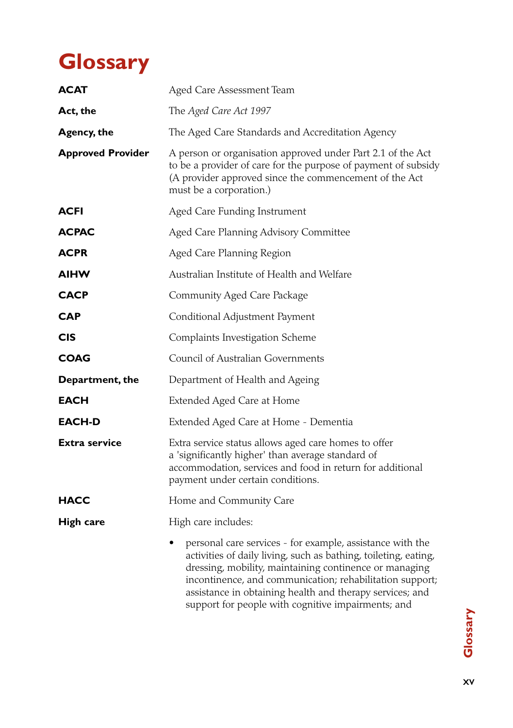# Glossary

| | |
|---|---|
| **ACAT** | Aged Care Assessment Team |
| **Act, the** | The *Aged Care Act 1997* |
| **Agency, the** | The Aged Care Standards and Accreditation Agency |
| **Approved Provider** | A person or organisation approved under Part 2.1 of the Act to be a provider of care for the purpose of payment of subsidy (A provider approved since the commencement of the Act must be a corporation.) |
| **ACFI** | Aged Care Funding Instrument |
| **ACPAC** | Aged Care Planning Advisory Committee |
| **ACPR** | Aged Care Planning Region |
| **AIHW** | Australian Institute of Health and Welfare |
| **CACP** | Community Aged Care Package |
| **CAP** | Conditional Adjustment Payment |
| **CIS** | Complaints Investigation Scheme |
| **COAG** | Council of Australian Governments |
| **Department, the** | Department of Health and Ageing |
| **EACH** | Extended Aged Care at Home |
| **EACH-D** | Extended Aged Care at Home - Dementia |
| **Extra service** | Extra service status allows aged care homes to offer a 'significantly higher' than average standard of accommodation, services and food in return for additional payment under certain conditions. |
| **HACC** | Home and Community Care |
| **High care** | High care includes: |

- personal care services - for example, assistance with the activities of daily living, such as bathing, toileting, eating, dressing, mobility, maintaining continence or managing incontinence, and communication; rehabilitation support; assistance in obtaining health and therapy services; and support for people with cognitive impairments; and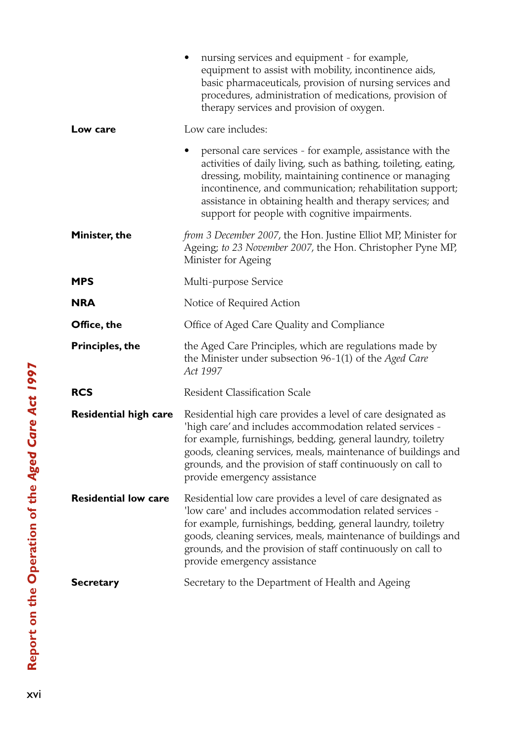| | |
|---|---|
| | • nursing services and equipment - for example, equipment to assist with mobility, incontinence aids, basic pharmaceuticals, provision of nursing services and procedures, administration of medications, provision of therapy services and provision of oxygen. |
| **Low care** | Low care includes: |
| | • personal care services - for example, assistance with the activities of daily living, such as bathing, toileting, eating, dressing, mobility, maintaining continence or managing incontinence, and communication; rehabilitation support; assistance in obtaining health and therapy services; and support for people with cognitive impairments. |
| **Minister, the** | *from 3 December 2007*, the Hon. Justine Elliot MP, Minister for Ageing; *to 23 November 2007*, the Hon. Christopher Pyne MP, Minister for Ageing |
| **MPS** | Multi-purpose Service |
| **NRA** | Notice of Required Action |
| **Office, the** | Office of Aged Care Quality and Compliance |
| **Principles, the** | the Aged Care Principles, which are regulations made by the Minister under subsection 96-1(1) of the *Aged Care Act 1997* |
| **RCS** | Resident Classification Scale |
| **Residential high care** | Residential high care provides a level of care designated as 'high care' and includes accommodation related services - for example, furnishings, bedding, general laundry, toiletry goods, cleaning services, meals, maintenance of buildings and grounds, and the provision of staff continuously on call to provide emergency assistance |
| **Residential low care** | Residential low care provides a level of care designated as 'low care' and includes accommodation related services - for example, furnishings, bedding, general laundry, toiletry goods, cleaning services, meals, maintenance of buildings and grounds, and the provision of staff continuously on call to provide emergency assistance |
| **Secretary** | Secretary to the Department of Health and Ageing |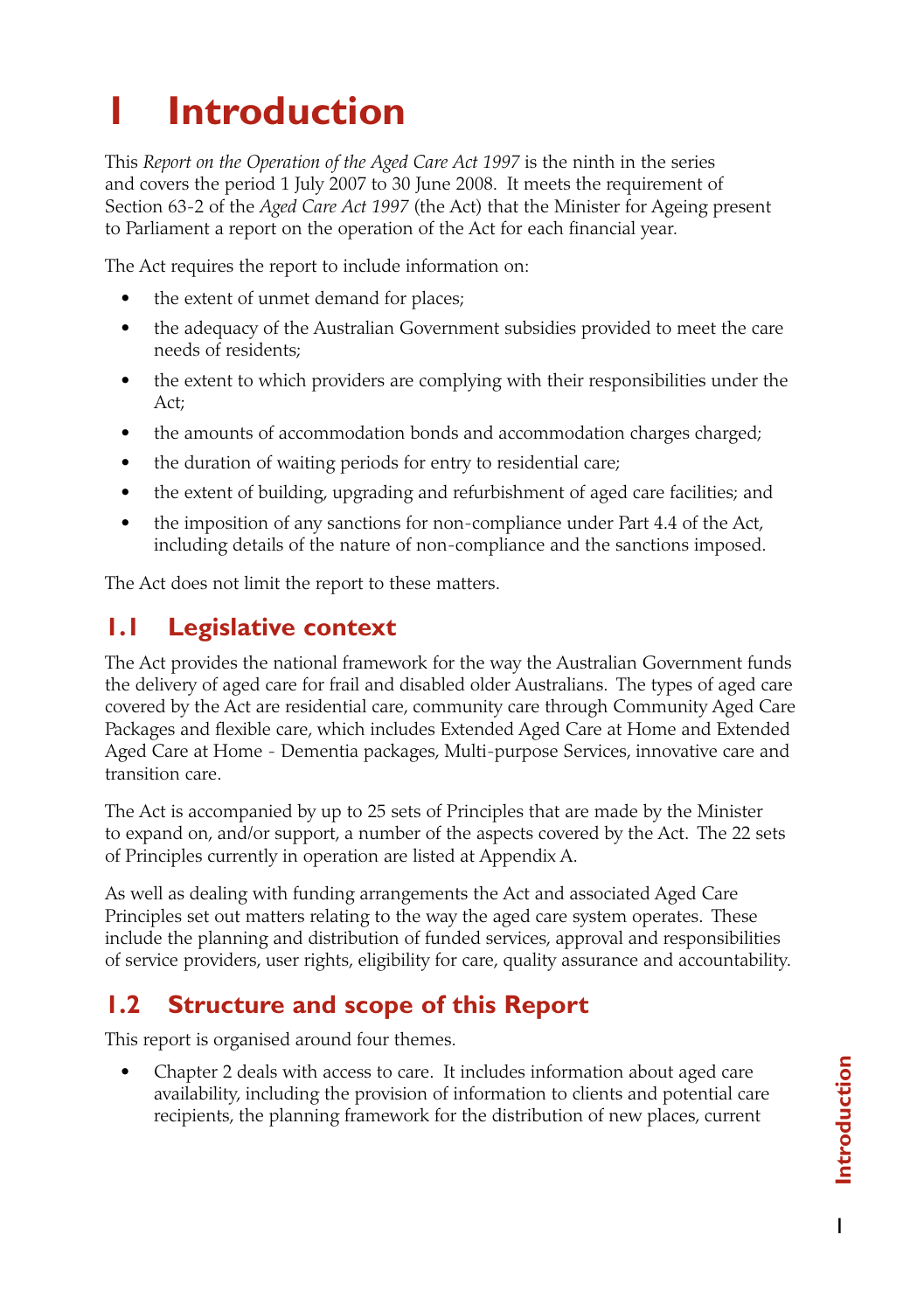# 1 Introduction

This *Report on the Operation of the Aged Care Act 1997* is the ninth in the series and covers the period 1 July 2007 to 30 June 2008. It meets the requirement of Section 63-2 of the *Aged Care Act 1997* (the Act) that the Minister for Ageing present to Parliament a report on the operation of the Act for each financial year.

The Act requires the report to include information on:

- the extent of unmet demand for places;
- the adequacy of the Australian Government subsidies provided to meet the care needs of residents;
- the extent to which providers are complying with their responsibilities under the Act;
- the amounts of accommodation bonds and accommodation charges charged;
- the duration of waiting periods for entry to residential care;
- the extent of building, upgrading and refurbishment of aged care facilities; and
- the imposition of any sanctions for non-compliance under Part 4.4 of the Act, including details of the nature of non-compliance and the sanctions imposed.

The Act does not limit the report to these matters.

## 1.1 Legislative context

The Act provides the national framework for the way the Australian Government funds the delivery of aged care for frail and disabled older Australians. The types of aged care covered by the Act are residential care, community care through Community Aged Care Packages and flexible care, which includes Extended Aged Care at Home and Extended Aged Care at Home - Dementia packages, Multi-purpose Services, innovative care and transition care.

The Act is accompanied by up to 25 sets of Principles that are made by the Minister to expand on, and/or support, a number of the aspects covered by the Act. The 22 sets of Principles currently in operation are listed at Appendix A.

As well as dealing with funding arrangements the Act and associated Aged Care Principles set out matters relating to the way the aged care system operates. These include the planning and distribution of funded services, approval and responsibilities of service providers, user rights, eligibility for care, quality assurance and accountability.

## 1.2 Structure and scope of this Report

This report is organised around four themes.

- Chapter 2 deals with access to care. It includes information about aged care availability, including the provision of information to clients and potential care recipients, the planning framework for the distribution of new places, current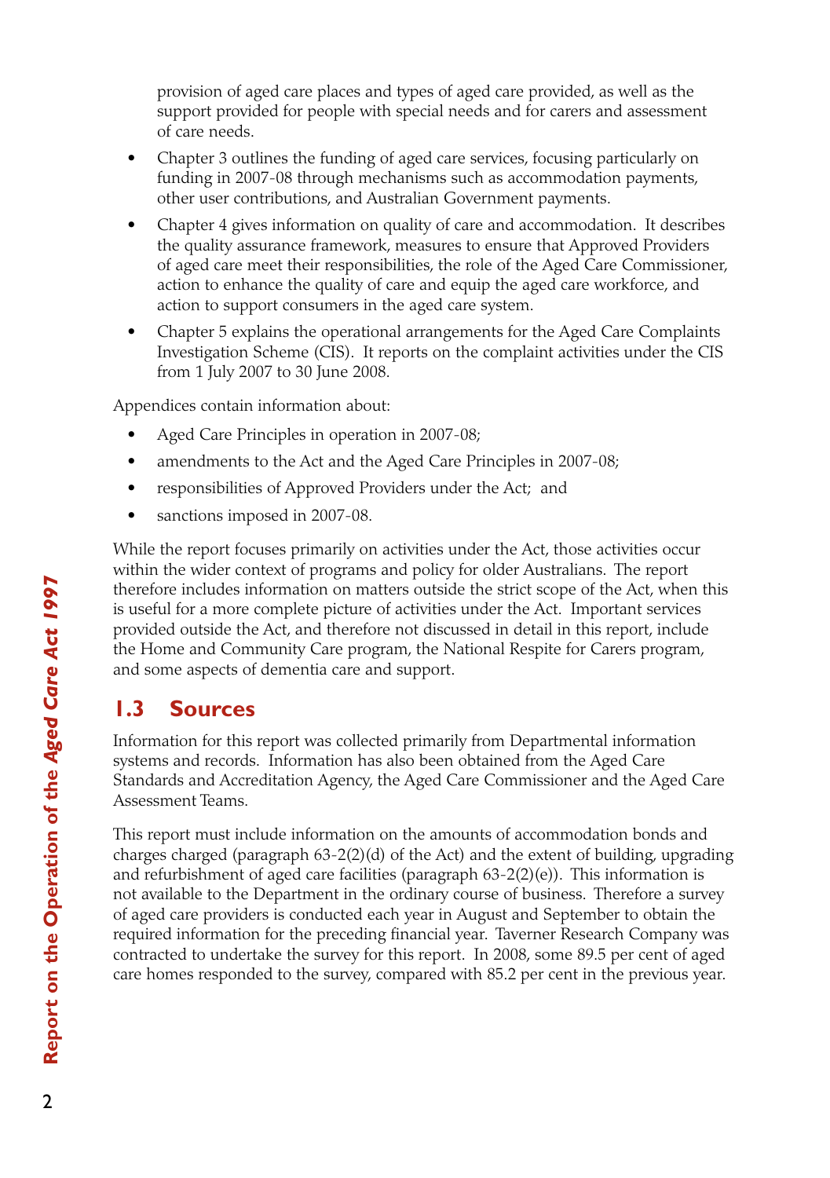provision of aged care places and types of aged care provided, as well as the support provided for people with special needs and for carers and assessment of care needs.

- Chapter 3 outlines the funding of aged care services, focusing particularly on funding in 2007-08 through mechanisms such as accommodation payments, other user contributions, and Australian Government payments.
- Chapter 4 gives information on quality of care and accommodation. It describes the quality assurance framework, measures to ensure that Approved Providers of aged care meet their responsibilities, the role of the Aged Care Commissioner, action to enhance the quality of care and equip the aged care workforce, and action to support consumers in the aged care system.
- Chapter 5 explains the operational arrangements for the Aged Care Complaints Investigation Scheme (CIS). It reports on the complaint activities under the CIS from 1 July 2007 to 30 June 2008.

Appendices contain information about:

- Aged Care Principles in operation in 2007-08;
- amendments to the Act and the Aged Care Principles in 2007-08;
- responsibilities of Approved Providers under the Act; and
- sanctions imposed in 2007-08.

While the report focuses primarily on activities under the Act, those activities occur within the wider context of programs and policy for older Australians. The report therefore includes information on matters outside the strict scope of the Act, when this is useful for a more complete picture of activities under the Act. Important services provided outside the Act, and therefore not discussed in detail in this report, include the Home and Community Care program, the National Respite for Carers program, and some aspects of dementia care and support.

## 1.3 Sources

Information for this report was collected primarily from Departmental information systems and records. Information has also been obtained from the Aged Care Standards and Accreditation Agency, the Aged Care Commissioner and the Aged Care Assessment Teams.

This report must include information on the amounts of accommodation bonds and charges charged (paragraph 63-2(2)(d) of the Act) and the extent of building, upgrading and refurbishment of aged care facilities (paragraph 63-2(2)(e)). This information is not available to the Department in the ordinary course of business. Therefore a survey of aged care providers is conducted each year in August and September to obtain the required information for the preceding financial year. Taverner Research Company was contracted to undertake the survey for this report. In 2008, some 89.5 per cent of aged care homes responded to the survey, compared with 85.2 per cent in the previous year.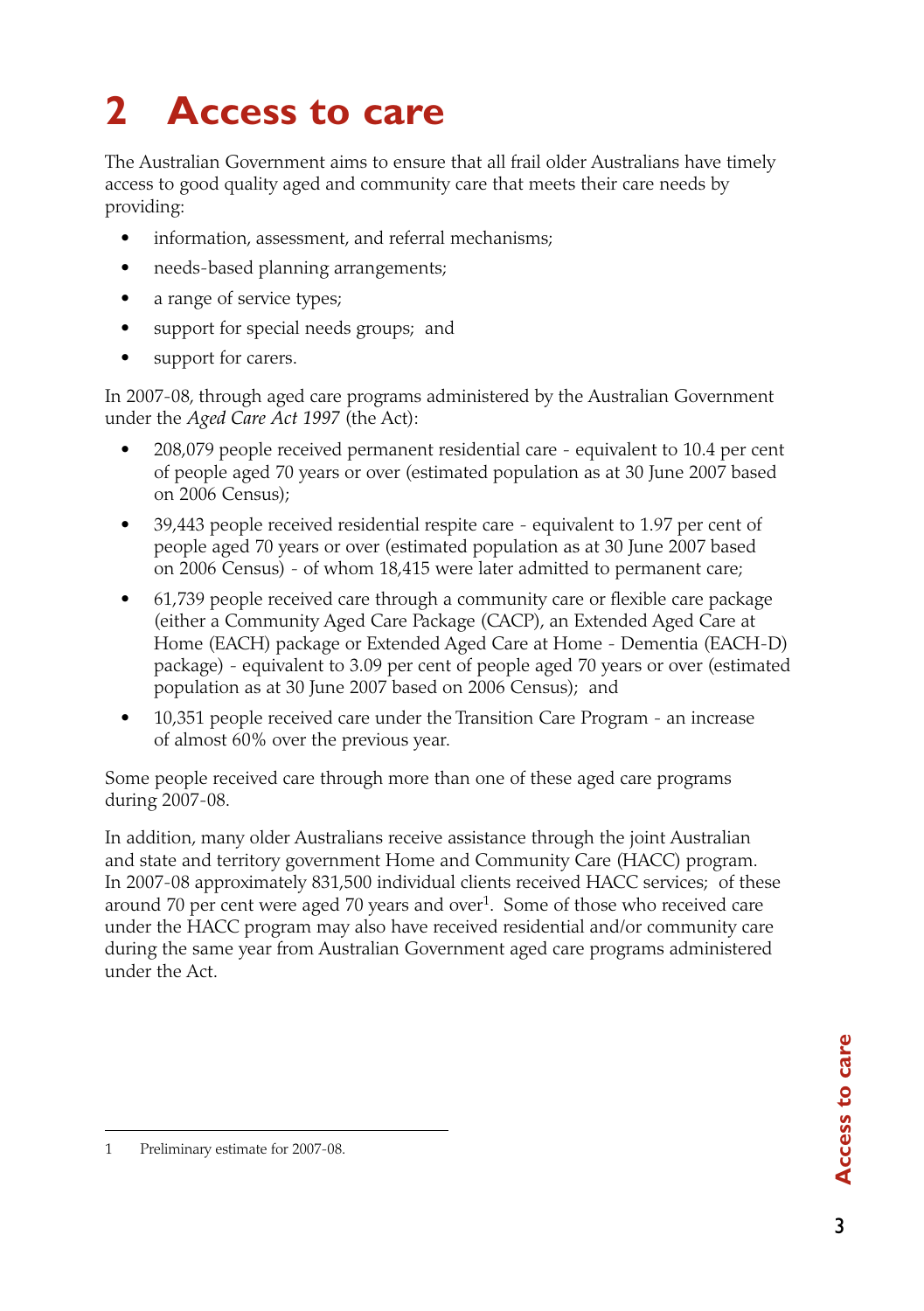# 2 Access to care

The Australian Government aims to ensure that all frail older Australians have timely access to good quality aged and community care that meets their care needs by providing:

- information, assessment, and referral mechanisms;
- needs-based planning arrangements;
- a range of service types;
- support for special needs groups; and
- support for carers.

In 2007-08, through aged care programs administered by the Australian Government under the *Aged Care Act 1997* (the Act):

- 208,079 people received permanent residential care - equivalent to 10.4 per cent of people aged 70 years or over (estimated population as at 30 June 2007 based on 2006 Census);
- 39,443 people received residential respite care - equivalent to 1.97 per cent of people aged 70 years or over (estimated population as at 30 June 2007 based on 2006 Census) - of whom 18,415 were later admitted to permanent care;
- 61,739 people received care through a community care or flexible care package (either a Community Aged Care Package (CACP), an Extended Aged Care at Home (EACH) package or Extended Aged Care at Home - Dementia (EACH-D) package) - equivalent to 3.09 per cent of people aged 70 years or over (estimated population as at 30 June 2007 based on 2006 Census); and
- 10,351 people received care under the Transition Care Program - an increase of almost 60% over the previous year.

Some people received care through more than one of these aged care programs during 2007-08.

In addition, many older Australians receive assistance through the joint Australian and state and territory government Home and Community Care (HACC) program. In 2007-08 approximately 831,500 individual clients received HACC services; of these around 70 per cent were aged 70 years and over[1]. Some of those who received care under the HACC program may also have received residential and/or community care during the same year from Australian Government aged care programs administered under the Act.

1 Preliminary estimate for 2007-08.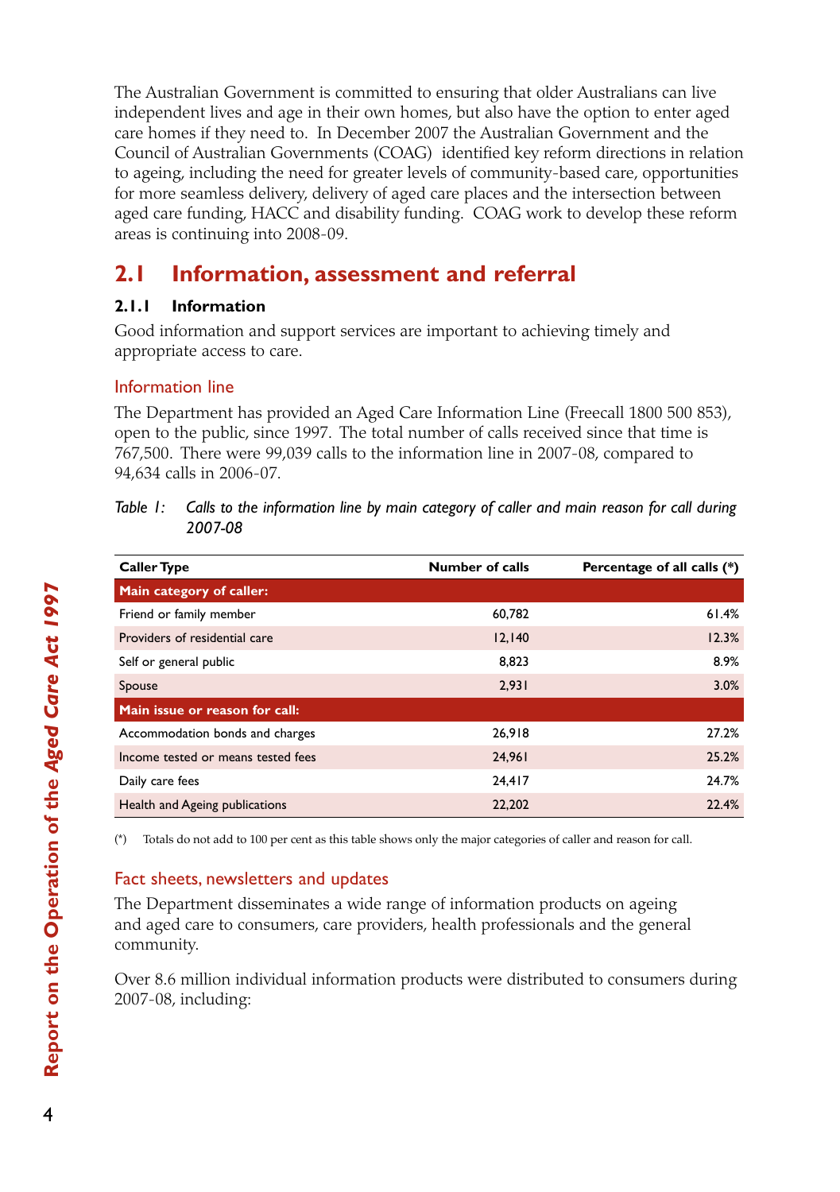The Australian Government is committed to ensuring that older Australians can live independent lives and age in their own homes, but also have the option to enter aged care homes if they need to. In December 2007 the Australian Government and the Council of Australian Governments (COAG) identified key reform directions in relation to ageing, including the need for greater levels of community-based care, opportunities for more seamless delivery, delivery of aged care places and the intersection between aged care funding, HACC and disability funding. COAG work to develop these reform areas is continuing into 2008-09.

## 2.1 Information, assessment and referral

### 2.1.1 Information

Good information and support services are important to achieving timely and appropriate access to care.

#### Information line

The Department has provided an Aged Care Information Line (Freecall 1800 500 853), open to the public, since 1997. The total number of calls received since that time is 767,500. There were 99,039 calls to the information line in 2007-08, compared to 94,634 calls in 2006-07.

*Table 1: Calls to the information line by main category of caller and main reason for call during 2007-08*

| Caller Type | Number of calls | Percentage of all calls (*) |
|---|---|---|
| **Main category of caller:** | | |
| Friend or family member | 60,782 | 61.4% |
| Providers of residential care | 12,140 | 12.3% |
| Self or general public | 8,823 | 8.9% |
| Spouse | 2,931 | 3.0% |
| **Main issue or reason for call:** | | |
| Accommodation bonds and charges | 26,918 | 27.2% |
| Income tested or means tested fees | 24,961 | 25.2% |
| Daily care fees | 24,417 | 24.7% |
| Health and Ageing publications | 22,202 | 22.4% |

(*) Totals do not add to 100 per cent as this table shows only the major categories of caller and reason for call.

#### Fact sheets, newsletters and updates

The Department disseminates a wide range of information products on ageing and aged care to consumers, care providers, health professionals and the general community.

Over 8.6 million individual information products were distributed to consumers during 2007-08, including: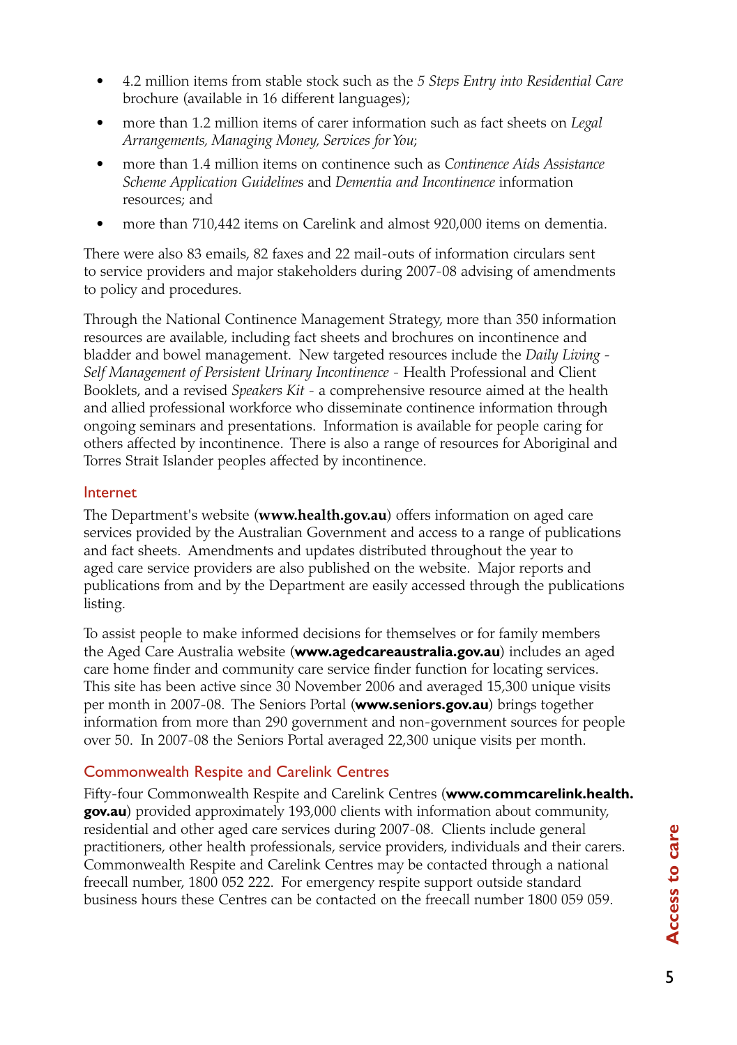- 4.2 million items from stable stock such as the *5 Steps Entry into Residential Care* brochure (available in 16 different languages);
- more than 1.2 million items of carer information such as fact sheets on *Legal Arrangements, Managing Money, Services for You*;
- more than 1.4 million items on continence such as *Continence Aids Assistance Scheme Application Guidelines* and *Dementia and Incontinence* information resources; and
- more than 710,442 items on Carelink and almost 920,000 items on dementia.

There were also 83 emails, 82 faxes and 22 mail-outs of information circulars sent to service providers and major stakeholders during 2007-08 advising of amendments to policy and procedures.

Through the National Continence Management Strategy, more than 350 information resources are available, including fact sheets and brochures on incontinence and bladder and bowel management. New targeted resources include the *Daily Living - Self Management of Persistent Urinary Incontinence* - Health Professional and Client Booklets, and a revised *Speakers Kit* - a comprehensive resource aimed at the health and allied professional workforce who disseminate continence information through ongoing seminars and presentations. Information is available for people caring for others affected by incontinence. There is also a range of resources for Aboriginal and Torres Strait Islander peoples affected by incontinence.

### Internet

The Department's website (**www.health.gov.au**) offers information on aged care services provided by the Australian Government and access to a range of publications and fact sheets. Amendments and updates distributed throughout the year to aged care service providers are also published on the website. Major reports and publications from and by the Department are easily accessed through the publications listing.

To assist people to make informed decisions for themselves or for family members the Aged Care Australia website (**www.agedcareaustralia.gov.au**) includes an aged care home finder and community care service finder function for locating services. This site has been active since 30 November 2006 and averaged 15,300 unique visits per month in 2007-08. The Seniors Portal (**www.seniors.gov.au**) brings together information from more than 290 government and non-government sources for people over 50. In 2007-08 the Seniors Portal averaged 22,300 unique visits per month.

### Commonwealth Respite and Carelink Centres

Fifty-four Commonwealth Respite and Carelink Centres (**www.commcarelink.health.gov.au**) provided approximately 193,000 clients with information about community, residential and other aged care services during 2007-08. Clients include general practitioners, other health professionals, service providers, individuals and their carers. Commonwealth Respite and Carelink Centres may be contacted through a national freecall number, 1800 052 222. For emergency respite support outside standard business hours these Centres can be contacted on the freecall number 1800 059 059.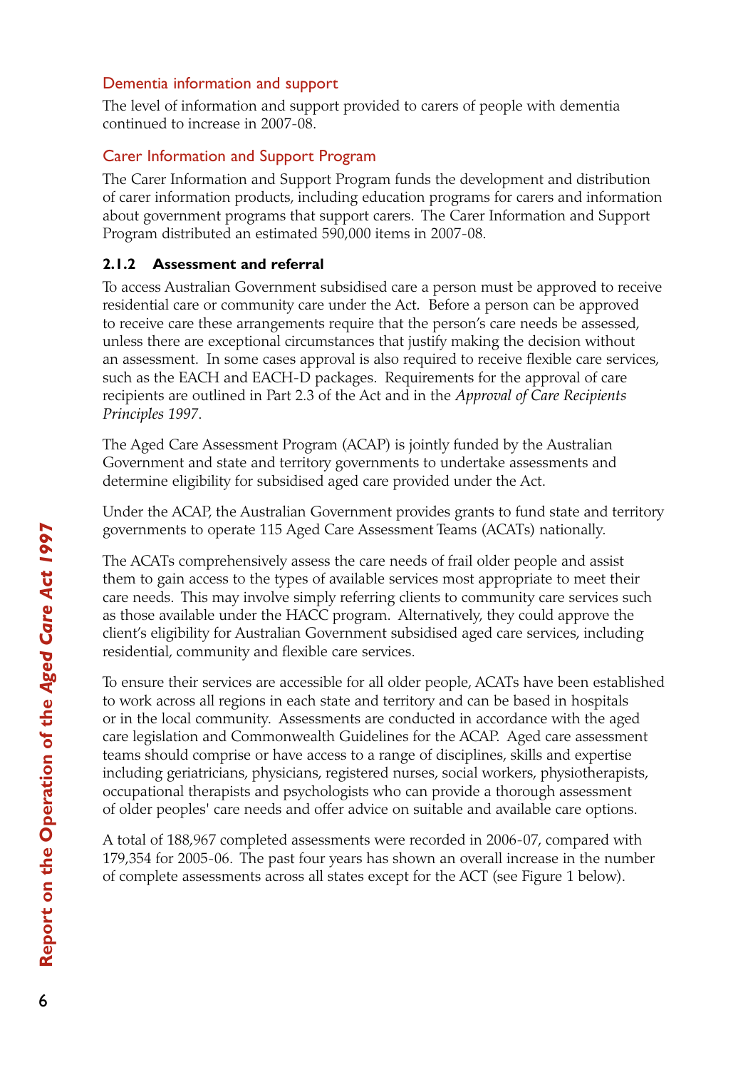### Dementia information and support

The level of information and support provided to carers of people with dementia continued to increase in 2007-08.

### Carer Information and Support Program

The Carer Information and Support Program funds the development and distribution of carer information products, including education programs for carers and information about government programs that support carers. The Carer Information and Support Program distributed an estimated 590,000 items in 2007-08.

#### 2.1.2 Assessment and referral

To access Australian Government subsidised care a person must be approved to receive residential care or community care under the Act. Before a person can be approved to receive care these arrangements require that the person's care needs be assessed, unless there are exceptional circumstances that justify making the decision without an assessment. In some cases approval is also required to receive flexible care services, such as the EACH and EACH-D packages. Requirements for the approval of care recipients are outlined in Part 2.3 of the Act and in the *Approval of Care Recipients Principles 1997*.

The Aged Care Assessment Program (ACAP) is jointly funded by the Australian Government and state and territory governments to undertake assessments and determine eligibility for subsidised aged care provided under the Act.

Under the ACAP, the Australian Government provides grants to fund state and territory governments to operate 115 Aged Care Assessment Teams (ACATs) nationally.

The ACATs comprehensively assess the care needs of frail older people and assist them to gain access to the types of available services most appropriate to meet their care needs. This may involve simply referring clients to community care services such as those available under the HACC program. Alternatively, they could approve the client's eligibility for Australian Government subsidised aged care services, including residential, community and flexible care services.

To ensure their services are accessible for all older people, ACATs have been established to work across all regions in each state and territory and can be based in hospitals or in the local community. Assessments are conducted in accordance with the aged care legislation and Commonwealth Guidelines for the ACAP. Aged care assessment teams should comprise or have access to a range of disciplines, skills and expertise including geriatricians, physicians, registered nurses, social workers, physiotherapists, occupational therapists and psychologists who can provide a thorough assessment of older peoples' care needs and offer advice on suitable and available care options.

A total of 188,967 completed assessments were recorded in 2006-07, compared with 179,354 for 2005-06. The past four years has shown an overall increase in the number of complete assessments across all states except for the ACT (see Figure 1 below).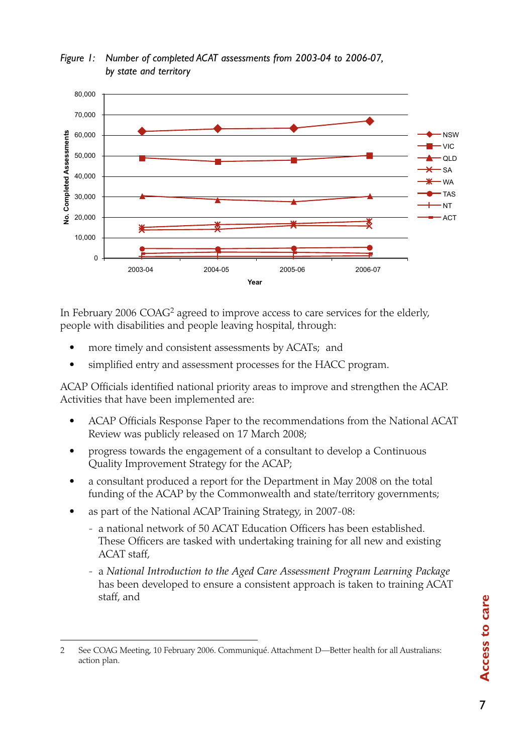*Figure 1: Number of completed ACAT assessments from 2003-04 to 2006-07, by state and territory*

In February 2006 COAG[2] agreed to improve access to care services for the elderly, people with disabilities and people leaving hospital, through:

- more timely and consistent assessments by ACATs; and
- simplified entry and assessment processes for the HACC program.

ACAP Officials identified national priority areas to improve and strengthen the ACAP. Activities that have been implemented are:

- ACAP Officials Response Paper to the recommendations from the National ACAT Review was publicly released on 17 March 2008;
- progress towards the engagement of a consultant to develop a Continuous Quality Improvement Strategy for the ACAP;
- a consultant produced a report for the Department in May 2008 on the total funding of the ACAP by the Commonwealth and state/territory governments;
- as part of the National ACAP Training Strategy, in 2007-08:
  - a national network of 50 ACAT Education Officers has been established. These Officers are tasked with undertaking training for all new and existing ACAT staff,
  - a *National Introduction to the Aged Care Assessment Program Learning Package* has been developed to ensure a consistent approach is taken to training ACAT staff, and

---

2 See COAG Meeting, 10 February 2006. Communiqué. Attachment D—Better health for all Australians: action plan.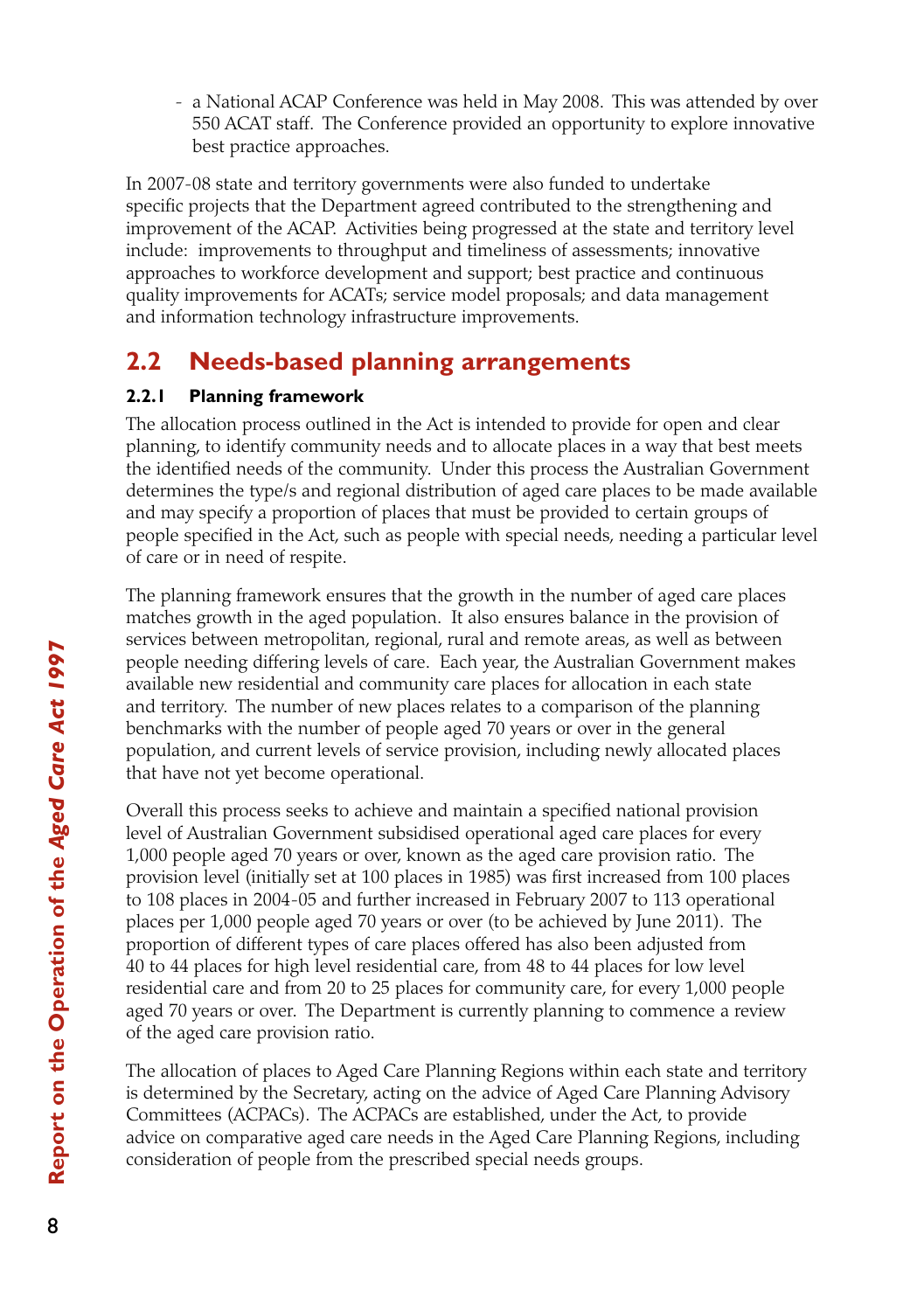- a National ACAP Conference was held in May 2008. This was attended by over 550 ACAT staff. The Conference provided an opportunity to explore innovative best practice approaches.

In 2007-08 state and territory governments were also funded to undertake specific projects that the Department agreed contributed to the strengthening and improvement of the ACAP. Activities being progressed at the state and territory level include: improvements to throughput and timeliness of assessments; innovative approaches to workforce development and support; best practice and continuous quality improvements for ACATs; service model proposals; and data management and information technology infrastructure improvements.

## 2.2 Needs-based planning arrangements

### 2.2.1 Planning framework

The allocation process outlined in the Act is intended to provide for open and clear planning, to identify community needs and to allocate places in a way that best meets the identified needs of the community. Under this process the Australian Government determines the type/s and regional distribution of aged care places to be made available and may specify a proportion of places that must be provided to certain groups of people specified in the Act, such as people with special needs, needing a particular level of care or in need of respite.

The planning framework ensures that the growth in the number of aged care places matches growth in the aged population. It also ensures balance in the provision of services between metropolitan, regional, rural and remote areas, as well as between people needing differing levels of care. Each year, the Australian Government makes available new residential and community care places for allocation in each state and territory. The number of new places relates to a comparison of the planning benchmarks with the number of people aged 70 years or over in the general population, and current levels of service provision, including newly allocated places that have not yet become operational.

Overall this process seeks to achieve and maintain a specified national provision level of Australian Government subsidised operational aged care places for every 1,000 people aged 70 years or over, known as the aged care provision ratio. The provision level (initially set at 100 places in 1985) was first increased from 100 places to 108 places in 2004-05 and further increased in February 2007 to 113 operational places per 1,000 people aged 70 years or over (to be achieved by June 2011). The proportion of different types of care places offered has also been adjusted from 40 to 44 places for high level residential care, from 48 to 44 places for low level residential care and from 20 to 25 places for community care, for every 1,000 people aged 70 years or over. The Department is currently planning to commence a review of the aged care provision ratio.

The allocation of places to Aged Care Planning Regions within each state and territory is determined by the Secretary, acting on the advice of Aged Care Planning Advisory Committees (ACPACs). The ACPACs are established, under the Act, to provide advice on comparative aged care needs in the Aged Care Planning Regions, including consideration of people from the prescribed special needs groups.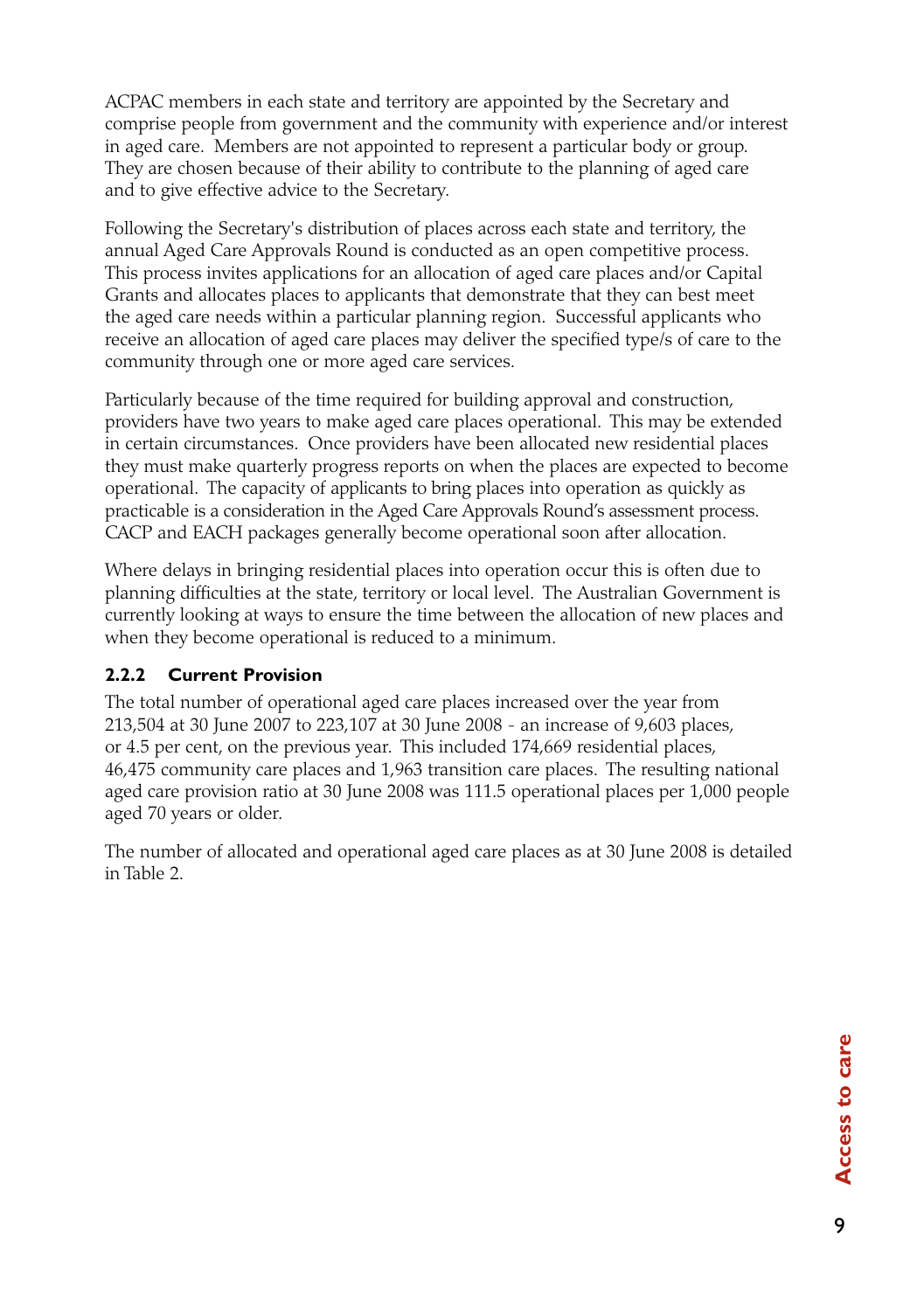ACPAC members in each state and territory are appointed by the Secretary and comprise people from government and the community with experience and/or interest in aged care. Members are not appointed to represent a particular body or group. They are chosen because of their ability to contribute to the planning of aged care and to give effective advice to the Secretary.

Following the Secretary's distribution of places across each state and territory, the annual Aged Care Approvals Round is conducted as an open competitive process. This process invites applications for an allocation of aged care places and/or Capital Grants and allocates places to applicants that demonstrate that they can best meet the aged care needs within a particular planning region. Successful applicants who receive an allocation of aged care places may deliver the specified type/s of care to the community through one or more aged care services.

Particularly because of the time required for building approval and construction, providers have two years to make aged care places operational. This may be extended in certain circumstances. Once providers have been allocated new residential places they must make quarterly progress reports on when the places are expected to become operational. The capacity of applicants to bring places into operation as quickly as practicable is a consideration in the Aged Care Approvals Round's assessment process. CACP and EACH packages generally become operational soon after allocation.

Where delays in bringing residential places into operation occur this is often due to planning difficulties at the state, territory or local level. The Australian Government is currently looking at ways to ensure the time between the allocation of new places and when they become operational is reduced to a minimum.

### 2.2.2 Current Provision

The total number of operational aged care places increased over the year from 213,504 at 30 June 2007 to 223,107 at 30 June 2008 - an increase of 9,603 places, or 4.5 per cent, on the previous year. This included 174,669 residential places, 46,475 community care places and 1,963 transition care places. The resulting national aged care provision ratio at 30 June 2008 was 111.5 operational places per 1,000 people aged 70 years or older.

The number of allocated and operational aged care places as at 30 June 2008 is detailed in Table 2.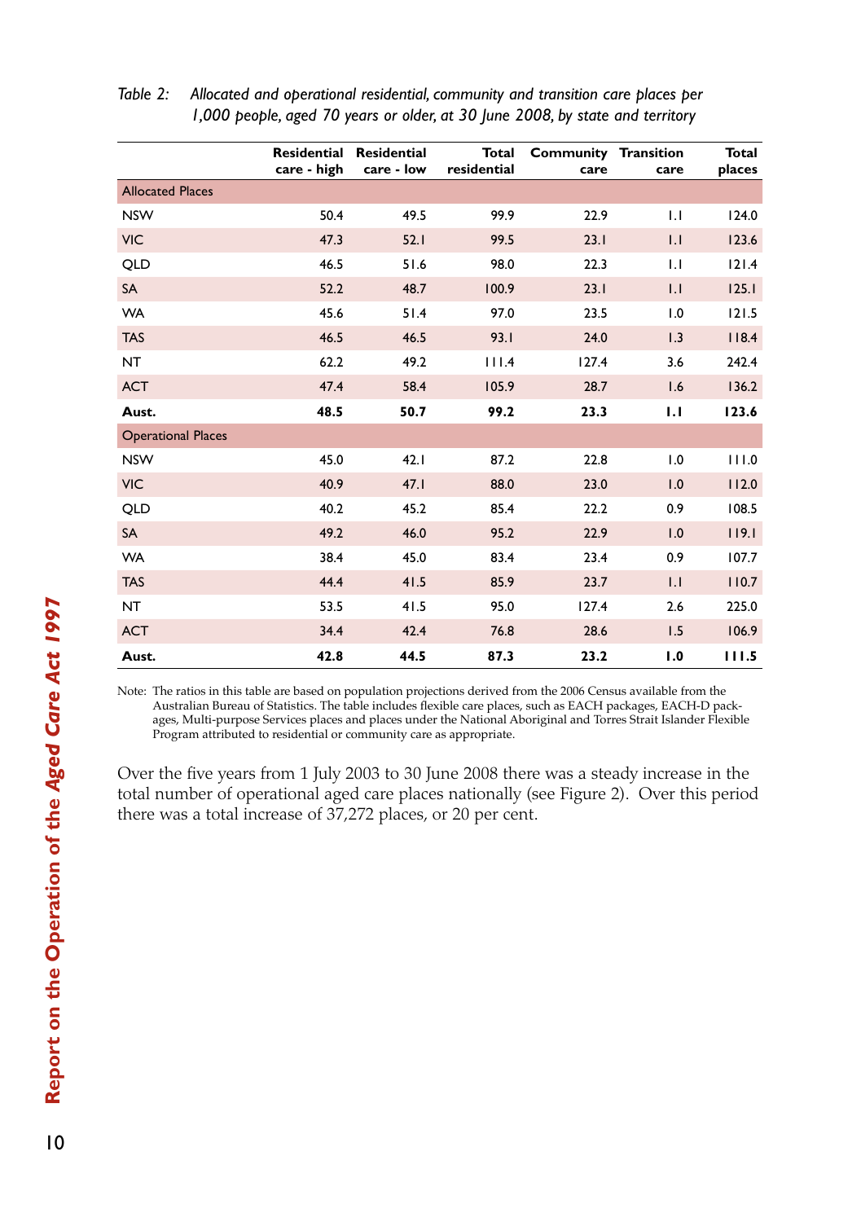*Table 2: Allocated and operational residential, community and transition care places per 1,000 people, aged 70 years or older, at 30 June 2008, by state and territory*

| | Residential care - high | Residential care - low | Total residential | Community care | Transition care | Total places |
|---|---|---|---|---|---|---|
| Allocated Places | | | | | | |
| NSW | 50.4 | 49.5 | 99.9 | 22.9 | 1.1 | 124.0 |
| VIC | 47.3 | 52.1 | 99.5 | 23.1 | 1.1 | 123.6 |
| QLD | 46.5 | 51.6 | 98.0 | 22.3 | 1.1 | 121.4 |
| SA | 52.2 | 48.7 | 100.9 | 23.1 | 1.1 | 125.1 |
| WA | 45.6 | 51.4 | 97.0 | 23.5 | 1.0 | 121.5 |
| TAS | 46.5 | 46.5 | 93.1 | 24.0 | 1.3 | 118.4 |
| NT | 62.2 | 49.2 | 111.4 | 127.4 | 3.6 | 242.4 |
| ACT | 47.4 | 58.4 | 105.9 | 28.7 | 1.6 | 136.2 |
| **Aust.** | **48.5** | **50.7** | **99.2** | **23.3** | **1.1** | **123.6** |
| Operational Places | | | | | | |
| NSW | 45.0 | 42.1 | 87.2 | 22.8 | 1.0 | 111.0 |
| VIC | 40.9 | 47.1 | 88.0 | 23.0 | 1.0 | 112.0 |
| QLD | 40.2 | 45.2 | 85.4 | 22.2 | 0.9 | 108.5 |
| SA | 49.2 | 46.0 | 95.2 | 22.9 | 1.0 | 119.1 |
| WA | 38.4 | 45.0 | 83.4 | 23.4 | 0.9 | 107.7 |
| TAS | 44.4 | 41.5 | 85.9 | 23.7 | 1.1 | 110.7 |
| NT | 53.5 | 41.5 | 95.0 | 127.4 | 2.6 | 225.0 |
| ACT | 34.4 | 42.4 | 76.8 | 28.6 | 1.5 | 106.9 |
| **Aust.** | **42.8** | **44.5** | **87.3** | **23.2** | **1.0** | **111.5** |

Note: The ratios in this table are based on population projections derived from the 2006 Census available from the Australian Bureau of Statistics. The table includes flexible care places, such as EACH packages, EACH-D packages, Multi-purpose Services places and places under the National Aboriginal and Torres Strait Islander Flexible Program attributed to residential or community care as appropriate.

Over the five years from 1 July 2003 to 30 June 2008 there was a steady increase in the total number of operational aged care places nationally (see Figure 2). Over this period there was a total increase of 37,272 places, or 20 per cent.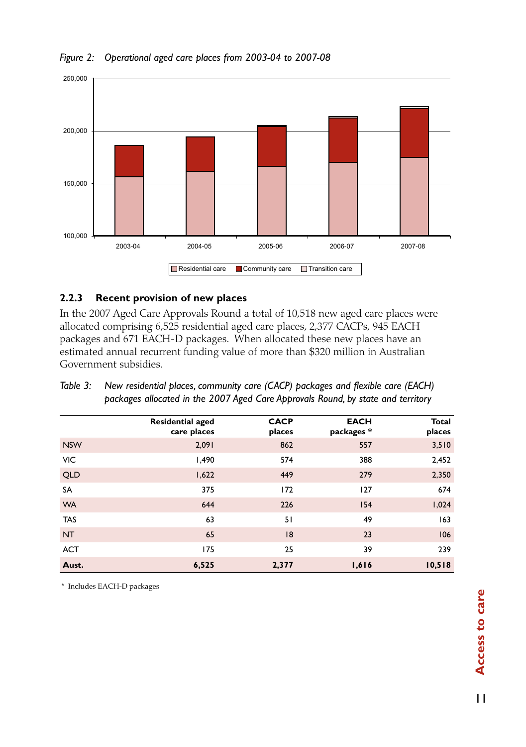*Figure 2: Operational aged care places from 2003-04 to 2007-08*

### 2.2.3 Recent provision of new places

In the 2007 Aged Care Approvals Round a total of 10,518 new aged care places were allocated comprising 6,525 residential aged care places, 2,377 CACPs, 945 EACH packages and 671 EACH-D packages. When allocated these new places have an estimated annual recurrent funding value of more than $320 million in Australian Government subsidies.

*Table 3: New residential places, community care (CACP) packages and flexible care (EACH) packages allocated in the 2007 Aged Care Approvals Round, by state and territory*

| | Residential aged care places | CACP places | EACH packages * | Total places |
|---|---|---|---|---|
| NSW | 2,091 | 862 | 557 | 3,510 |
| VIC | 1,490 | 574 | 388 | 2,452 |
| QLD | 1,622 | 449 | 279 | 2,350 |
| SA | 375 | 172 | 127 | 674 |
| WA | 644 | 226 | 154 | 1,024 |
| TAS | 63 | 51 | 49 | 163 |
| NT | 65 | 18 | 23 | 106 |
| ACT | 175 | 25 | 39 | 239 |
| **Aust.** | **6,525** | **2,377** | **1,616** | **10,518** |

\* Includes EACH-D packages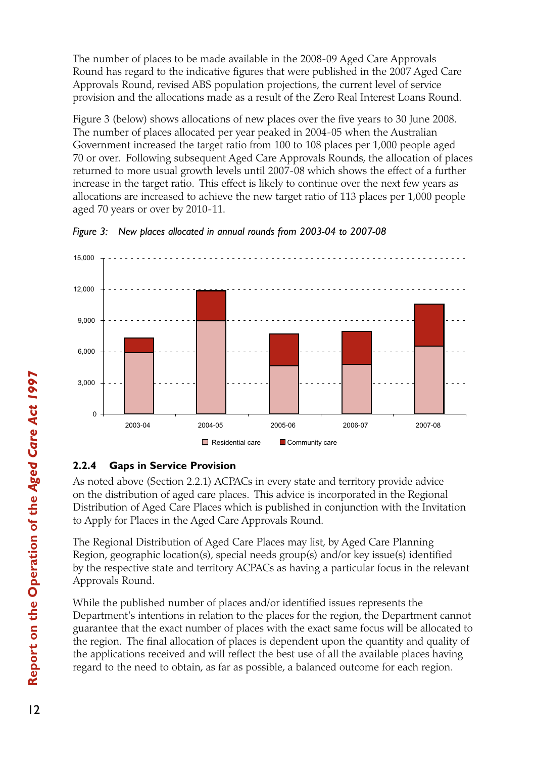The number of places to be made available in the 2008-09 Aged Care Approvals Round has regard to the indicative figures that were published in the 2007 Aged Care Approvals Round, revised ABS population projections, the current level of service provision and the allocations made as a result of the Zero Real Interest Loans Round.

Figure 3 (below) shows allocations of new places over the five years to 30 June 2008. The number of places allocated per year peaked in 2004-05 when the Australian Government increased the target ratio from 100 to 108 places per 1,000 people aged 70 or over. Following subsequent Aged Care Approvals Rounds, the allocation of places returned to more usual growth levels until 2007-08 which shows the effect of a further increase in the target ratio. This effect is likely to continue over the next few years as allocations are increased to achieve the new target ratio of 113 places per 1,000 people aged 70 years or over by 2010-11.

*Figure 3: New places allocated in annual rounds from 2003-04 to 2007-08*

15,000
12,000
9,000
6,000
3,000
0

2003-04 2004-05 2005-06 2006-07 2007-08

Residential care Community care

### 2.2.4 Gaps in Service Provision

As noted above (Section 2.2.1) ACPACs in every state and territory provide advice on the distribution of aged care places. This advice is incorporated in the Regional Distribution of Aged Care Places which is published in conjunction with the Invitation to Apply for Places in the Aged Care Approvals Round.

The Regional Distribution of Aged Care Places may list, by Aged Care Planning Region, geographic location(s), special needs group(s) and/or key issue(s) identified by the respective state and territory ACPACs as having a particular focus in the relevant Approvals Round.

While the published number of places and/or identified issues represents the Department's intentions in relation to the places for the region, the Department cannot guarantee that the exact number of places with the exact same focus will be allocated to the region. The final allocation of places is dependent upon the quantity and quality of the applications received and will reflect the best use of all the available places having regard to the need to obtain, as far as possible, a balanced outcome for each region.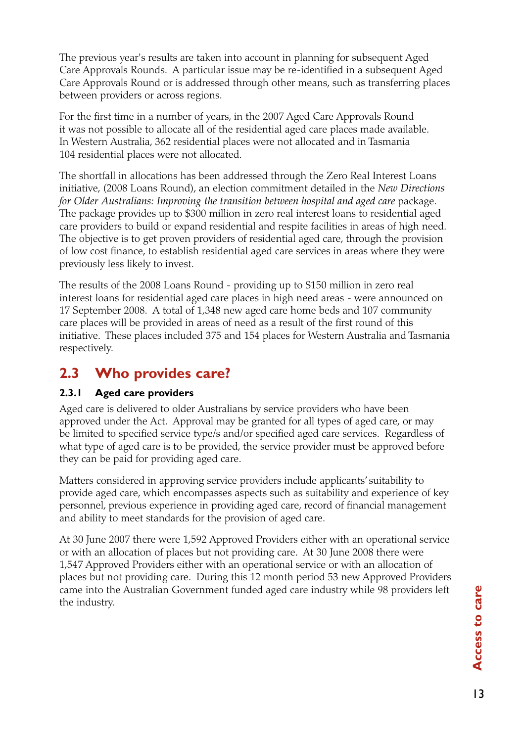The previous year's results are taken into account in planning for subsequent Aged Care Approvals Rounds. A particular issue may be re-identified in a subsequent Aged Care Approvals Round or is addressed through other means, such as transferring places between providers or across regions.

For the first time in a number of years, in the 2007 Aged Care Approvals Round it was not possible to allocate all of the residential aged care places made available. In Western Australia, 362 residential places were not allocated and in Tasmania 104 residential places were not allocated.

The shortfall in allocations has been addressed through the Zero Real Interest Loans initiative, (2008 Loans Round), an election commitment detailed in the *New Directions for Older Australians: Improving the transition between hospital and aged care* package. The package provides up to $300 million in zero real interest loans to residential aged care providers to build or expand residential and respite facilities in areas of high need. The objective is to get proven providers of residential aged care, through the provision of low cost finance, to establish residential aged care services in areas where they were previously less likely to invest.

The results of the 2008 Loans Round - providing up to $150 million in zero real interest loans for residential aged care places in high need areas - were announced on 17 September 2008. A total of 1,348 new aged care home beds and 107 community care places will be provided in areas of need as a result of the first round of this initiative. These places included 375 and 154 places for Western Australia and Tasmania respectively.

## 2.3 Who provides care?

### 2.3.1 Aged care providers

Aged care is delivered to older Australians by service providers who have been approved under the Act. Approval may be granted for all types of aged care, or may be limited to specified service type/s and/or specified aged care services. Regardless of what type of aged care is to be provided, the service provider must be approved before they can be paid for providing aged care.

Matters considered in approving service providers include applicants' suitability to provide aged care, which encompasses aspects such as suitability and experience of key personnel, previous experience in providing aged care, record of financial management and ability to meet standards for the provision of aged care.

At 30 June 2007 there were 1,592 Approved Providers either with an operational service or with an allocation of places but not providing care. At 30 June 2008 there were 1,547 Approved Providers either with an operational service or with an allocation of places but not providing care. During this 12 month period 53 new Approved Providers came into the Australian Government funded aged care industry while 98 providers left the industry.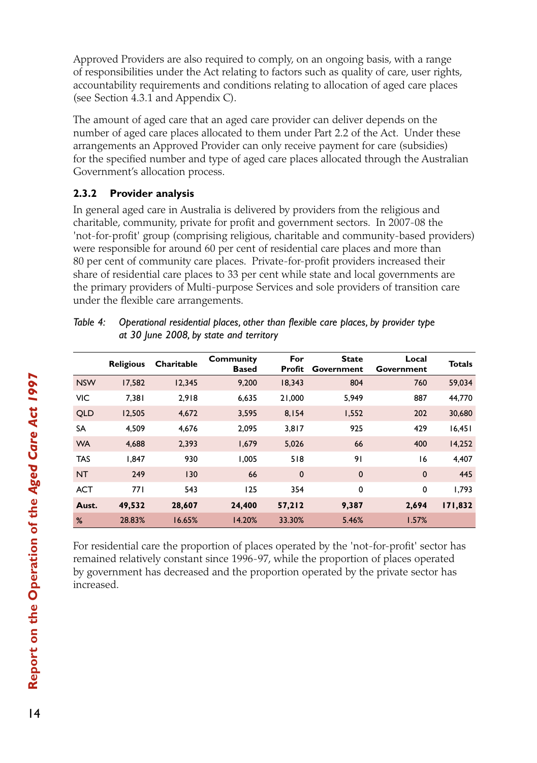Approved Providers are also required to comply, on an ongoing basis, with a range of responsibilities under the Act relating to factors such as quality of care, user rights, accountability requirements and conditions relating to allocation of aged care places (see Section 4.3.1 and Appendix C).

The amount of aged care that an aged care provider can deliver depends on the number of aged care places allocated to them under Part 2.2 of the Act. Under these arrangements an Approved Provider can only receive payment for care (subsidies) for the specified number and type of aged care places allocated through the Australian Government's allocation process.

### 2.3.2 Provider analysis

In general aged care in Australia is delivered by providers from the religious and charitable, community, private for profit and government sectors. In 2007-08 the 'not-for-profit' group (comprising religious, charitable and community-based providers) were responsible for around 60 per cent of residential care places and more than 80 per cent of community care places. Private-for-profit providers increased their share of residential care places to 33 per cent while state and local governments are the primary providers of Multi-purpose Services and sole providers of transition care under the flexible care arrangements.

*Table 4: Operational residential places, other than flexible care places, by provider type at 30 June 2008, by state and territory*

| | Religious | Charitable | Community Based | For Profit | State Government | Local Government | Totals |
|---|---|---|---|---|---|---|---|
| NSW | 17,582 | 12,345 | 9,200 | 18,343 | 804 | 760 | 59,034 |
| VIC | 7,381 | 2,918 | 6,635 | 21,000 | 5,949 | 887 | 44,770 |
| QLD | 12,505 | 4,672 | 3,595 | 8,154 | 1,552 | 202 | 30,680 |
| SA | 4,509 | 4,676 | 2,095 | 3,817 | 925 | 429 | 16,451 |
| WA | 4,688 | 2,393 | 1,679 | 5,026 | 66 | 400 | 14,252 |
| TAS | 1,847 | 930 | 1,005 | 518 | 91 | 16 | 4,407 |
| NT | 249 | 130 | 66 | 0 | 0 | 0 | 445 |
| ACT | 771 | 543 | 125 | 354 | 0 | 0 | 1,793 |
| **Aust.** | **49,532** | **28,607** | **24,400** | **57,212** | **9,387** | **2,694** | **171,832** |
| % | 28.83% | 16.65% | 14.20% | 33.30% | 5.46% | 1.57% | |

For residential care the proportion of places operated by the 'not-for-profit' sector has remained relatively constant since 1996-97, while the proportion of places operated by government has decreased and the proportion operated by the private sector has increased.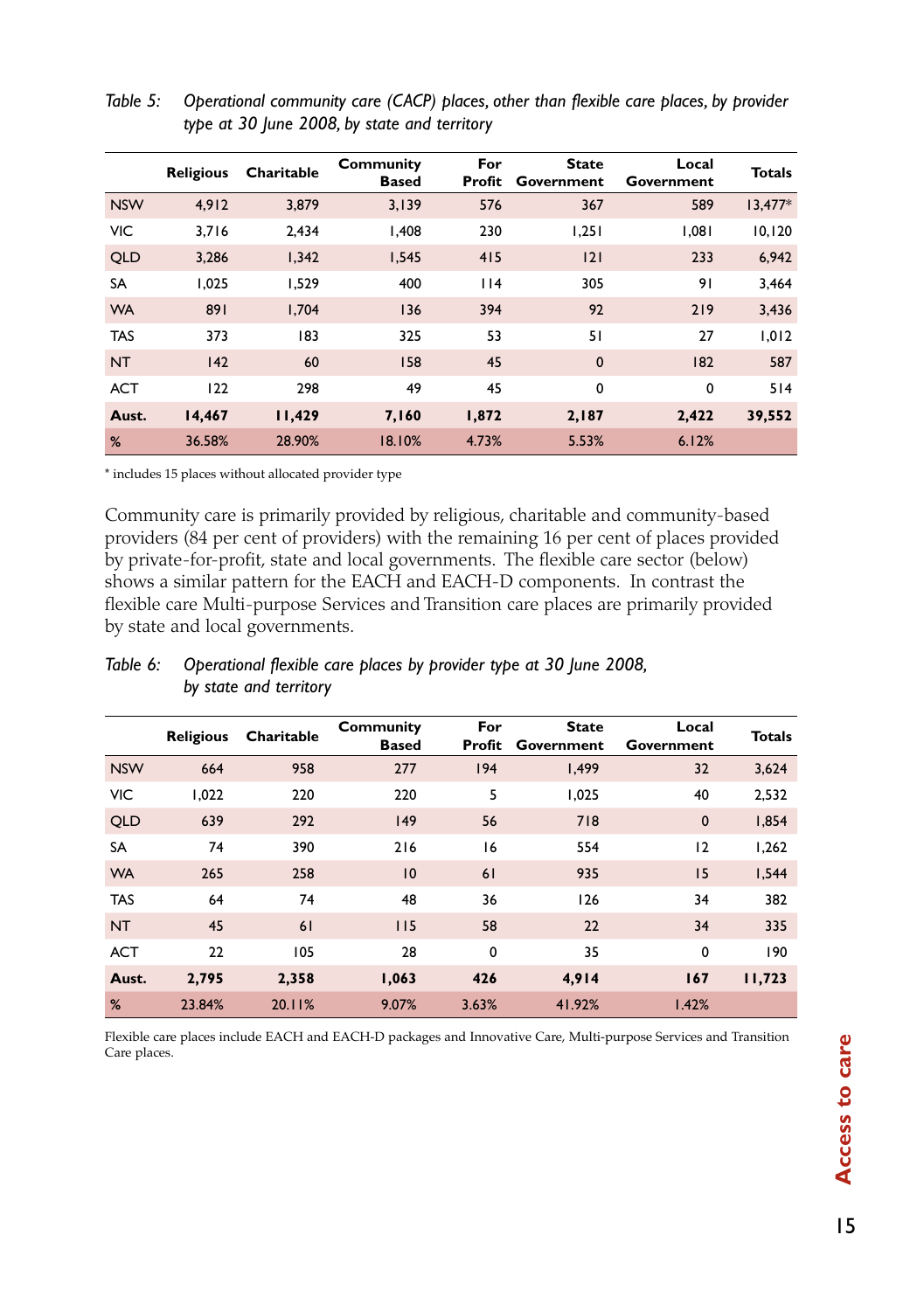*Table 5: Operational community care (CACP) places, other than flexible care places, by provider type at 30 June 2008, by state and territory*

| | Religious | Charitable | Community Based | For Profit | State Government | Local Government | Totals |
|---|---|---|---|---|---|---|---|
| NSW | 4,912 | 3,879 | 3,139 | 576 | 367 | 589 | 13,477* |
| VIC | 3,716 | 2,434 | 1,408 | 230 | 1,251 | 1,081 | 10,120 |
| QLD | 3,286 | 1,342 | 1,545 | 415 | 121 | 233 | 6,942 |
| SA | 1,025 | 1,529 | 400 | 114 | 305 | 91 | 3,464 |
| WA | 891 | 1,704 | 136 | 394 | 92 | 219 | 3,436 |
| TAS | 373 | 183 | 325 | 53 | 51 | 27 | 1,012 |
| NT | 142 | 60 | 158 | 45 | 0 | 182 | 587 |
| ACT | 122 | 298 | 49 | 45 | 0 | 0 | 514 |
| **Aust.** | **14,467** | **11,429** | **7,160** | **1,872** | **2,187** | **2,422** | **39,552** |
| % | 36.58% | 28.90% | 18.10% | 4.73% | 5.53% | 6.12% | |

\* includes 15 places without allocated provider type

Community care is primarily provided by religious, charitable and community-based providers (84 per cent of providers) with the remaining 16 per cent of places provided by private-for-profit, state and local governments. The flexible care sector (below) shows a similar pattern for the EACH and EACH-D components. In contrast the flexible care Multi-purpose Services and Transition care places are primarily provided by state and local governments.

*Table 6: Operational flexible care places by provider type at 30 June 2008, by state and territory*

| | Religious | Charitable | Community Based | For Profit | State Government | Local Government | Totals |
|---|---|---|---|---|---|---|---|
| NSW | 664 | 958 | 277 | 194 | 1,499 | 32 | 3,624 |
| VIC | 1,022 | 220 | 220 | 5 | 1,025 | 40 | 2,532 |
| QLD | 639 | 292 | 149 | 56 | 718 | 0 | 1,854 |
| SA | 74 | 390 | 216 | 16 | 554 | 12 | 1,262 |
| WA | 265 | 258 | 10 | 61 | 935 | 15 | 1,544 |
| TAS | 64 | 74 | 48 | 36 | 126 | 34 | 382 |
| NT | 45 | 61 | 115 | 58 | 22 | 34 | 335 |
| ACT | 22 | 105 | 28 | 0 | 35 | 0 | 190 |
| **Aust.** | **2,795** | **2,358** | **1,063** | **426** | **4,914** | **167** | **11,723** |
| % | 23.84% | 20.11% | 9.07% | 3.63% | 41.92% | 1.42% | |

Flexible care places include EACH and EACH-D packages and Innovative Care, Multi-purpose Services and Transition Care places.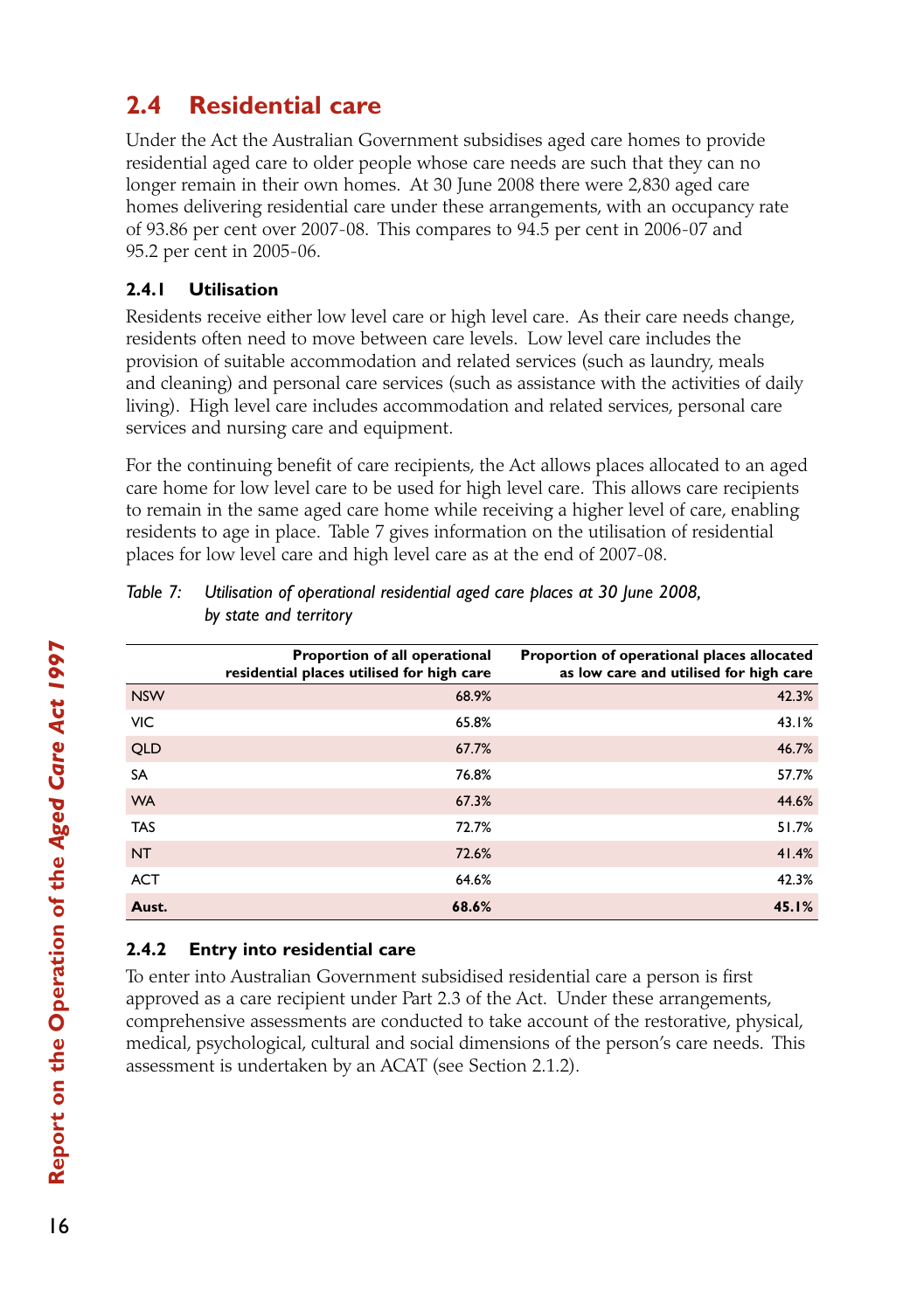## 2.4 Residential care

Under the Act the Australian Government subsidises aged care homes to provide residential aged care to older people whose care needs are such that they can no longer remain in their own homes. At 30 June 2008 there were 2,830 aged care homes delivering residential care under these arrangements, with an occupancy rate of 93.86 per cent over 2007-08. This compares to 94.5 per cent in 2006-07 and 95.2 per cent in 2005-06.

### 2.4.1 Utilisation

Residents receive either low level care or high level care. As their care needs change, residents often need to move between care levels. Low level care includes the provision of suitable accommodation and related services (such as laundry, meals and cleaning) and personal care services (such as assistance with the activities of daily living). High level care includes accommodation and related services, personal care services and nursing care and equipment.

For the continuing benefit of care recipients, the Act allows places allocated to an aged care home for low level care to be used for high level care. This allows care recipients to remain in the same aged care home while receiving a higher level of care, enabling residents to age in place. Table 7 gives information on the utilisation of residential places for low level care and high level care as at the end of 2007-08.

*Table 7: Utilisation of operational residential aged care places at 30 June 2008, by state and territory*

| | Proportion of all operational residential places utilised for high care | Proportion of operational places allocated as low care and utilised for high care |
|---|---|---|
| NSW | 68.9% | 42.3% |
| VIC | 65.8% | 43.1% |
| QLD | 67.7% | 46.7% |
| SA | 76.8% | 57.7% |
| WA | 67.3% | 44.6% |
| TAS | 72.7% | 51.7% |
| NT | 72.6% | 41.4% |
| ACT | 64.6% | 42.3% |
| **Aust.** | **68.6%** | **45.1%** |

### 2.4.2 Entry into residential care

To enter into Australian Government subsidised residential care a person is first approved as a care recipient under Part 2.3 of the Act. Under these arrangements, comprehensive assessments are conducted to take account of the restorative, physical, medical, psychological, cultural and social dimensions of the person's care needs. This assessment is undertaken by an ACAT (see Section 2.1.2).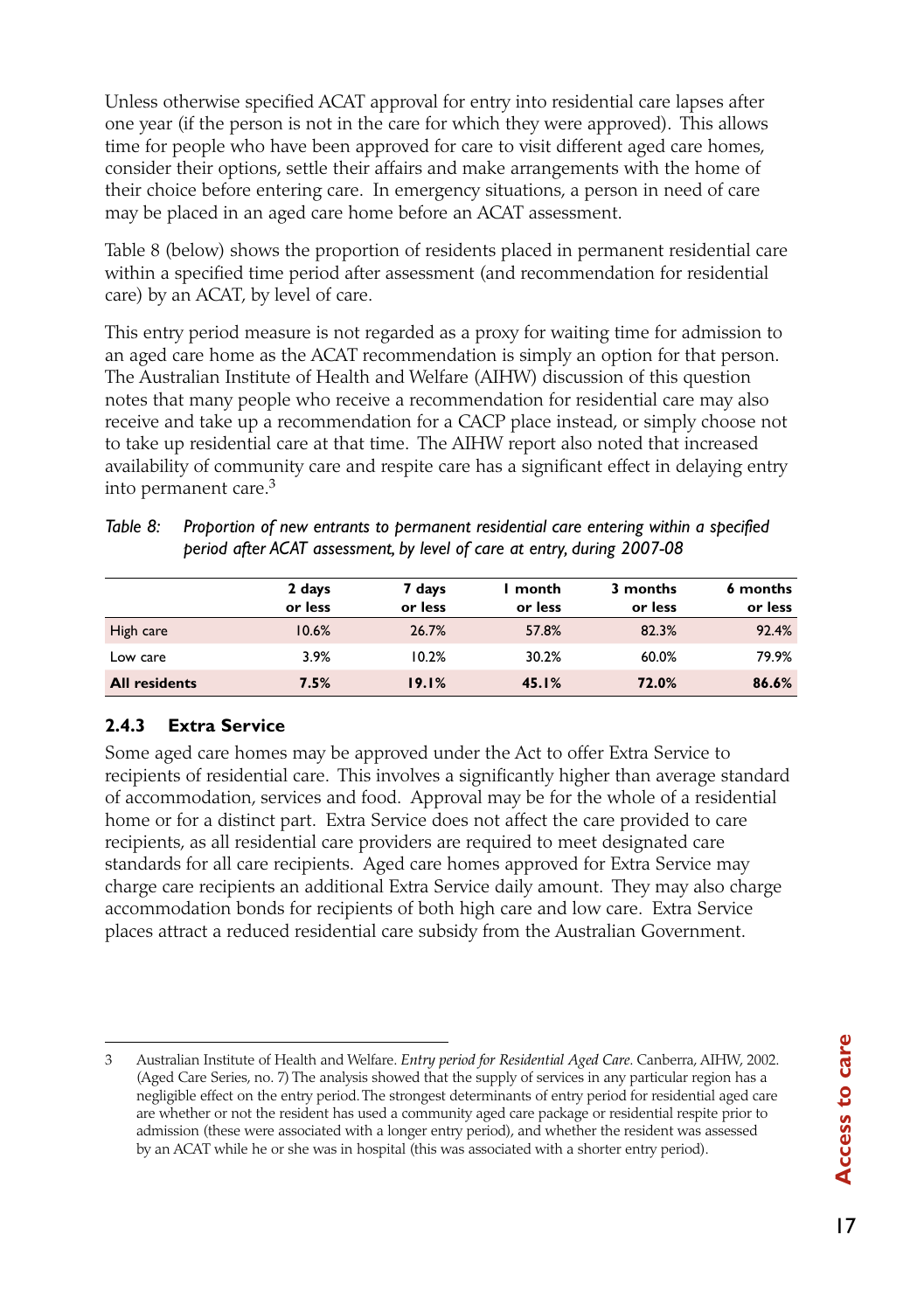Unless otherwise specified ACAT approval for entry into residential care lapses after one year (if the person is not in the care for which they were approved). This allows time for people who have been approved for care to visit different aged care homes, consider their options, settle their affairs and make arrangements with the home of their choice before entering care. In emergency situations, a person in need of care may be placed in an aged care home before an ACAT assessment.

Table 8 (below) shows the proportion of residents placed in permanent residential care within a specified time period after assessment (and recommendation for residential care) by an ACAT, by level of care.

This entry period measure is not regarded as a proxy for waiting time for admission to an aged care home as the ACAT recommendation is simply an option for that person. The Australian Institute of Health and Welfare (AIHW) discussion of this question notes that many people who receive a recommendation for residential care may also receive and take up a recommendation for a CACP place instead, or simply choose not to take up residential care at that time. The AIHW report also noted that increased availability of community care and respite care has a significant effect in delaying entry into permanent care.[3]

*Table 8: Proportion of new entrants to permanent residential care entering within a specified period after ACAT assessment, by level of care at entry, during 2007-08*

| | 2 days or less | 7 days or less | 1 month or less | 3 months or less | 6 months or less |
|---|---|---|---|---|---|
| High care | 10.6% | 26.7% | 57.8% | 82.3% | 92.4% |
| Low care | 3.9% | 10.2% | 30.2% | 60.0% | 79.9% |
| **All residents** | **7.5%** | **19.1%** | **45.1%** | **72.0%** | **86.6%** |

### 2.4.3 Extra Service

Some aged care homes may be approved under the Act to offer Extra Service to recipients of residential care. This involves a significantly higher than average standard of accommodation, services and food. Approval may be for the whole of a residential home or for a distinct part. Extra Service does not affect the care provided to care recipients, as all residential care providers are required to meet designated care standards for all care recipients. Aged care homes approved for Extra Service may charge care recipients an additional Extra Service daily amount. They may also charge accommodation bonds for recipients of both high care and low care. Extra Service places attract a reduced residential care subsidy from the Australian Government.

---

3 Australian Institute of Health and Welfare. *Entry period for Residential Aged Care*. Canberra, AIHW, 2002. (Aged Care Series, no. 7) The analysis showed that the supply of services in any particular region has a negligible effect on the entry period. The strongest determinants of entry period for residential aged care are whether or not the resident has used a community aged care package or residential respite prior to admission (these were associated with a longer entry period), and whether the resident was assessed by an ACAT while he or she was in hospital (this was associated with a shorter entry period).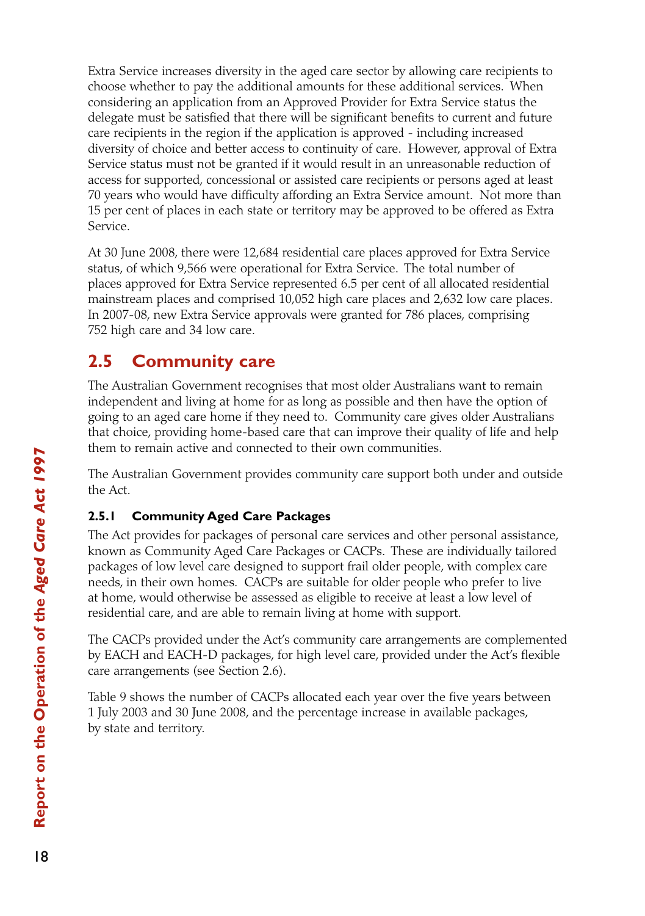Extra Service increases diversity in the aged care sector by allowing care recipients to choose whether to pay the additional amounts for these additional services. When considering an application from an Approved Provider for Extra Service status the delegate must be satisfied that there will be significant benefits to current and future care recipients in the region if the application is approved - including increased diversity of choice and better access to continuity of care. However, approval of Extra Service status must not be granted if it would result in an unreasonable reduction of access for supported, concessional or assisted care recipients or persons aged at least 70 years who would have difficulty affording an Extra Service amount. Not more than 15 per cent of places in each state or territory may be approved to be offered as Extra Service.

At 30 June 2008, there were 12,684 residential care places approved for Extra Service status, of which 9,566 were operational for Extra Service. The total number of places approved for Extra Service represented 6.5 per cent of all allocated residential mainstream places and comprised 10,052 high care places and 2,632 low care places. In 2007-08, new Extra Service approvals were granted for 786 places, comprising 752 high care and 34 low care.

## 2.5 Community care

The Australian Government recognises that most older Australians want to remain independent and living at home for as long as possible and then have the option of going to an aged care home if they need to. Community care gives older Australians that choice, providing home-based care that can improve their quality of life and help them to remain active and connected to their own communities.

The Australian Government provides community care support both under and outside the Act.

### 2.5.1 Community Aged Care Packages

The Act provides for packages of personal care services and other personal assistance, known as Community Aged Care Packages or CACPs. These are individually tailored packages of low level care designed to support frail older people, with complex care needs, in their own homes. CACPs are suitable for older people who prefer to live at home, would otherwise be assessed as eligible to receive at least a low level of residential care, and are able to remain living at home with support.

The CACPs provided under the Act's community care arrangements are complemented by EACH and EACH-D packages, for high level care, provided under the Act's flexible care arrangements (see Section 2.6).

Table 9 shows the number of CACPs allocated each year over the five years between 1 July 2003 and 30 June 2008, and the percentage increase in available packages, by state and territory.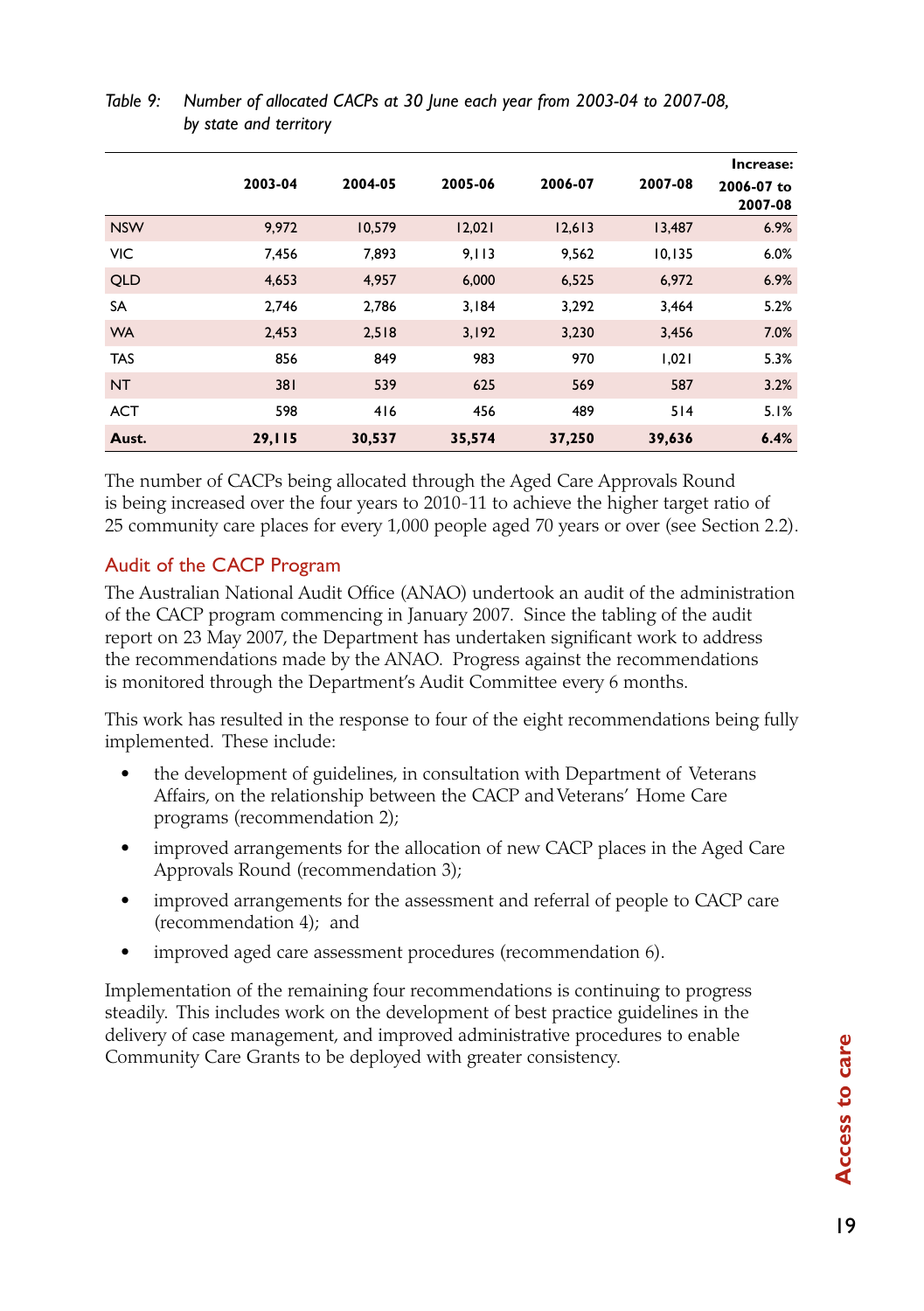*Table 9: Number of allocated CACPs at 30 June each year from 2003-04 to 2007-08, by state and territory*

| | 2003-04 | 2004-05 | 2005-06 | 2006-07 | 2007-08 | Increase: 2006-07 to 2007-08 |
|---|---|---|---|---|---|---|
| NSW | 9,972 | 10,579 | 12,021 | 12,613 | 13,487 | 6.9% |
| VIC | 7,456 | 7,893 | 9,113 | 9,562 | 10,135 | 6.0% |
| QLD | 4,653 | 4,957 | 6,000 | 6,525 | 6,972 | 6.9% |
| SA | 2,746 | 2,786 | 3,184 | 3,292 | 3,464 | 5.2% |
| WA | 2,453 | 2,518 | 3,192 | 3,230 | 3,456 | 7.0% |
| TAS | 856 | 849 | 983 | 970 | 1,021 | 5.3% |
| NT | 381 | 539 | 625 | 569 | 587 | 3.2% |
| ACT | 598 | 416 | 456 | 489 | 514 | 5.1% |
| **Aust.** | **29,115** | **30,537** | **35,574** | **37,250** | **39,636** | **6.4%** |

The number of CACPs being allocated through the Aged Care Approvals Round is being increased over the four years to 2010-11 to achieve the higher target ratio of 25 community care places for every 1,000 people aged 70 years or over (see Section 2.2).

## Audit of the CACP Program

The Australian National Audit Office (ANAO) undertook an audit of the administration of the CACP program commencing in January 2007. Since the tabling of the audit report on 23 May 2007, the Department has undertaken significant work to address the recommendations made by the ANAO. Progress against the recommendations is monitored through the Department's Audit Committee every 6 months.

This work has resulted in the response to four of the eight recommendations being fully implemented. These include:

- the development of guidelines, in consultation with Department of Veterans Affairs, on the relationship between the CACP and Veterans' Home Care programs (recommendation 2);
- improved arrangements for the allocation of new CACP places in the Aged Care Approvals Round (recommendation 3);
- improved arrangements for the assessment and referral of people to CACP care (recommendation 4); and
- improved aged care assessment procedures (recommendation 6).

Implementation of the remaining four recommendations is continuing to progress steadily. This includes work on the development of best practice guidelines in the delivery of case management, and improved administrative procedures to enable Community Care Grants to be deployed with greater consistency.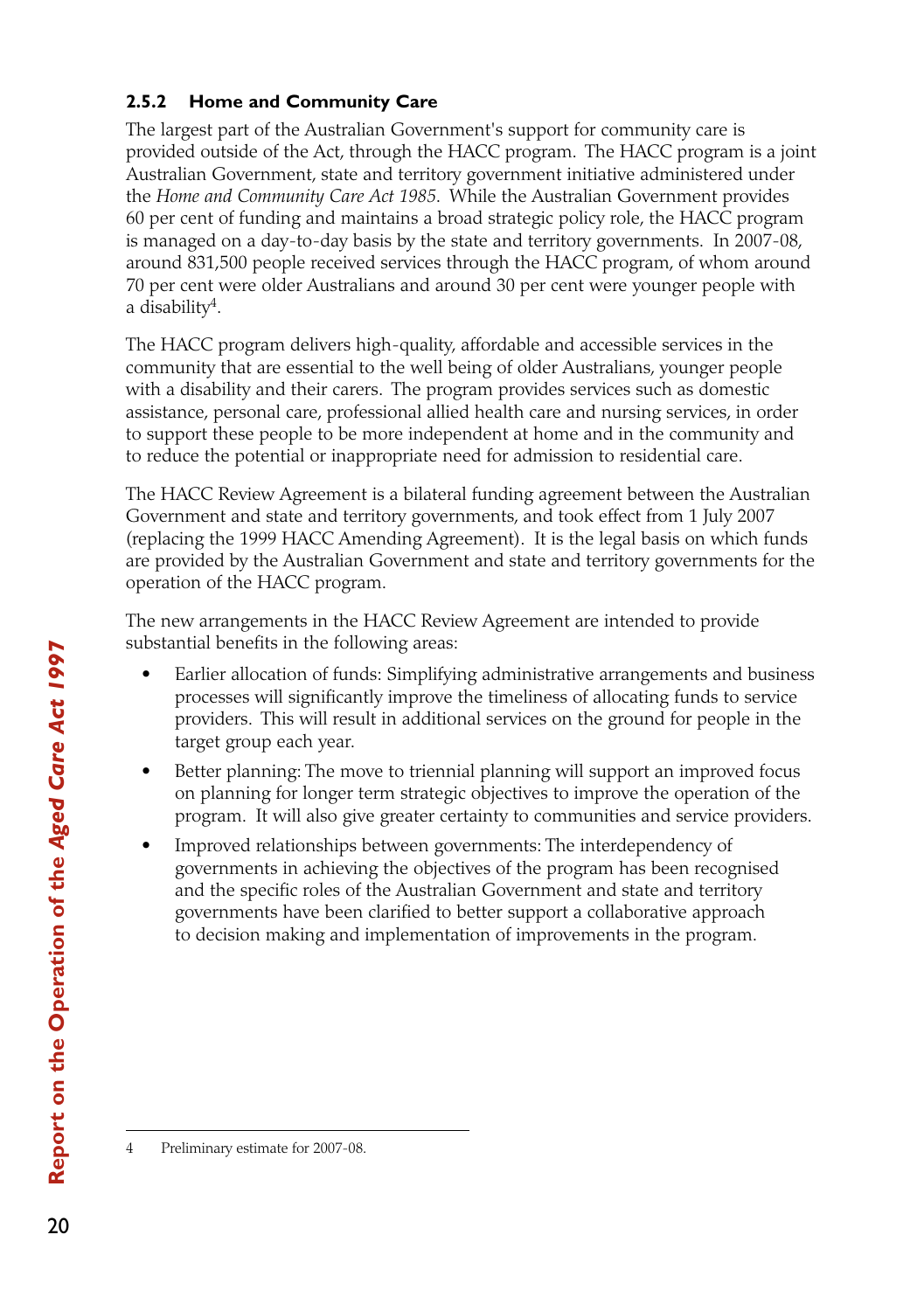### 2.5.2 Home and Community Care

The largest part of the Australian Government's support for community care is provided outside of the Act, through the HACC program. The HACC program is a joint Australian Government, state and territory government initiative administered under the *Home and Community Care Act 1985*. While the Australian Government provides 60 per cent of funding and maintains a broad strategic policy role, the HACC program is managed on a day-to-day basis by the state and territory governments. In 2007-08, around 831,500 people received services through the HACC program, of whom around 70 per cent were older Australians and around 30 per cent were younger people with a disability[4].

The HACC program delivers high-quality, affordable and accessible services in the community that are essential to the well being of older Australians, younger people with a disability and their carers. The program provides services such as domestic assistance, personal care, professional allied health care and nursing services, in order to support these people to be more independent at home and in the community and to reduce the potential or inappropriate need for admission to residential care.

The HACC Review Agreement is a bilateral funding agreement between the Australian Government and state and territory governments, and took effect from 1 July 2007 (replacing the 1999 HACC Amending Agreement). It is the legal basis on which funds are provided by the Australian Government and state and territory governments for the operation of the HACC program.

The new arrangements in the HACC Review Agreement are intended to provide substantial benefits in the following areas:

- Earlier allocation of funds: Simplifying administrative arrangements and business processes will significantly improve the timeliness of allocating funds to service providers. This will result in additional services on the ground for people in the target group each year.
- Better planning: The move to triennial planning will support an improved focus on planning for longer term strategic objectives to improve the operation of the program. It will also give greater certainty to communities and service providers.
- Improved relationships between governments: The interdependency of governments in achieving the objectives of the program has been recognised and the specific roles of the Australian Government and state and territory governments have been clarified to better support a collaborative approach to decision making and implementation of improvements in the program.

---

4 Preliminary estimate for 2007-08.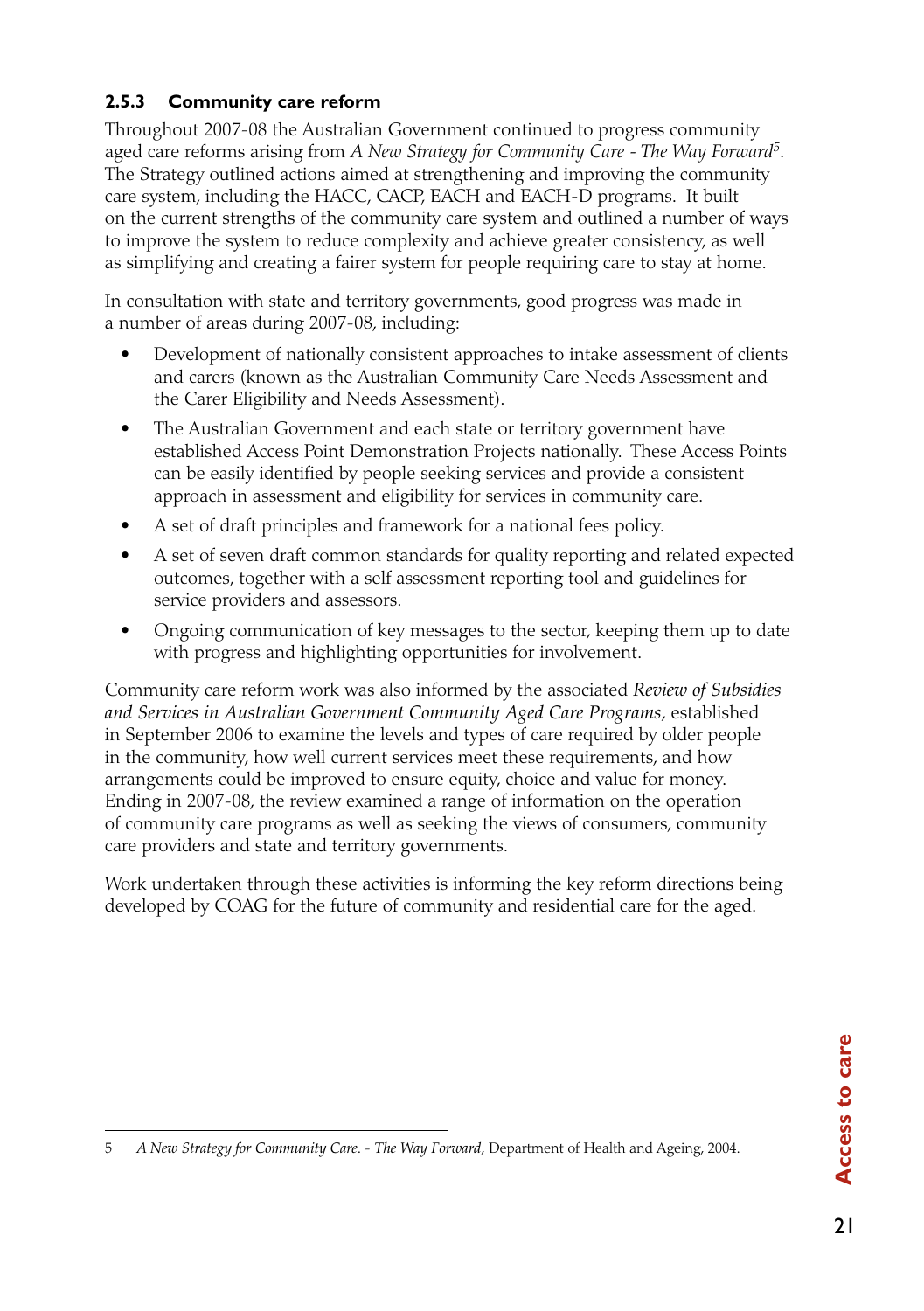### 2.5.3 Community care reform

Throughout 2007-08 the Australian Government continued to progress community aged care reforms arising from *A New Strategy for Community Care - The Way Forward*[5]. The Strategy outlined actions aimed at strengthening and improving the community care system, including the HACC, CACP, EACH and EACH-D programs. It built on the current strengths of the community care system and outlined a number of ways to improve the system to reduce complexity and achieve greater consistency, as well as simplifying and creating a fairer system for people requiring care to stay at home.

In consultation with state and territory governments, good progress was made in a number of areas during 2007-08, including:

- Development of nationally consistent approaches to intake assessment of clients and carers (known as the Australian Community Care Needs Assessment and the Carer Eligibility and Needs Assessment).
- The Australian Government and each state or territory government have established Access Point Demonstration Projects nationally. These Access Points can be easily identified by people seeking services and provide a consistent approach in assessment and eligibility for services in community care.
- A set of draft principles and framework for a national fees policy.
- A set of seven draft common standards for quality reporting and related expected outcomes, together with a self assessment reporting tool and guidelines for service providers and assessors.
- Ongoing communication of key messages to the sector, keeping them up to date with progress and highlighting opportunities for involvement.

Community care reform work was also informed by the associated *Review of Subsidies and Services in Australian Government Community Aged Care Programs*, established in September 2006 to examine the levels and types of care required by older people in the community, how well current services meet these requirements, and how arrangements could be improved to ensure equity, choice and value for money. Ending in 2007-08, the review examined a range of information on the operation of community care programs as well as seeking the views of consumers, community care providers and state and territory governments.

Work undertaken through these activities is informing the key reform directions being developed by COAG for the future of community and residential care for the aged.

---

5 *A New Strategy for Community Care. - The Way Forward*, Department of Health and Ageing, 2004.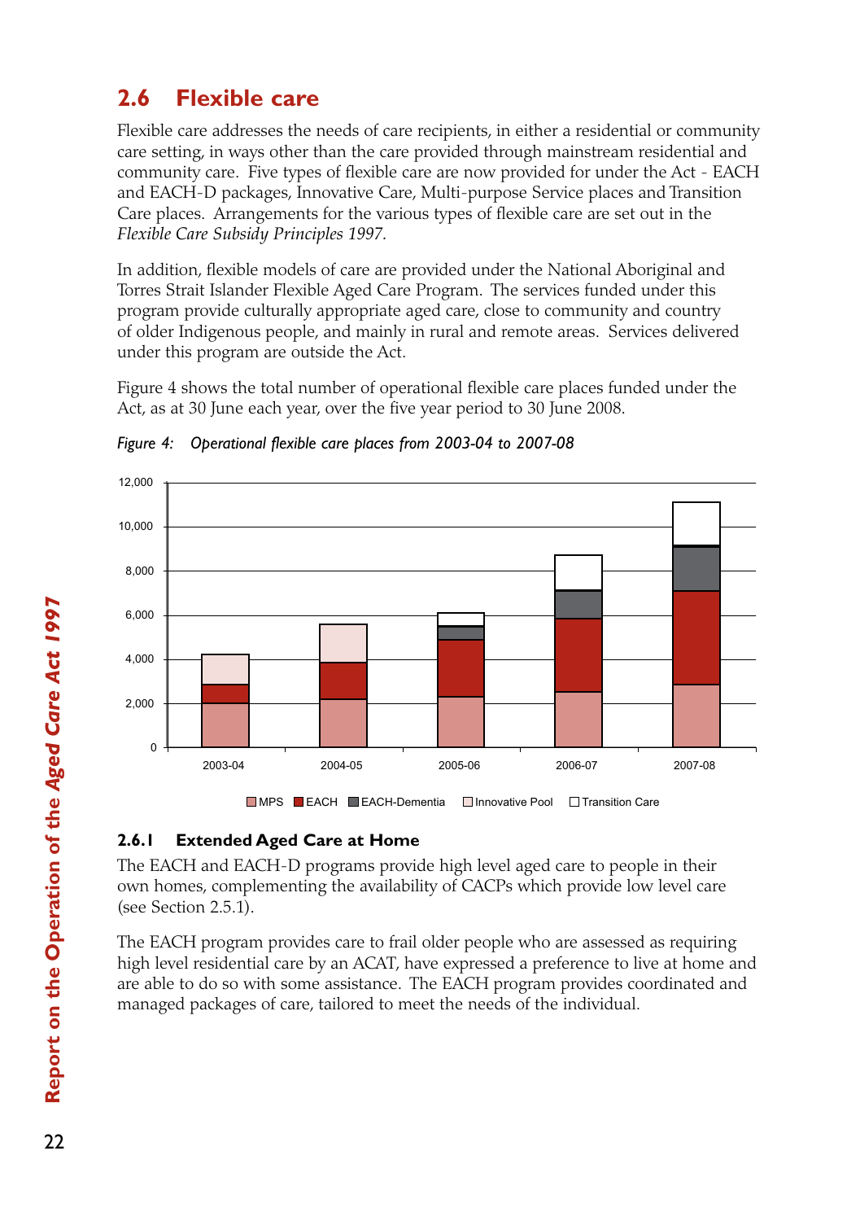## 2.6 Flexible care

Flexible care addresses the needs of care recipients, in either a residential or community care setting, in ways other than the care provided through mainstream residential and community care. Five types of flexible care are now provided for under the Act - EACH and EACH-D packages, Innovative Care, Multi-purpose Service places and Transition Care places. Arrangements for the various types of flexible care are set out in the *Flexible Care Subsidy Principles 1997*.

In addition, flexible models of care are provided under the National Aboriginal and Torres Strait Islander Flexible Aged Care Program. The services funded under this program provide culturally appropriate aged care, close to community and country of older Indigenous people, and mainly in rural and remote areas. Services delivered under this program are outside the Act.

Figure 4 shows the total number of operational flexible care places funded under the Act, as at 30 June each year, over the five year period to 30 June 2008.

*Figure 4: Operational flexible care places from 2003-04 to 2007-08*

### 2.6.1 Extended Aged Care at Home

The EACH and EACH-D programs provide high level aged care to people in their own homes, complementing the availability of CACPs which provide low level care (see Section 2.5.1).

The EACH program provides care to frail older people who are assessed as requiring high level residential care by an ACAT, have expressed a preference to live at home and are able to do so with some assistance. The EACH program provides coordinated and managed packages of care, tailored to meet the needs of the individual.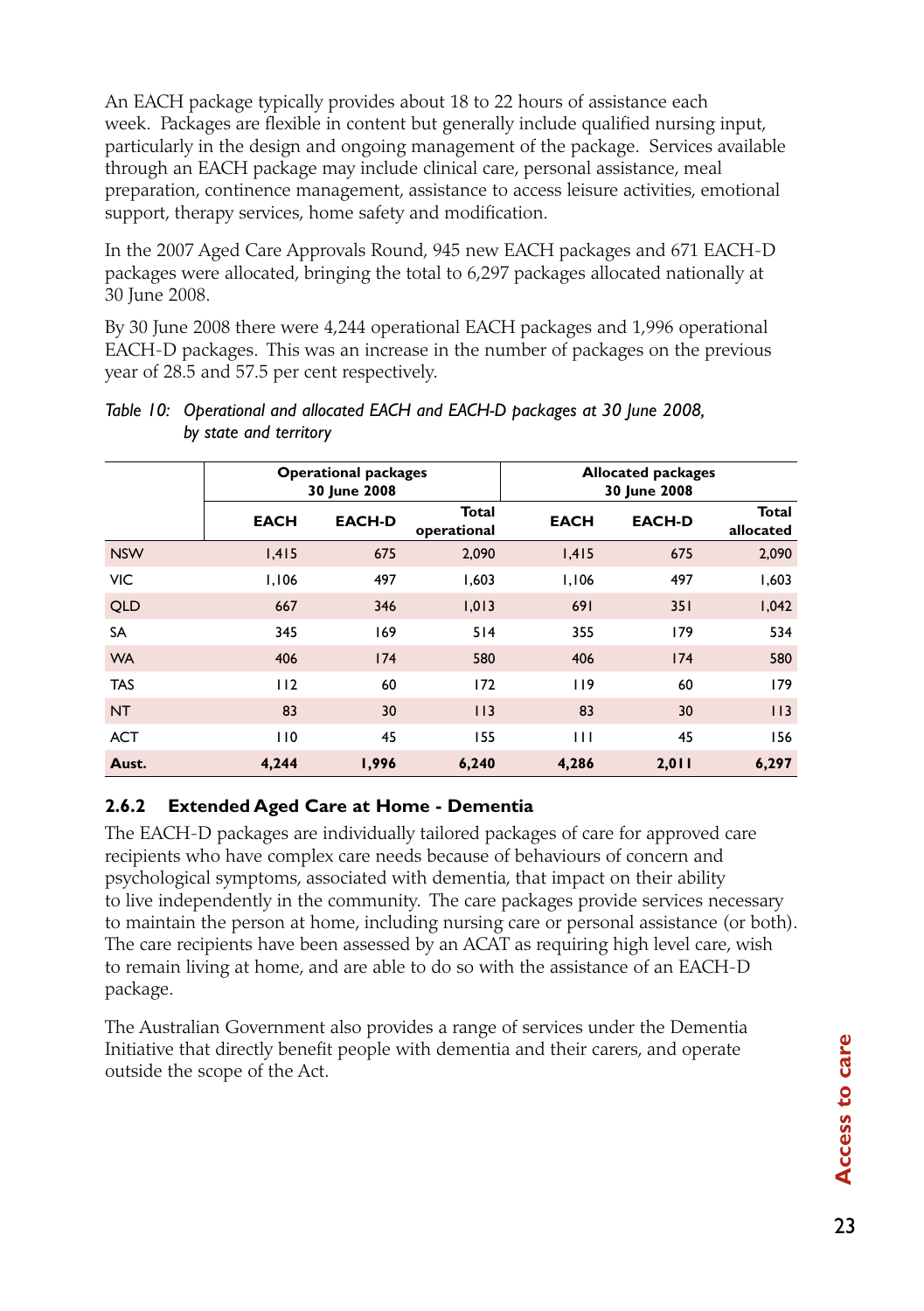An EACH package typically provides about 18 to 22 hours of assistance each week. Packages are flexible in content but generally include qualified nursing input, particularly in the design and ongoing management of the package. Services available through an EACH package may include clinical care, personal assistance, meal preparation, continence management, assistance to access leisure activities, emotional support, therapy services, home safety and modification.

In the 2007 Aged Care Approvals Round, 945 new EACH packages and 671 EACH-D packages were allocated, bringing the total to 6,297 packages allocated nationally at 30 June 2008.

By 30 June 2008 there were 4,244 operational EACH packages and 1,996 operational EACH-D packages. This was an increase in the number of packages on the previous year of 28.5 and 57.5 per cent respectively.

*Table 10: Operational and allocated EACH and EACH-D packages at 30 June 2008, by state and territory*

| | Operational packages 30 June 2008 | | | Allocated packages 30 June 2008 | | |
|---|---|---|---|---|---|---|
| | **EACH** | **EACH-D** | **Total operational** | **EACH** | **EACH-D** | **Total allocated** |
| NSW | 1,415 | 675 | 2,090 | 1,415 | 675 | 2,090 |
| VIC | 1,106 | 497 | 1,603 | 1,106 | 497 | 1,603 |
| QLD | 667 | 346 | 1,013 | 691 | 351 | 1,042 |
| SA | 345 | 169 | 514 | 355 | 179 | 534 |
| WA | 406 | 174 | 580 | 406 | 174 | 580 |
| TAS | 112 | 60 | 172 | 119 | 60 | 179 |
| NT | 83 | 30 | 113 | 83 | 30 | 113 |
| ACT | 110 | 45 | 155 | 111 | 45 | 156 |
| **Aust.** | **4,244** | **1,996** | **6,240** | **4,286** | **2,011** | **6,297** |

### 2.6.2 Extended Aged Care at Home - Dementia

The EACH-D packages are individually tailored packages of care for approved care recipients who have complex care needs because of behaviours of concern and psychological symptoms, associated with dementia, that impact on their ability to live independently in the community. The care packages provide services necessary to maintain the person at home, including nursing care or personal assistance (or both). The care recipients have been assessed by an ACAT as requiring high level care, wish to remain living at home, and are able to do so with the assistance of an EACH-D package.

The Australian Government also provides a range of services under the Dementia Initiative that directly benefit people with dementia and their carers, and operate outside the scope of the Act.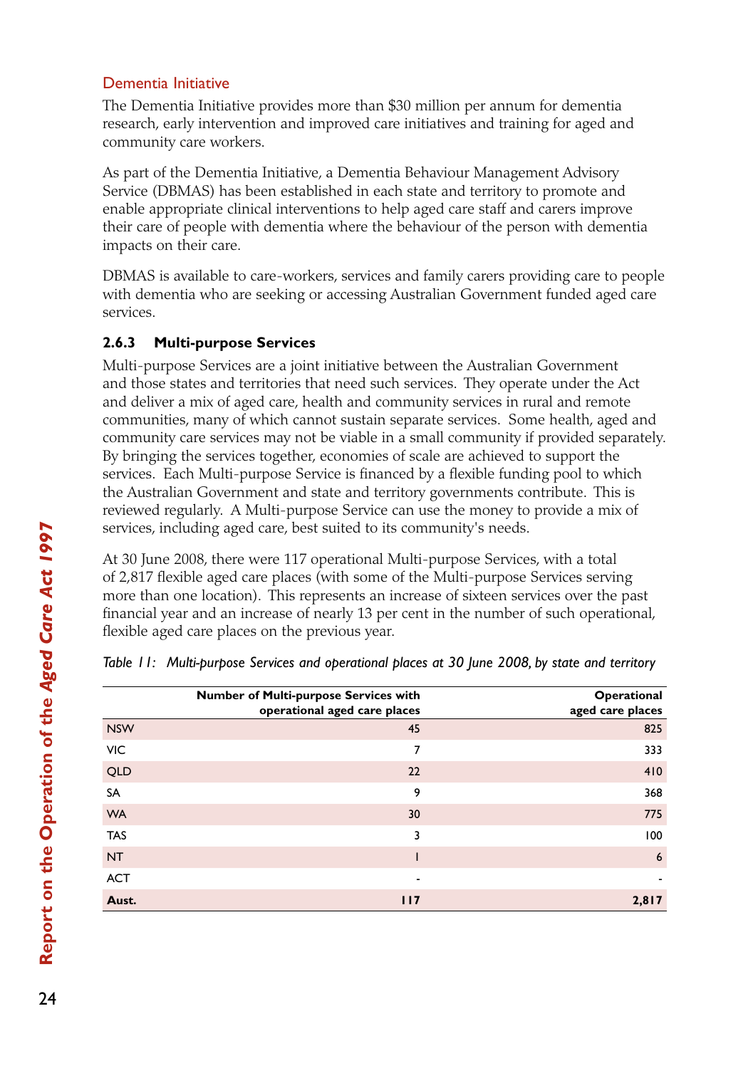### Dementia Initiative

The Dementia Initiative provides more than $30 million per annum for dementia research, early intervention and improved care initiatives and training for aged and community care workers.

As part of the Dementia Initiative, a Dementia Behaviour Management Advisory Service (DBMAS) has been established in each state and territory to promote and enable appropriate clinical interventions to help aged care staff and carers improve their care of people with dementia where the behaviour of the person with dementia impacts on their care.

DBMAS is available to care-workers, services and family carers providing care to people with dementia who are seeking or accessing Australian Government funded aged care services.

### 2.6.3 Multi-purpose Services

Multi-purpose Services are a joint initiative between the Australian Government and those states and territories that need such services. They operate under the Act and deliver a mix of aged care, health and community services in rural and remote communities, many of which cannot sustain separate services. Some health, aged and community care services may not be viable in a small community if provided separately. By bringing the services together, economies of scale are achieved to support the services. Each Multi-purpose Service is financed by a flexible funding pool to which the Australian Government and state and territory governments contribute. This is reviewed regularly. A Multi-purpose Service can use the money to provide a mix of services, including aged care, best suited to its community's needs.

At 30 June 2008, there were 117 operational Multi-purpose Services, with a total of 2,817 flexible aged care places (with some of the Multi-purpose Services serving more than one location). This represents an increase of sixteen services over the past financial year and an increase of nearly 13 per cent in the number of such operational, flexible aged care places on the previous year.

*Table 11: Multi-purpose Services and operational places at 30 June 2008, by state and territory*

| | Number of Multi-purpose Services with operational aged care places | Operational aged care places |
|---|---|---|
| NSW | 45 | 825 |
| VIC | 7 | 333 |
| QLD | 22 | 410 |
| SA | 9 | 368 |
| WA | 30 | 775 |
| TAS | 3 | 100 |
| NT | 1 | 6 |
| ACT | - | - |
| **Aust.** | **117** | **2,817** |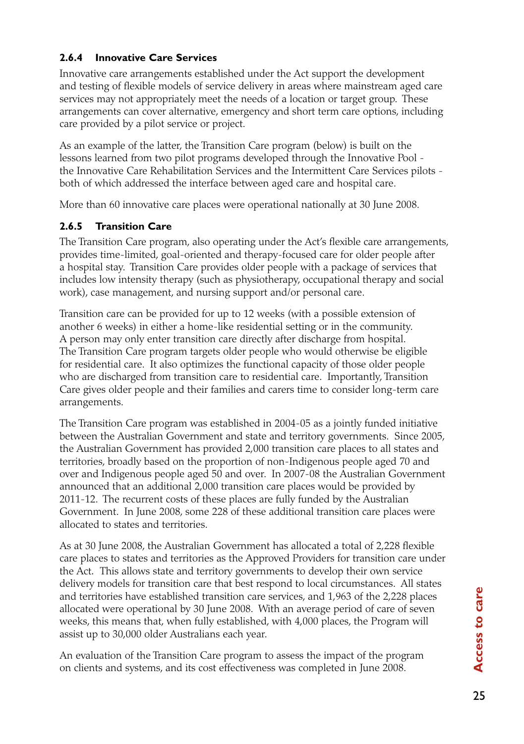### 2.6.4 Innovative Care Services

Innovative care arrangements established under the Act support the development and testing of flexible models of service delivery in areas where mainstream aged care services may not appropriately meet the needs of a location or target group. These arrangements can cover alternative, emergency and short term care options, including care provided by a pilot service or project.

As an example of the latter, the Transition Care program (below) is built on the lessons learned from two pilot programs developed through the Innovative Pool - the Innovative Care Rehabilitation Services and the Intermittent Care Services pilots - both of which addressed the interface between aged care and hospital care.

More than 60 innovative care places were operational nationally at 30 June 2008.

### 2.6.5 Transition Care

The Transition Care program, also operating under the Act's flexible care arrangements, provides time-limited, goal-oriented and therapy-focused care for older people after a hospital stay. Transition Care provides older people with a package of services that includes low intensity therapy (such as physiotherapy, occupational therapy and social work), case management, and nursing support and/or personal care.

Transition care can be provided for up to 12 weeks (with a possible extension of another 6 weeks) in either a home-like residential setting or in the community. A person may only enter transition care directly after discharge from hospital. The Transition Care program targets older people who would otherwise be eligible for residential care. It also optimizes the functional capacity of those older people who are discharged from transition care to residential care. Importantly, Transition Care gives older people and their families and carers time to consider long-term care arrangements.

The Transition Care program was established in 2004-05 as a jointly funded initiative between the Australian Government and state and territory governments. Since 2005, the Australian Government has provided 2,000 transition care places to all states and territories, broadly based on the proportion of non-Indigenous people aged 70 and over and Indigenous people aged 50 and over. In 2007-08 the Australian Government announced that an additional 2,000 transition care places would be provided by 2011-12. The recurrent costs of these places are fully funded by the Australian Government. In June 2008, some 228 of these additional transition care places were allocated to states and territories.

As at 30 June 2008, the Australian Government has allocated a total of 2,228 flexible care places to states and territories as the Approved Providers for transition care under the Act. This allows state and territory governments to develop their own service delivery models for transition care that best respond to local circumstances. All states and territories have established transition care services, and 1,963 of the 2,228 places allocated were operational by 30 June 2008. With an average period of care of seven weeks, this means that, when fully established, with 4,000 places, the Program will assist up to 30,000 older Australians each year.

An evaluation of the Transition Care program to assess the impact of the program on clients and systems, and its cost effectiveness was completed in June 2008.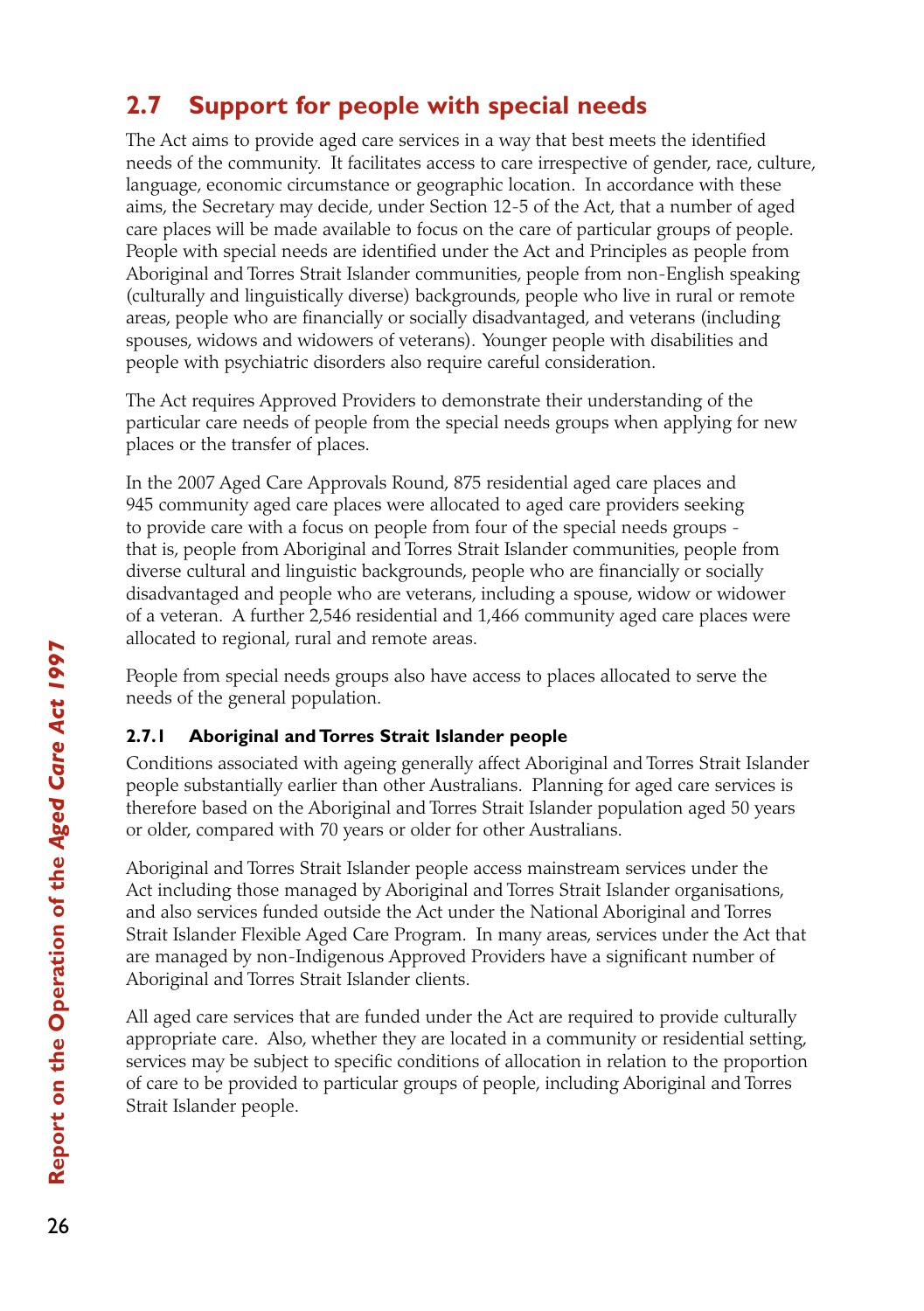## 2.7 Support for people with special needs

The Act aims to provide aged care services in a way that best meets the identified needs of the community. It facilitates access to care irrespective of gender, race, culture, language, economic circumstance or geographic location. In accordance with these aims, the Secretary may decide, under Section 12-5 of the Act, that a number of aged care places will be made available to focus on the care of particular groups of people. People with special needs are identified under the Act and Principles as people from Aboriginal and Torres Strait Islander communities, people from non-English speaking (culturally and linguistically diverse) backgrounds, people who live in rural or remote areas, people who are financially or socially disadvantaged, and veterans (including spouses, widows and widowers of veterans). Younger people with disabilities and people with psychiatric disorders also require careful consideration.

The Act requires Approved Providers to demonstrate their understanding of the particular care needs of people from the special needs groups when applying for new places or the transfer of places.

In the 2007 Aged Care Approvals Round, 875 residential aged care places and 945 community aged care places were allocated to aged care providers seeking to provide care with a focus on people from four of the special needs groups - that is, people from Aboriginal and Torres Strait Islander communities, people from diverse cultural and linguistic backgrounds, people who are financially or socially disadvantaged and people who are veterans, including a spouse, widow or widower of a veteran. A further 2,546 residential and 1,466 community aged care places were allocated to regional, rural and remote areas.

People from special needs groups also have access to places allocated to serve the needs of the general population.

### 2.7.1 Aboriginal and Torres Strait Islander people

Conditions associated with ageing generally affect Aboriginal and Torres Strait Islander people substantially earlier than other Australians. Planning for aged care services is therefore based on the Aboriginal and Torres Strait Islander population aged 50 years or older, compared with 70 years or older for other Australians.

Aboriginal and Torres Strait Islander people access mainstream services under the Act including those managed by Aboriginal and Torres Strait Islander organisations, and also services funded outside the Act under the National Aboriginal and Torres Strait Islander Flexible Aged Care Program. In many areas, services under the Act that are managed by non-Indigenous Approved Providers have a significant number of Aboriginal and Torres Strait Islander clients.

All aged care services that are funded under the Act are required to provide culturally appropriate care. Also, whether they are located in a community or residential setting, services may be subject to specific conditions of allocation in relation to the proportion of care to be provided to particular groups of people, including Aboriginal and Torres Strait Islander people.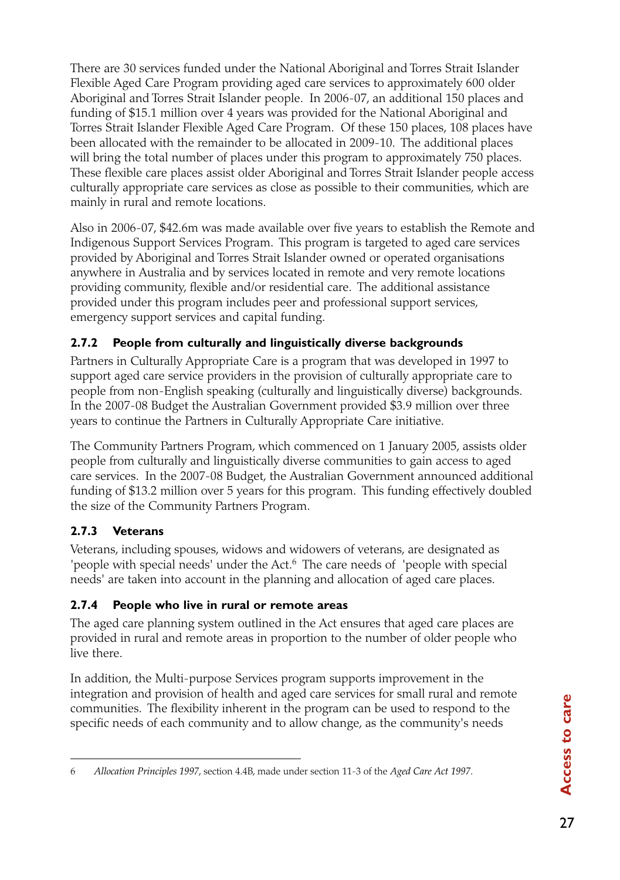There are 30 services funded under the National Aboriginal and Torres Strait Islander Flexible Aged Care Program providing aged care services to approximately 600 older Aboriginal and Torres Strait Islander people. In 2006-07, an additional 150 places and funding of $15.1 million over 4 years was provided for the National Aboriginal and Torres Strait Islander Flexible Aged Care Program. Of these 150 places, 108 places have been allocated with the remainder to be allocated in 2009-10. The additional places will bring the total number of places under this program to approximately 750 places. These flexible care places assist older Aboriginal and Torres Strait Islander people access culturally appropriate care services as close as possible to their communities, which are mainly in rural and remote locations.

Also in 2006-07, $42.6m was made available over five years to establish the Remote and Indigenous Support Services Program. This program is targeted to aged care services provided by Aboriginal and Torres Strait Islander owned or operated organisations anywhere in Australia and by services located in remote and very remote locations providing community, flexible and/or residential care. The additional assistance provided under this program includes peer and professional support services, emergency support services and capital funding.

### 2.7.2 People from culturally and linguistically diverse backgrounds

Partners in Culturally Appropriate Care is a program that was developed in 1997 to support aged care service providers in the provision of culturally appropriate care to people from non-English speaking (culturally and linguistically diverse) backgrounds. In the 2007-08 Budget the Australian Government provided $3.9 million over three years to continue the Partners in Culturally Appropriate Care initiative.

The Community Partners Program, which commenced on 1 January 2005, assists older people from culturally and linguistically diverse communities to gain access to aged care services. In the 2007-08 Budget, the Australian Government announced additional funding of $13.2 million over 5 years for this program. This funding effectively doubled the size of the Community Partners Program.

### 2.7.3 Veterans

Veterans, including spouses, widows and widowers of veterans, are designated as 'people with special needs' under the Act.[6] The care needs of 'people with special needs' are taken into account in the planning and allocation of aged care places.

### 2.7.4 People who live in rural or remote areas

The aged care planning system outlined in the Act ensures that aged care places are provided in rural and remote areas in proportion to the number of older people who live there.

In addition, the Multi-purpose Services program supports improvement in the integration and provision of health and aged care services for small rural and remote communities. The flexibility inherent in the program can be used to respond to the specific needs of each community and to allow change, as the community's needs

---

6 *Allocation Principles 1997*, section 4.4B, made under section 11-3 of the *Aged Care Act 1997*.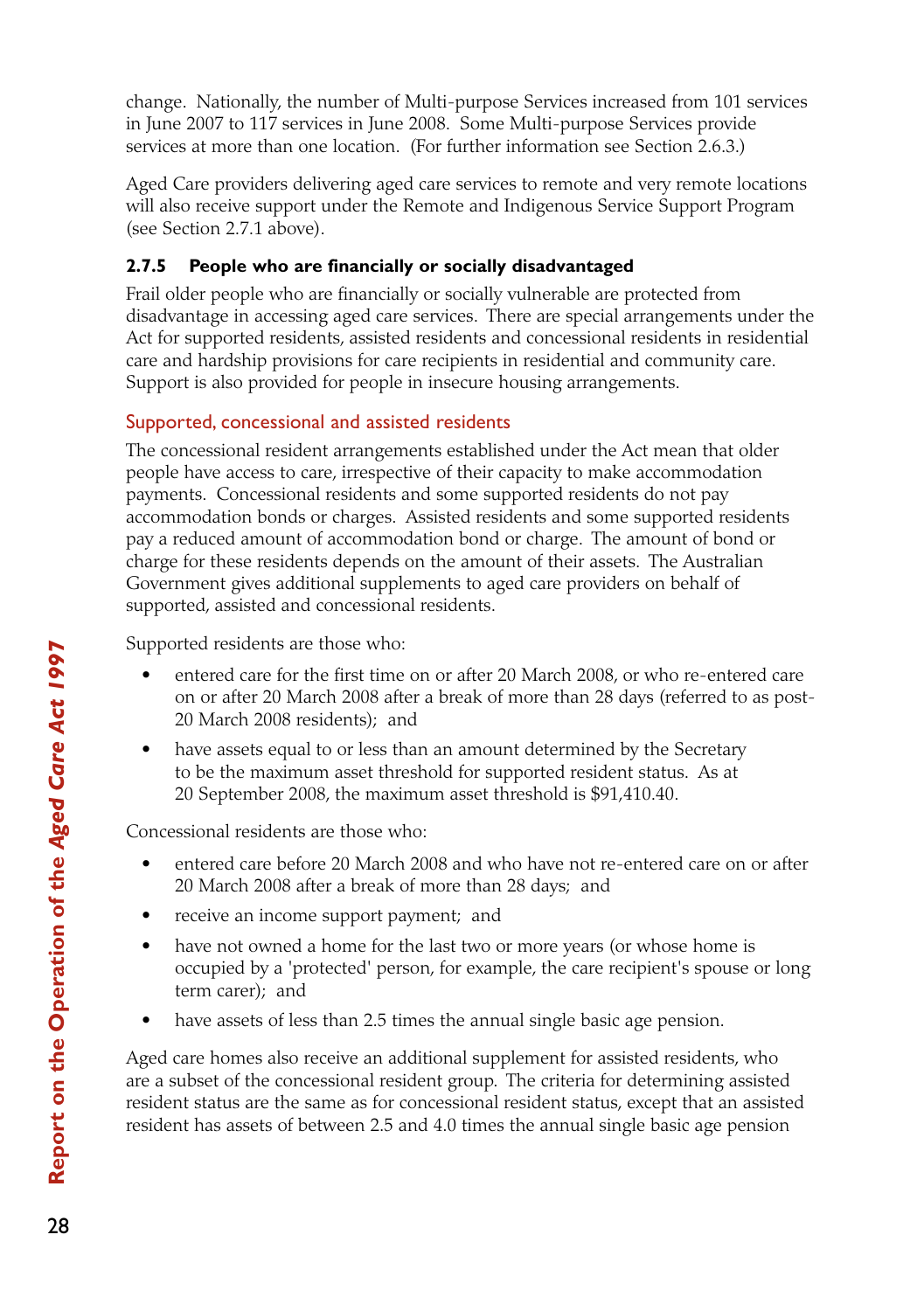change. Nationally, the number of Multi-purpose Services increased from 101 services in June 2007 to 117 services in June 2008. Some Multi-purpose Services provide services at more than one location. (For further information see Section 2.6.3.)

Aged Care providers delivering aged care services to remote and very remote locations will also receive support under the Remote and Indigenous Service Support Program (see Section 2.7.1 above).

### 2.7.5 People who are financially or socially disadvantaged

Frail older people who are financially or socially vulnerable are protected from disadvantage in accessing aged care services. There are special arrangements under the Act for supported residents, assisted residents and concessional residents in residential care and hardship provisions for care recipients in residential and community care. Support is also provided for people in insecure housing arrangements.

#### Supported, concessional and assisted residents

The concessional resident arrangements established under the Act mean that older people have access to care, irrespective of their capacity to make accommodation payments. Concessional residents and some supported residents do not pay accommodation bonds or charges. Assisted residents and some supported residents pay a reduced amount of accommodation bond or charge. The amount of bond or charge for these residents depends on the amount of their assets. The Australian Government gives additional supplements to aged care providers on behalf of supported, assisted and concessional residents.

Supported residents are those who:

- entered care for the first time on or after 20 March 2008, or who re-entered care on or after 20 March 2008 after a break of more than 28 days (referred to as post-20 March 2008 residents); and
- have assets equal to or less than an amount determined by the Secretary to be the maximum asset threshold for supported resident status. As at 20 September 2008, the maximum asset threshold is $91,410.40.

Concessional residents are those who:

- entered care before 20 March 2008 and who have not re-entered care on or after 20 March 2008 after a break of more than 28 days; and
- receive an income support payment; and
- have not owned a home for the last two or more years (or whose home is occupied by a 'protected' person, for example, the care recipient's spouse or long term carer); and
- have assets of less than 2.5 times the annual single basic age pension.

Aged care homes also receive an additional supplement for assisted residents, who are a subset of the concessional resident group. The criteria for determining assisted resident status are the same as for concessional resident status, except that an assisted resident has assets of between 2.5 and 4.0 times the annual single basic age pension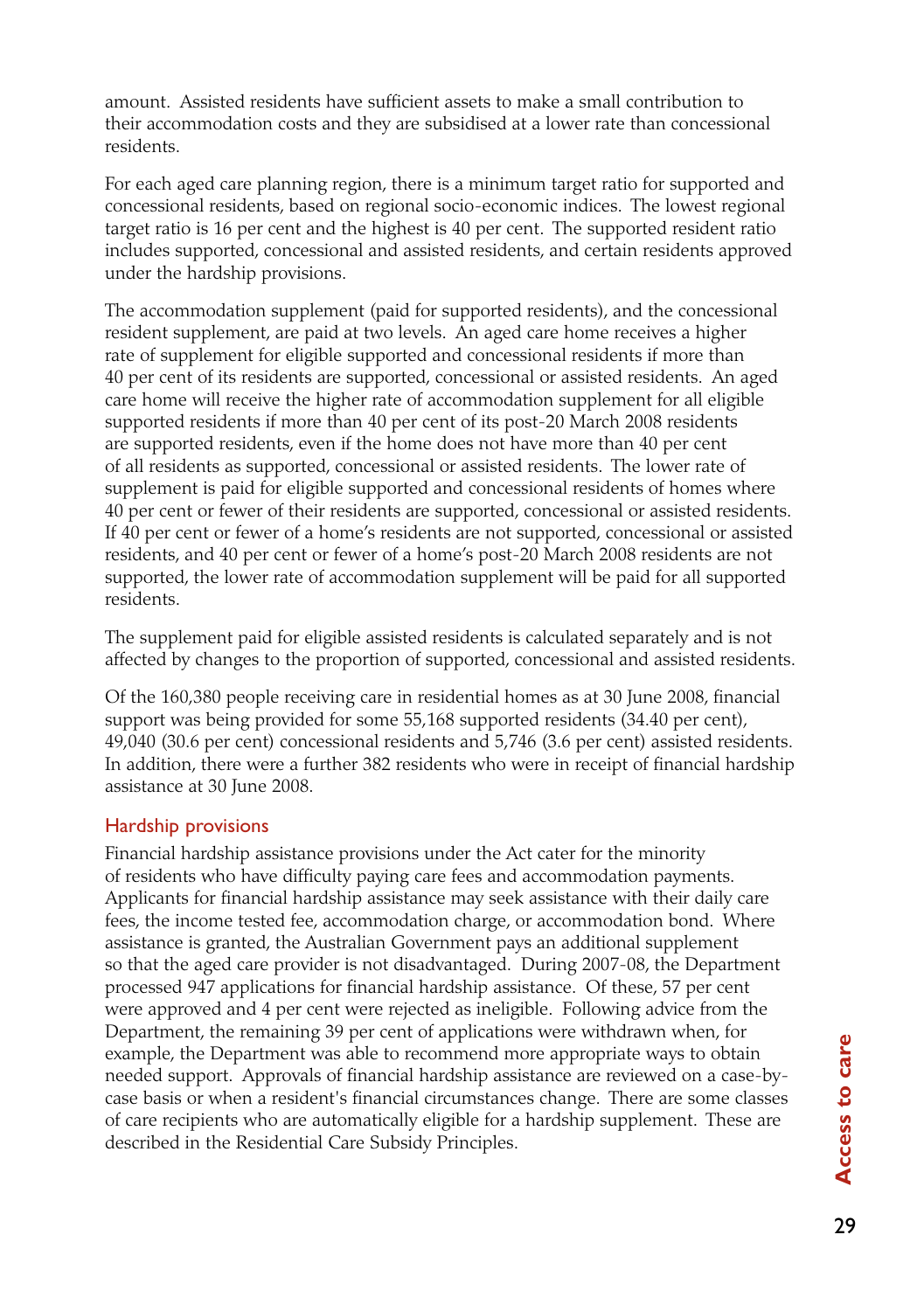amount. Assisted residents have sufficient assets to make a small contribution to their accommodation costs and they are subsidised at a lower rate than concessional residents.

For each aged care planning region, there is a minimum target ratio for supported and concessional residents, based on regional socio-economic indices. The lowest regional target ratio is 16 per cent and the highest is 40 per cent. The supported resident ratio includes supported, concessional and assisted residents, and certain residents approved under the hardship provisions.

The accommodation supplement (paid for supported residents), and the concessional resident supplement, are paid at two levels. An aged care home receives a higher rate of supplement for eligible supported and concessional residents if more than 40 per cent of its residents are supported, concessional or assisted residents. An aged care home will receive the higher rate of accommodation supplement for all eligible supported residents if more than 40 per cent of its post-20 March 2008 residents are supported residents, even if the home does not have more than 40 per cent of all residents as supported, concessional or assisted residents. The lower rate of supplement is paid for eligible supported and concessional residents of homes where 40 per cent or fewer of their residents are supported, concessional or assisted residents. If 40 per cent or fewer of a home's residents are not supported, concessional or assisted residents, and 40 per cent or fewer of a home's post-20 March 2008 residents are not supported, the lower rate of accommodation supplement will be paid for all supported residents.

The supplement paid for eligible assisted residents is calculated separately and is not affected by changes to the proportion of supported, concessional and assisted residents.

Of the 160,380 people receiving care in residential homes as at 30 June 2008, financial support was being provided for some 55,168 supported residents (34.40 per cent), 49,040 (30.6 per cent) concessional residents and 5,746 (3.6 per cent) assisted residents. In addition, there were a further 382 residents who were in receipt of financial hardship assistance at 30 June 2008.

### Hardship provisions

Financial hardship assistance provisions under the Act cater for the minority of residents who have difficulty paying care fees and accommodation payments. Applicants for financial hardship assistance may seek assistance with their daily care fees, the income tested fee, accommodation charge, or accommodation bond. Where assistance is granted, the Australian Government pays an additional supplement so that the aged care provider is not disadvantaged. During 2007-08, the Department processed 947 applications for financial hardship assistance. Of these, 57 per cent were approved and 4 per cent were rejected as ineligible. Following advice from the Department, the remaining 39 per cent of applications were withdrawn when, for example, the Department was able to recommend more appropriate ways to obtain needed support. Approvals of financial hardship assistance are reviewed on a case-by-case basis or when a resident's financial circumstances change. There are some classes of care recipients who are automatically eligible for a hardship supplement. These are described in the Residential Care Subsidy Principles.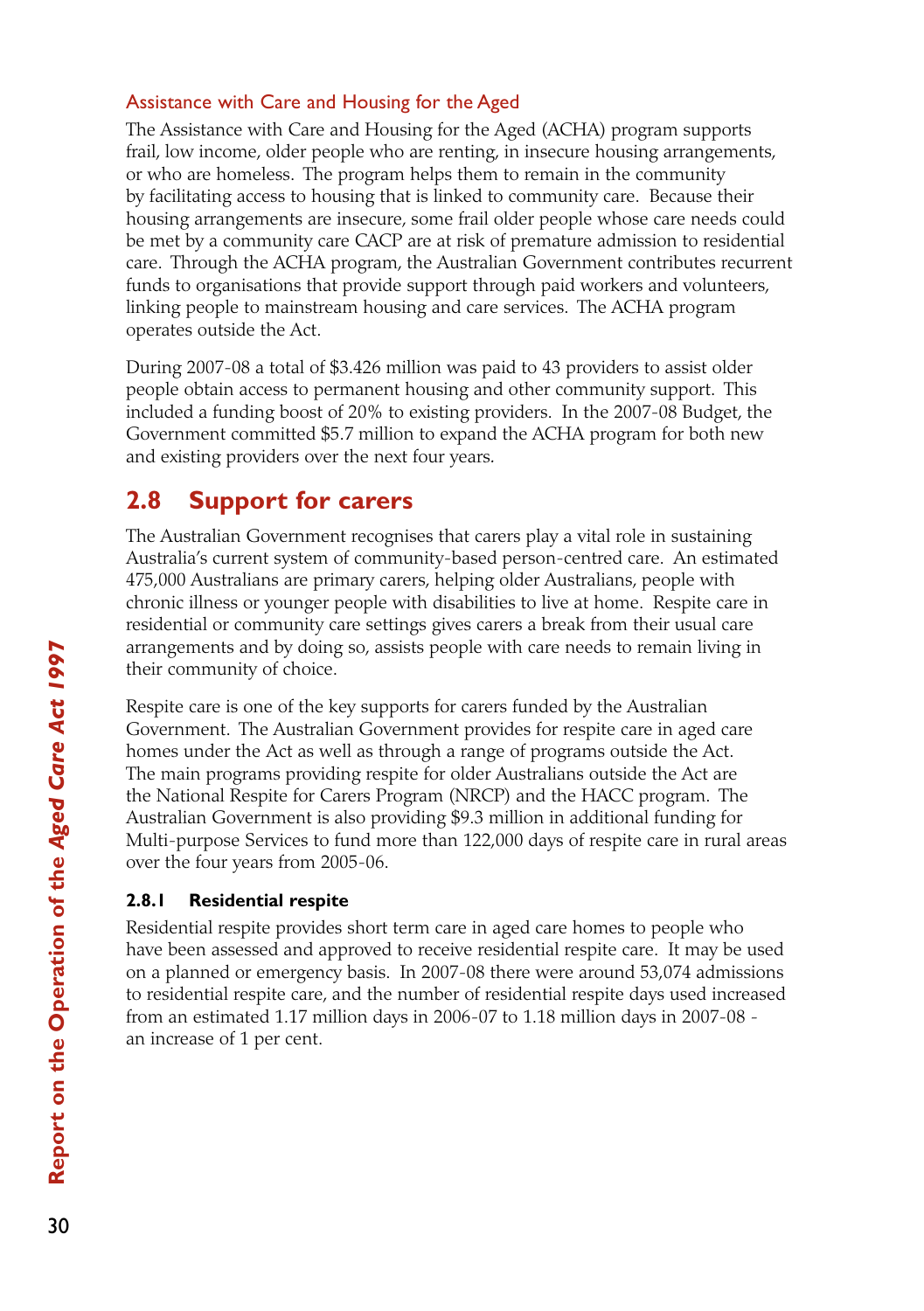### Assistance with Care and Housing for the Aged

The Assistance with Care and Housing for the Aged (ACHA) program supports frail, low income, older people who are renting, in insecure housing arrangements, or who are homeless. The program helps them to remain in the community by facilitating access to housing that is linked to community care. Because their housing arrangements are insecure, some frail older people whose care needs could be met by a community care CACP are at risk of premature admission to residential care. Through the ACHA program, the Australian Government contributes recurrent funds to organisations that provide support through paid workers and volunteers, linking people to mainstream housing and care services. The ACHA program operates outside the Act.

During 2007-08 a total of $3.426 million was paid to 43 providers to assist older people obtain access to permanent housing and other community support. This included a funding boost of 20% to existing providers. In the 2007-08 Budget, the Government committed $5.7 million to expand the ACHA program for both new and existing providers over the next four years.

## 2.8 Support for carers

The Australian Government recognises that carers play a vital role in sustaining Australia's current system of community-based person-centred care. An estimated 475,000 Australians are primary carers, helping older Australians, people with chronic illness or younger people with disabilities to live at home. Respite care in residential or community care settings gives carers a break from their usual care arrangements and by doing so, assists people with care needs to remain living in their community of choice.

Respite care is one of the key supports for carers funded by the Australian Government. The Australian Government provides for respite care in aged care homes under the Act as well as through a range of programs outside the Act. The main programs providing respite for older Australians outside the Act are the National Respite for Carers Program (NRCP) and the HACC program. The Australian Government is also providing $9.3 million in additional funding for Multi-purpose Services to fund more than 122,000 days of respite care in rural areas over the four years from 2005-06.

### 2.8.1 Residential respite

Residential respite provides short term care in aged care homes to people who have been assessed and approved to receive residential respite care. It may be used on a planned or emergency basis. In 2007-08 there were around 53,074 admissions to residential respite care, and the number of residential respite days used increased from an estimated 1.17 million days in 2006-07 to 1.18 million days in 2007-08 - an increase of 1 per cent.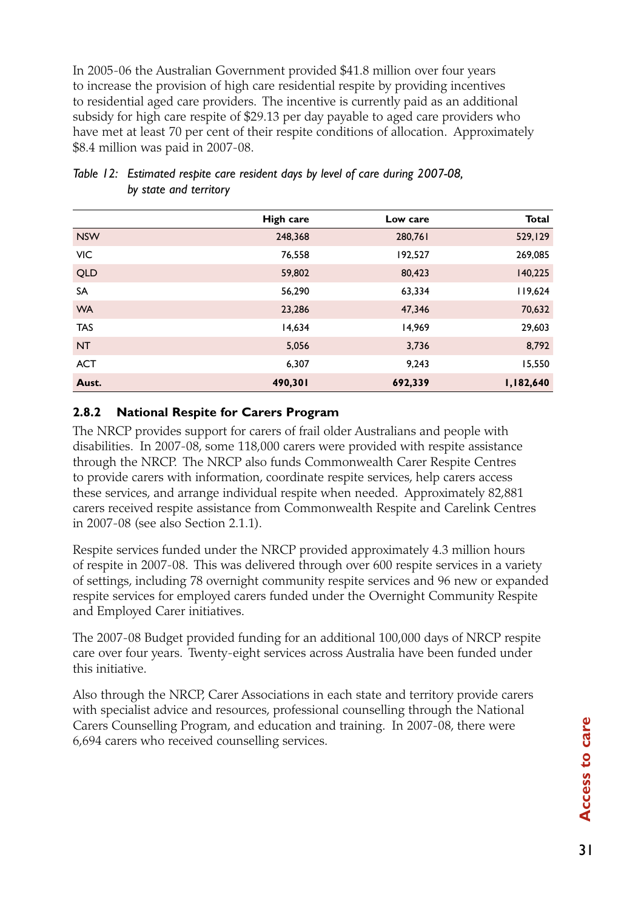In 2005-06 the Australian Government provided $41.8 million over four years to increase the provision of high care residential respite by providing incentives to residential aged care providers. The incentive is currently paid as an additional subsidy for high care respite of $29.13 per day payable to aged care providers who have met at least 70 per cent of their respite conditions of allocation. Approximately $8.4 million was paid in 2007-08.

*Table 12: Estimated respite care resident days by level of care during 2007-08, by state and territory*

| | High care | Low care | Total |
|---|---:|---:|---:|
| NSW | 248,368 | 280,761 | 529,129 |
| VIC | 76,558 | 192,527 | 269,085 |
| QLD | 59,802 | 80,423 | 140,225 |
| SA | 56,290 | 63,334 | 119,624 |
| WA | 23,286 | 47,346 | 70,632 |
| TAS | 14,634 | 14,969 | 29,603 |
| NT | 5,056 | 3,736 | 8,792 |
| ACT | 6,307 | 9,243 | 15,550 |
| **Aust.** | **490,301** | **692,339** | **1,182,640** |

### 2.8.2 National Respite for Carers Program

The NRCP provides support for carers of frail older Australians and people with disabilities. In 2007-08, some 118,000 carers were provided with respite assistance through the NRCP. The NRCP also funds Commonwealth Carer Respite Centres to provide carers with information, coordinate respite services, help carers access these services, and arrange individual respite when needed. Approximately 82,881 carers received respite assistance from Commonwealth Respite and Carelink Centres in 2007-08 (see also Section 2.1.1).

Respite services funded under the NRCP provided approximately 4.3 million hours of respite in 2007-08. This was delivered through over 600 respite services in a variety of settings, including 78 overnight community respite services and 96 new or expanded respite services for employed carers funded under the Overnight Community Respite and Employed Carer initiatives.

The 2007-08 Budget provided funding for an additional 100,000 days of NRCP respite care over four years. Twenty-eight services across Australia have been funded under this initiative.

Also through the NRCP, Carer Associations in each state and territory provide carers with specialist advice and resources, professional counselling through the National Carers Counselling Program, and education and training. In 2007-08, there were 6,694 carers who received counselling services.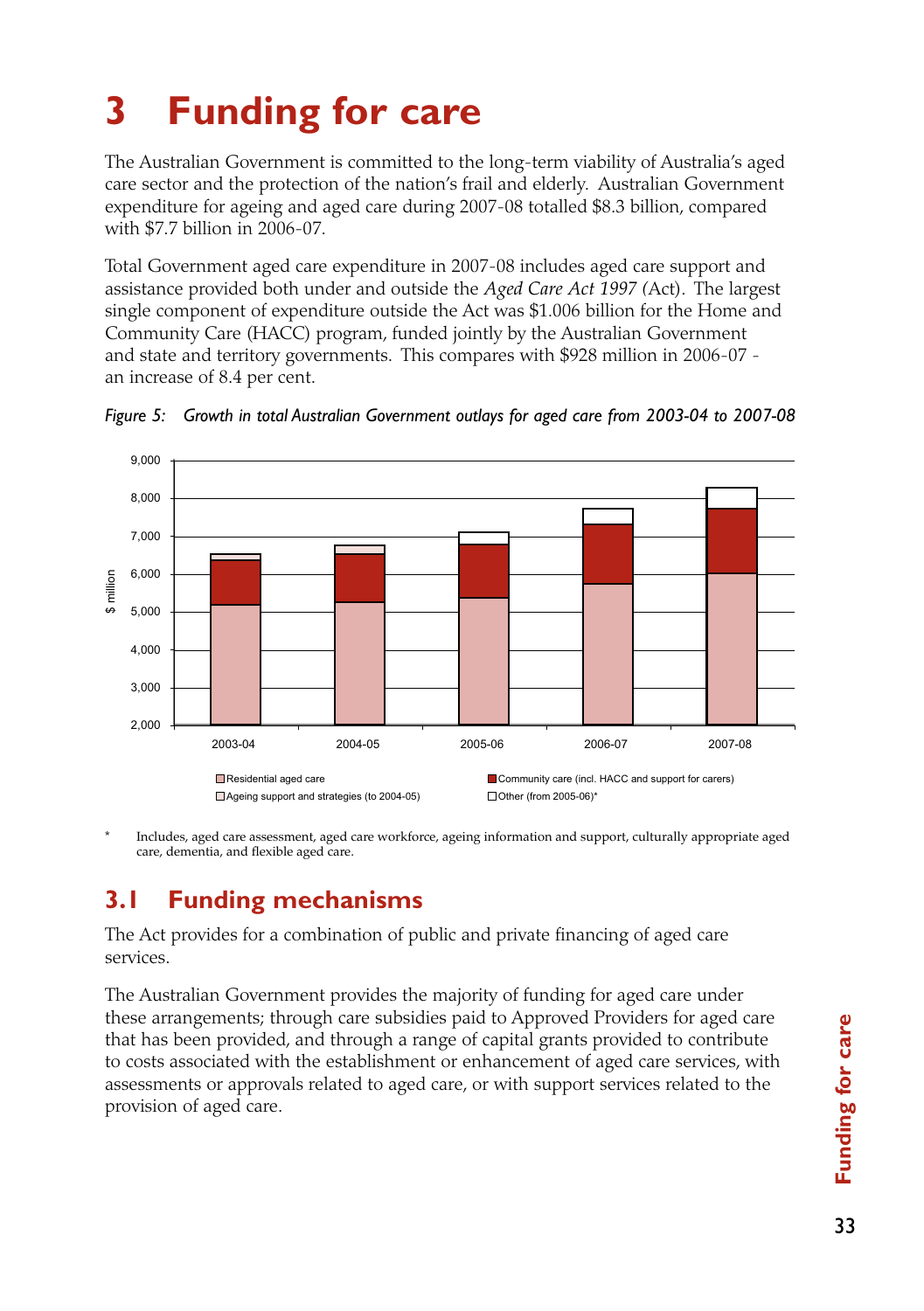# 3 Funding for care

The Australian Government is committed to the long-term viability of Australia's aged care sector and the protection of the nation's frail and elderly. Australian Government expenditure for ageing and aged care during 2007-08 totalled $8.3 billion, compared with $7.7 billion in 2006-07.

Total Government aged care expenditure in 2007-08 includes aged care support and assistance provided both under and outside the *Aged Care Act 1997* (Act). The largest single component of expenditure outside the Act was $1.006 billion for the Home and Community Care (HACC) program, funded jointly by the Australian Government and state and territory governments. This compares with $928 million in 2006-07 - an increase of 8.4 per cent.

*Figure 5: Growth in total Australian Government outlays for aged care from 2003-04 to 2007-08*

\* Includes, aged care assessment, aged care workforce, ageing information and support, culturally appropriate aged care, dementia, and flexible aged care.

## 3.1 Funding mechanisms

The Act provides for a combination of public and private financing of aged care services.

The Australian Government provides the majority of funding for aged care under these arrangements; through care subsidies paid to Approved Providers for aged care that has been provided, and through a range of capital grants provided to contribute to costs associated with the establishment or enhancement of aged care services, with assessments or approvals related to aged care, or with support services related to the provision of aged care.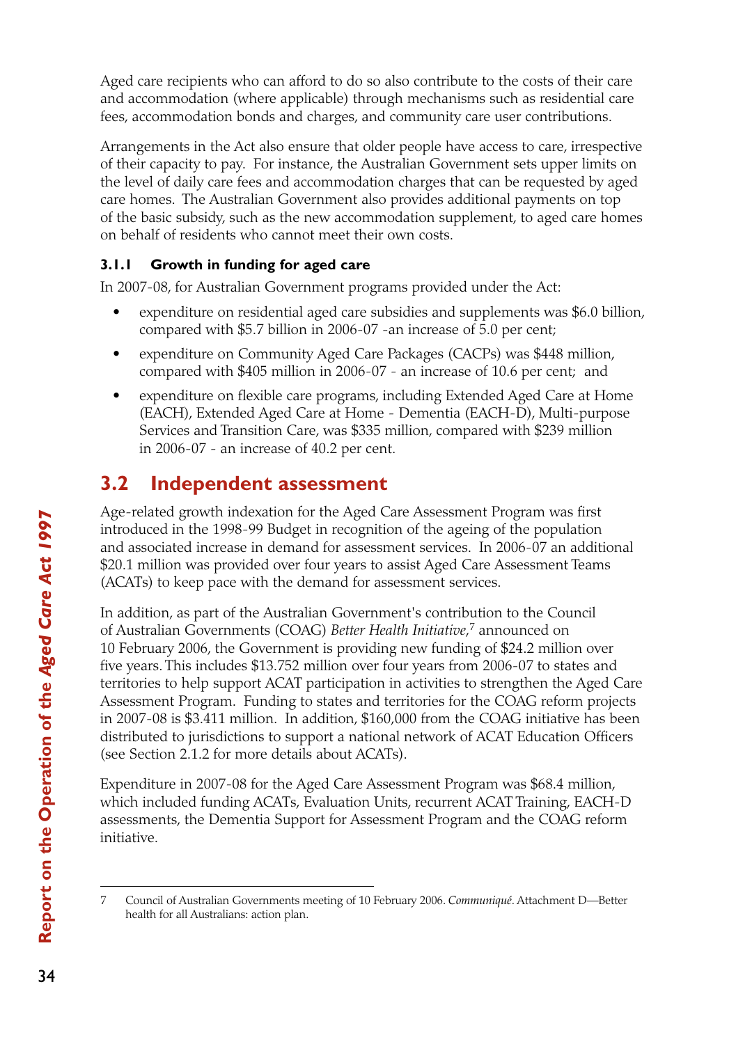Aged care recipients who can afford to do so also contribute to the costs of their care and accommodation (where applicable) through mechanisms such as residential care fees, accommodation bonds and charges, and community care user contributions.

Arrangements in the Act also ensure that older people have access to care, irrespective of their capacity to pay. For instance, the Australian Government sets upper limits on the level of daily care fees and accommodation charges that can be requested by aged care homes. The Australian Government also provides additional payments on top of the basic subsidy, such as the new accommodation supplement, to aged care homes on behalf of residents who cannot meet their own costs.

### 3.1.1 Growth in funding for aged care

In 2007-08, for Australian Government programs provided under the Act:

- expenditure on residential aged care subsidies and supplements was $6.0 billion, compared with $5.7 billion in 2006-07 -an increase of 5.0 per cent;
- expenditure on Community Aged Care Packages (CACPs) was $448 million, compared with $405 million in 2006-07 - an increase of 10.6 per cent; and
- expenditure on flexible care programs, including Extended Aged Care at Home (EACH), Extended Aged Care at Home - Dementia (EACH-D), Multi-purpose Services and Transition Care, was $335 million, compared with $239 million in 2006-07 - an increase of 40.2 per cent.

## 3.2 Independent assessment

Age-related growth indexation for the Aged Care Assessment Program was first introduced in the 1998-99 Budget in recognition of the ageing of the population and associated increase in demand for assessment services. In 2006-07 an additional $20.1 million was provided over four years to assist Aged Care Assessment Teams (ACATs) to keep pace with the demand for assessment services.

In addition, as part of the Australian Government's contribution to the Council of Australian Governments (COAG) *Better Health Initiative*,[7] announced on 10 February 2006, the Government is providing new funding of $24.2 million over five years. This includes $13.752 million over four years from 2006-07 to states and territories to help support ACAT participation in activities to strengthen the Aged Care Assessment Program. Funding to states and territories for the COAG reform projects in 2007-08 is $3.411 million. In addition, $160,000 from the COAG initiative has been distributed to jurisdictions to support a national network of ACAT Education Officers (see Section 2.1.2 for more details about ACATs).

Expenditure in 2007-08 for the Aged Care Assessment Program was $68.4 million, which included funding ACATs, Evaluation Units, recurrent ACAT Training, EACH-D assessments, the Dementia Support for Assessment Program and the COAG reform initiative.

---

7 Council of Australian Governments meeting of 10 February 2006. *Communiqué*. Attachment D—Better health for all Australians: action plan.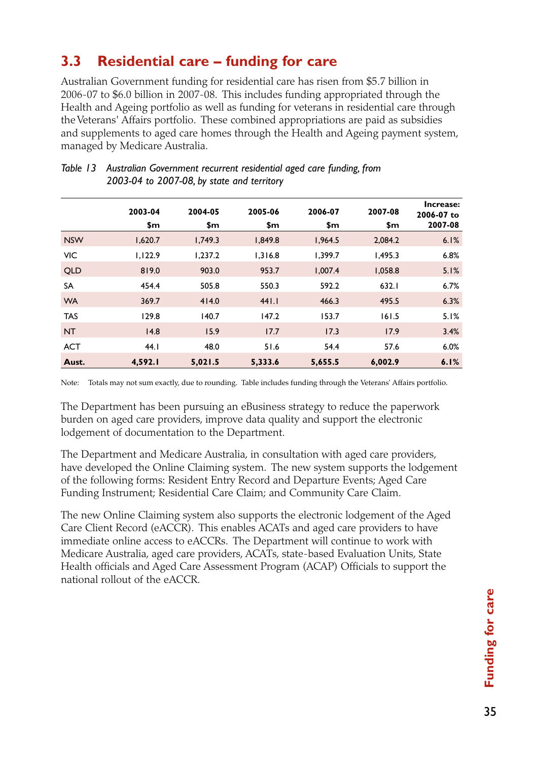## 3.3 Residential care – funding for care

Australian Government funding for residential care has risen from $5.7 billion in 2006-07 to $6.0 billion in 2007-08. This includes funding appropriated through the Health and Ageing portfolio as well as funding for veterans in residential care through the Veterans' Affairs portfolio. These combined appropriations are paid as subsidies and supplements to aged care homes through the Health and Ageing payment system, managed by Medicare Australia.

*Table 13 Australian Government recurrent residential aged care funding, from 2003-04 to 2007-08, by state and territory*

| | 2003-04 $m | 2004-05 $m | 2005-06 $m | 2006-07 $m | 2007-08 $m | Increase: 2006-07 to 2007-08 |
|---|---|---|---|---|---|---|
| NSW | 1,620.7 | 1,749.3 | 1,849.8 | 1,964.5 | 2,084.2 | 6.1% |
| VIC | 1,122.9 | 1,237.2 | 1,316.8 | 1,399.7 | 1,495.3 | 6.8% |
| QLD | 819.0 | 903.0 | 953.7 | 1,007.4 | 1,058.8 | 5.1% |
| SA | 454.4 | 505.8 | 550.3 | 592.2 | 632.1 | 6.7% |
| WA | 369.7 | 414.0 | 441.1 | 466.3 | 495.5 | 6.3% |
| TAS | 129.8 | 140.7 | 147.2 | 153.7 | 161.5 | 5.1% |
| NT | 14.8 | 15.9 | 17.7 | 17.3 | 17.9 | 3.4% |
| ACT | 44.1 | 48.0 | 51.6 | 54.4 | 57.6 | 6.0% |
| **Aust.** | **4,592.1** | **5,021.5** | **5,333.6** | **5,655.5** | **6,002.9** | **6.1%** |

Note: Totals may not sum exactly, due to rounding. Table includes funding through the Veterans' Affairs portfolio.

The Department has been pursuing an eBusiness strategy to reduce the paperwork burden on aged care providers, improve data quality and support the electronic lodgement of documentation to the Department.

The Department and Medicare Australia, in consultation with aged care providers, have developed the Online Claiming system. The new system supports the lodgement of the following forms: Resident Entry Record and Departure Events; Aged Care Funding Instrument; Residential Care Claim; and Community Care Claim.

The new Online Claiming system also supports the electronic lodgement of the Aged Care Client Record (eACCR). This enables ACATs and aged care providers to have immediate online access to eACCRs. The Department will continue to work with Medicare Australia, aged care providers, ACATs, state-based Evaluation Units, State Health officials and Aged Care Assessment Program (ACAP) Officials to support the national rollout of the eACCR.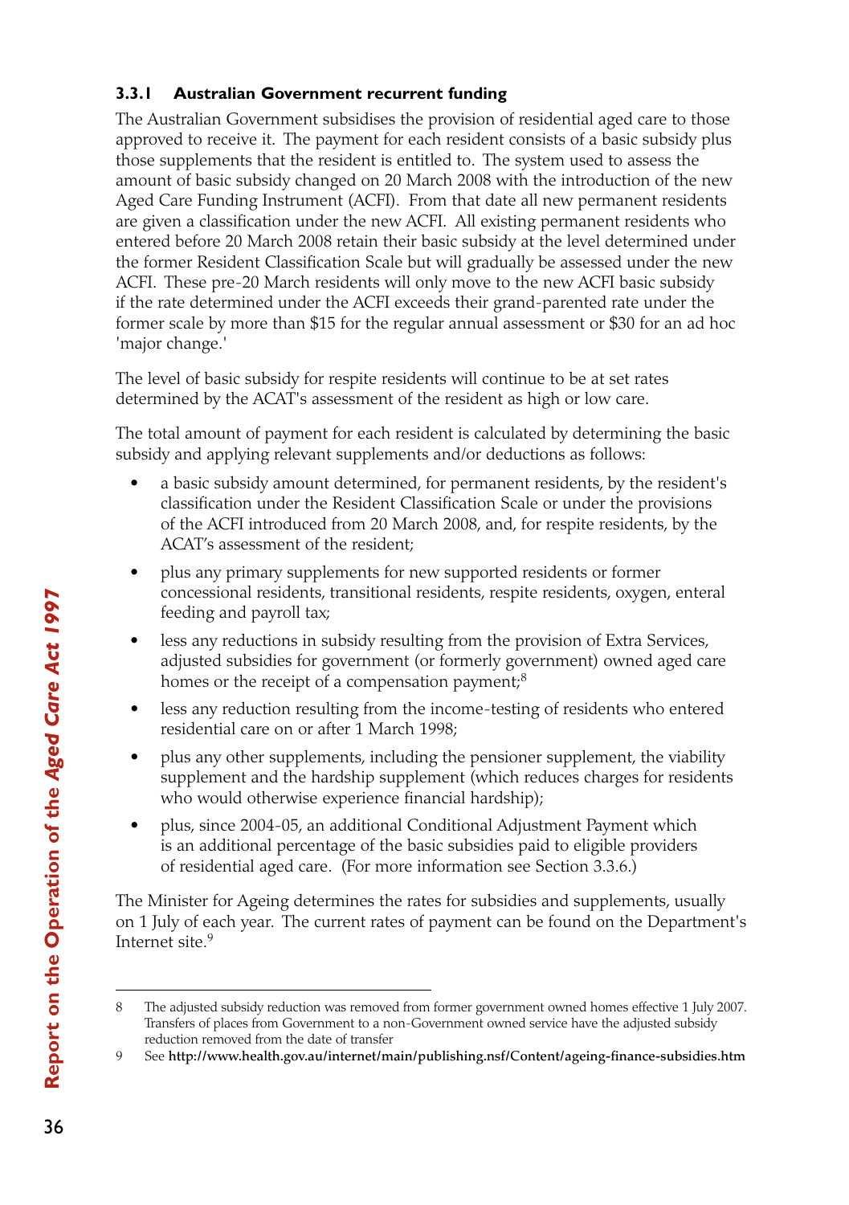### 3.3.1 Australian Government recurrent funding

The Australian Government subsidises the provision of residential aged care to those approved to receive it. The payment for each resident consists of a basic subsidy plus those supplements that the resident is entitled to. The system used to assess the amount of basic subsidy changed on 20 March 2008 with the introduction of the new Aged Care Funding Instrument (ACFI). From that date all new permanent residents are given a classification under the new ACFI. All existing permanent residents who entered before 20 March 2008 retain their basic subsidy at the level determined under the former Resident Classification Scale but will gradually be assessed under the new ACFI. These pre-20 March residents will only move to the new ACFI basic subsidy if the rate determined under the ACFI exceeds their grand-parented rate under the former scale by more than $15 for the regular annual assessment or $30 for an ad hoc 'major change.'

The level of basic subsidy for respite residents will continue to be at set rates determined by the ACAT's assessment of the resident as high or low care.

The total amount of payment for each resident is calculated by determining the basic subsidy and applying relevant supplements and/or deductions as follows:

- a basic subsidy amount determined, for permanent residents, by the resident's classification under the Resident Classification Scale or under the provisions of the ACFI introduced from 20 March 2008, and, for respite residents, by the ACAT's assessment of the resident;
- plus any primary supplements for new supported residents or former concessional residents, transitional residents, respite residents, oxygen, enteral feeding and payroll tax;
- less any reductions in subsidy resulting from the provision of Extra Services, adjusted subsidies for government (or formerly government) owned aged care homes or the receipt of a compensation payment;[8]
- less any reduction resulting from the income-testing of residents who entered residential care on or after 1 March 1998;
- plus any other supplements, including the pensioner supplement, the viability supplement and the hardship supplement (which reduces charges for residents who would otherwise experience financial hardship);
- plus, since 2004-05, an additional Conditional Adjustment Payment which is an additional percentage of the basic subsidies paid to eligible providers of residential aged care. (For more information see Section 3.3.6.)

The Minister for Ageing determines the rates for subsidies and supplements, usually on 1 July of each year. The current rates of payment can be found on the Department's Internet site.[9]

---

8 The adjusted subsidy reduction was removed from former government owned homes effective 1 July 2007. Transfers of places from Government to a non-Government owned service have the adjusted subsidy reduction removed from the date of transfer

9 See **http://www.health.gov.au/internet/main/publishing.nsf/Content/ageing-finance-subsidies.htm**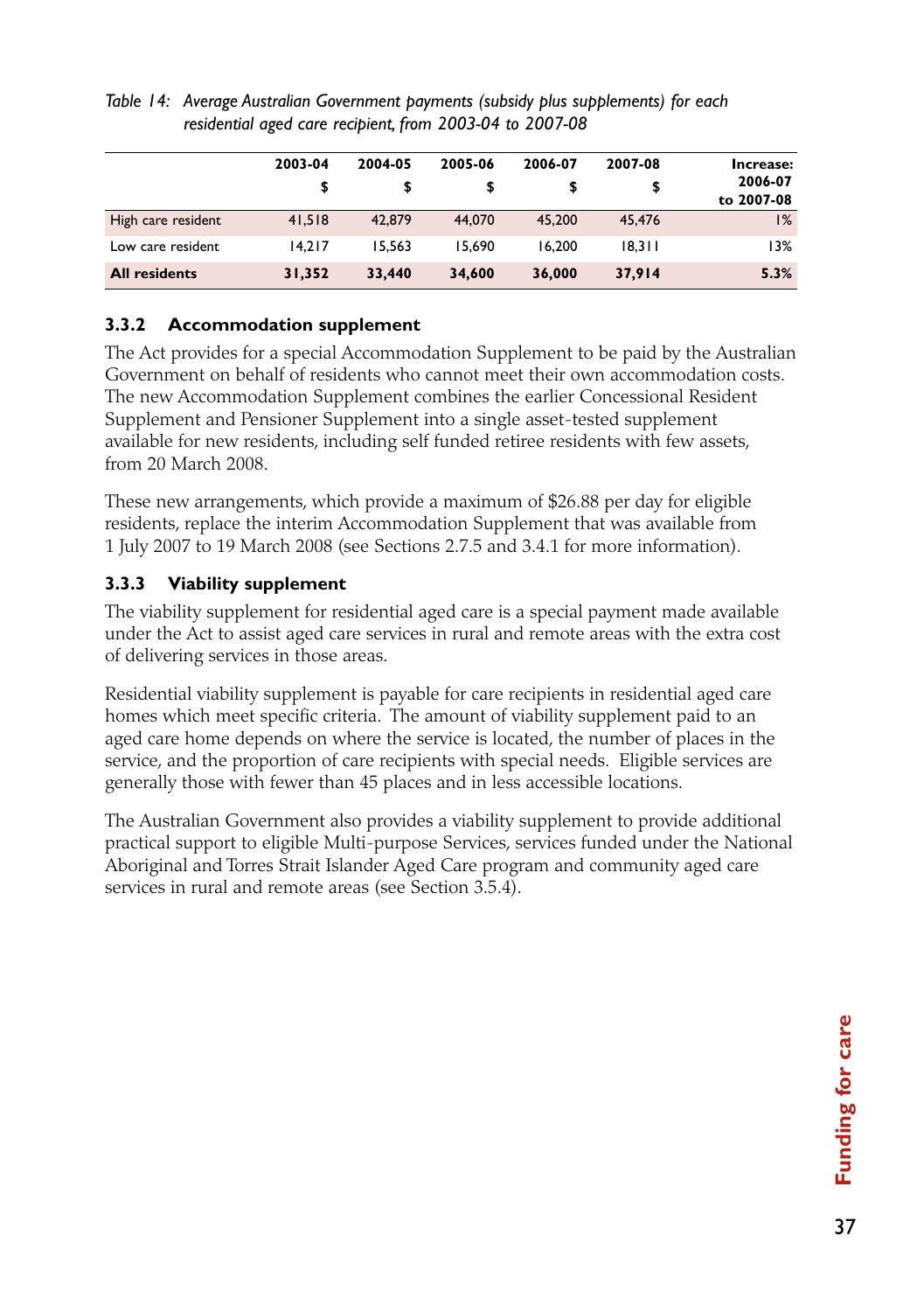*Table 14: Average Australian Government payments (subsidy plus supplements) for each residential aged care recipient, from 2003-04 to 2007-08*

| | 2003-04 $ | 2004-05 $ | 2005-06 $ | 2006-07 $ | 2007-08 $ | Increase: 2006-07 to 2007-08 |
|---|---|---|---|---|---|---|
| High care resident | 41,518 | 42,879 | 44,070 | 45,200 | 45,476 | 1% |
| Low care resident | 14,217 | 15,563 | 15,690 | 16,200 | 18,311 | 13% |
| **All residents** | **31,352** | **33,440** | **34,600** | **36,000** | **37,914** | **5.3%** |

### 3.3.2 Accommodation supplement

The Act provides for a special Accommodation Supplement to be paid by the Australian Government on behalf of residents who cannot meet their own accommodation costs. The new Accommodation Supplement combines the earlier Concessional Resident Supplement and Pensioner Supplement into a single asset-tested supplement available for new residents, including self funded retiree residents with few assets, from 20 March 2008.

These new arrangements, which provide a maximum of $26.88 per day for eligible residents, replace the interim Accommodation Supplement that was available from 1 July 2007 to 19 March 2008 (see Sections 2.7.5 and 3.4.1 for more information).

### 3.3.3 Viability supplement

The viability supplement for residential aged care is a special payment made available under the Act to assist aged care services in rural and remote areas with the extra cost of delivering services in those areas.

Residential viability supplement is payable for care recipients in residential aged care homes which meet specific criteria. The amount of viability supplement paid to an aged care home depends on where the service is located, the number of places in the service, and the proportion of care recipients with special needs. Eligible services are generally those with fewer than 45 places and in less accessible locations.

The Australian Government also provides a viability supplement to provide additional practical support to eligible Multi-purpose Services, services funded under the National Aboriginal and Torres Strait Islander Aged Care program and community aged care services in rural and remote areas (see Section 3.5.4).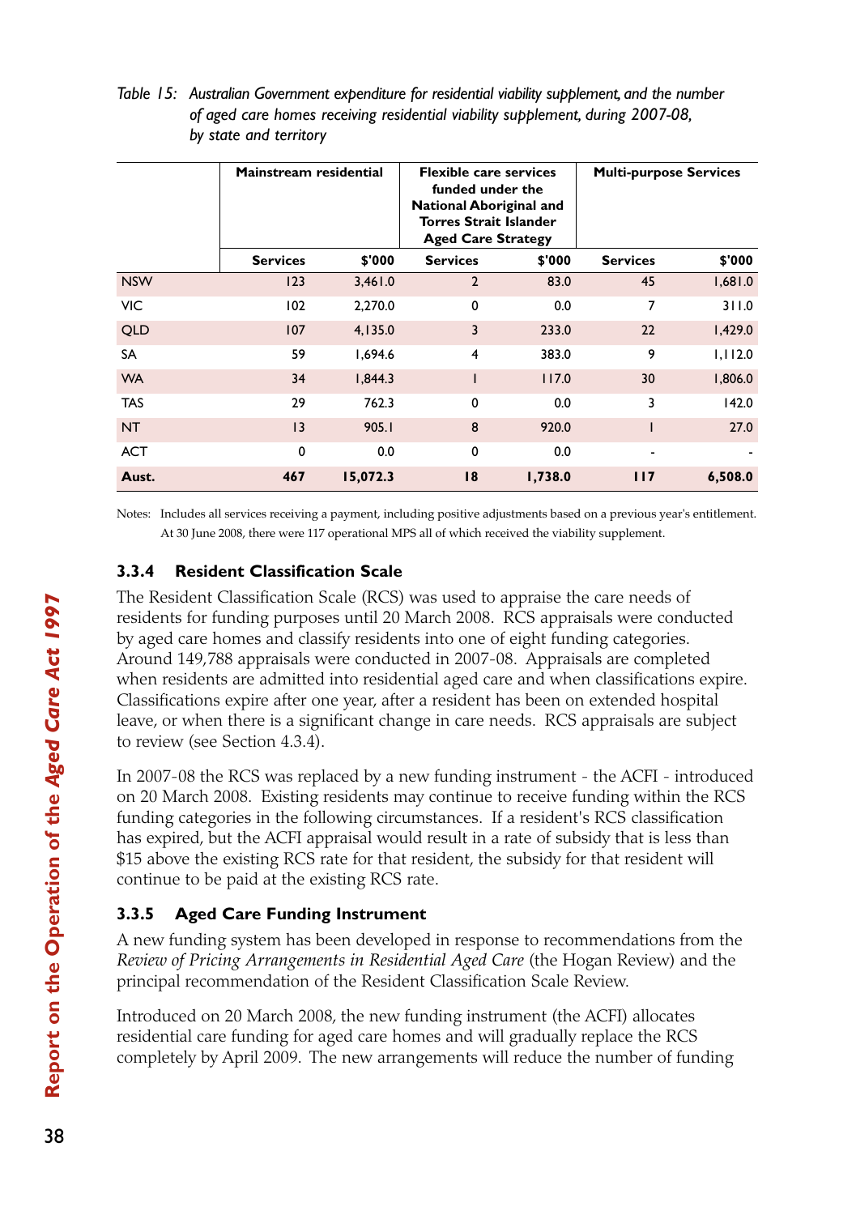*Table 15: Australian Government expenditure for residential viability supplement, and the number of aged care homes receiving residential viability supplement, during 2007-08, by state and territory*

| | Mainstream residential | | Flexible care services funded under the National Aboriginal and Torres Strait Islander Aged Care Strategy | | Multi-purpose Services | |
|---|---|---|---|---|---|---|
| | **Services** | **$'000** | **Services** | **$'000** | **Services** | **$'000** |
| NSW | 123 | 3,461.0 | 2 | 83.0 | 45 | 1,681.0 |
| VIC | 102 | 2,270.0 | 0 | 0.0 | 7 | 311.0 |
| QLD | 107 | 4,135.0 | 3 | 233.0 | 22 | 1,429.0 |
| SA | 59 | 1,694.6 | 4 | 383.0 | 9 | 1,112.0 |
| WA | 34 | 1,844.3 | 1 | 117.0 | 30 | 1,806.0 |
| TAS | 29 | 762.3 | 0 | 0.0 | 3 | 142.0 |
| NT | 13 | 905.1 | 8 | 920.0 | 1 | 27.0 |
| ACT | 0 | 0.0 | 0 | 0.0 | - | - |
| **Aust.** | **467** | **15,072.3** | **18** | **1,738.0** | **117** | **6,508.0** |

Notes: Includes all services receiving a payment, including positive adjustments based on a previous year's entitlement. At 30 June 2008, there were 117 operational MPS all of which received the viability supplement.

### 3.3.4 Resident Classification Scale

The Resident Classification Scale (RCS) was used to appraise the care needs of residents for funding purposes until 20 March 2008. RCS appraisals were conducted by aged care homes and classify residents into one of eight funding categories. Around 149,788 appraisals were conducted in 2007-08. Appraisals are completed when residents are admitted into residential aged care and when classifications expire. Classifications expire after one year, after a resident has been on extended hospital leave, or when there is a significant change in care needs. RCS appraisals are subject to review (see Section 4.3.4).

In 2007-08 the RCS was replaced by a new funding instrument - the ACFI - introduced on 20 March 2008. Existing residents may continue to receive funding within the RCS funding categories in the following circumstances. If a resident's RCS classification has expired, but the ACFI appraisal would result in a rate of subsidy that is less than $15 above the existing RCS rate for that resident, the subsidy for that resident will continue to be paid at the existing RCS rate.

### 3.3.5 Aged Care Funding Instrument

A new funding system has been developed in response to recommendations from the *Review of Pricing Arrangements in Residential Aged Care* (the Hogan Review) and the principal recommendation of the Resident Classification Scale Review.

Introduced on 20 March 2008, the new funding instrument (the ACFI) allocates residential care funding for aged care homes and will gradually replace the RCS completely by April 2009. The new arrangements will reduce the number of funding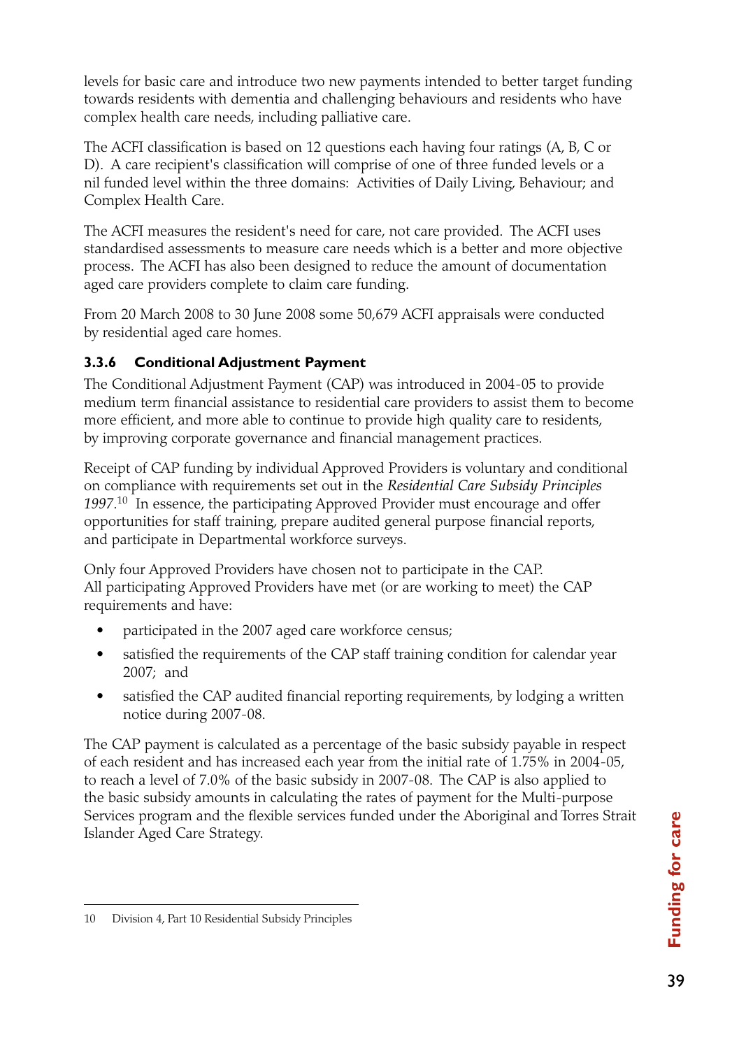levels for basic care and introduce two new payments intended to better target funding towards residents with dementia and challenging behaviours and residents who have complex health care needs, including palliative care.

The ACFI classification is based on 12 questions each having four ratings (A, B, C or D). A care recipient's classification will comprise of one of three funded levels or a nil funded level within the three domains: Activities of Daily Living, Behaviour; and Complex Health Care.

The ACFI measures the resident's need for care, not care provided. The ACFI uses standardised assessments to measure care needs which is a better and more objective process. The ACFI has also been designed to reduce the amount of documentation aged care providers complete to claim care funding.

From 20 March 2008 to 30 June 2008 some 50,679 ACFI appraisals were conducted by residential aged care homes.

### 3.3.6 Conditional Adjustment Payment

The Conditional Adjustment Payment (CAP) was introduced in 2004-05 to provide medium term financial assistance to residential care providers to assist them to become more efficient, and more able to continue to provide high quality care to residents, by improving corporate governance and financial management practices.

Receipt of CAP funding by individual Approved Providers is voluntary and conditional on compliance with requirements set out in the *Residential Care Subsidy Principles 1997*.[10] In essence, the participating Approved Provider must encourage and offer opportunities for staff training, prepare audited general purpose financial reports, and participate in Departmental workforce surveys.

Only four Approved Providers have chosen not to participate in the CAP. All participating Approved Providers have met (or are working to meet) the CAP requirements and have:

- participated in the 2007 aged care workforce census;
- satisfied the requirements of the CAP staff training condition for calendar year 2007; and
- satisfied the CAP audited financial reporting requirements, by lodging a written notice during 2007-08.

The CAP payment is calculated as a percentage of the basic subsidy payable in respect of each resident and has increased each year from the initial rate of 1.75% in 2004-05, to reach a level of 7.0% of the basic subsidy in 2007-08. The CAP is also applied to the basic subsidy amounts in calculating the rates of payment for the Multi-purpose Services program and the flexible services funded under the Aboriginal and Torres Strait Islander Aged Care Strategy.

---

10 Division 4, Part 10 Residential Subsidy Principles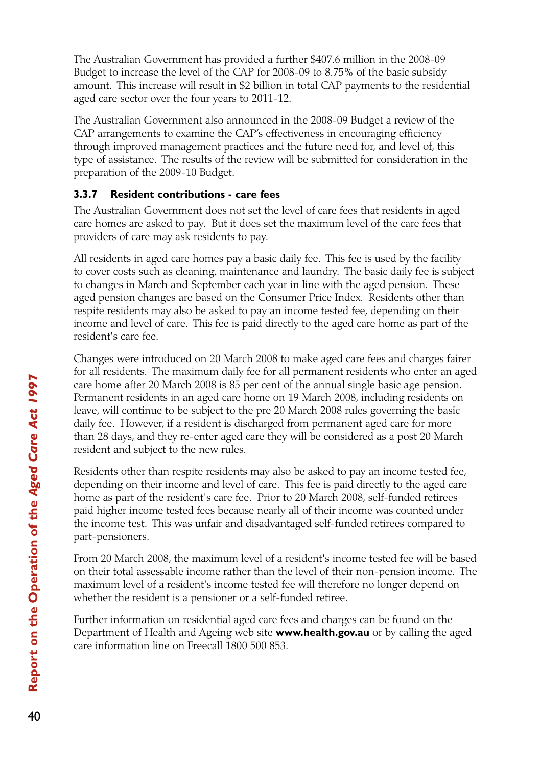The Australian Government has provided a further $407.6 million in the 2008-09 Budget to increase the level of the CAP for 2008-09 to 8.75% of the basic subsidy amount. This increase will result in $2 billion in total CAP payments to the residential aged care sector over the four years to 2011-12.

The Australian Government also announced in the 2008-09 Budget a review of the CAP arrangements to examine the CAP's effectiveness in encouraging efficiency through improved management practices and the future need for, and level of, this type of assistance. The results of the review will be submitted for consideration in the preparation of the 2009-10 Budget.

### 3.3.7 Resident contributions - care fees

The Australian Government does not set the level of care fees that residents in aged care homes are asked to pay. But it does set the maximum level of the care fees that providers of care may ask residents to pay.

All residents in aged care homes pay a basic daily fee. This fee is used by the facility to cover costs such as cleaning, maintenance and laundry. The basic daily fee is subject to changes in March and September each year in line with the aged pension. These aged pension changes are based on the Consumer Price Index. Residents other than respite residents may also be asked to pay an income tested fee, depending on their income and level of care. This fee is paid directly to the aged care home as part of the resident's care fee.

Changes were introduced on 20 March 2008 to make aged care fees and charges fairer for all residents. The maximum daily fee for all permanent residents who enter an aged care home after 20 March 2008 is 85 per cent of the annual single basic age pension. Permanent residents in an aged care home on 19 March 2008, including residents on leave, will continue to be subject to the pre 20 March 2008 rules governing the basic daily fee. However, if a resident is discharged from permanent aged care for more than 28 days, and they re-enter aged care they will be considered as a post 20 March resident and subject to the new rules.

Residents other than respite residents may also be asked to pay an income tested fee, depending on their income and level of care. This fee is paid directly to the aged care home as part of the resident's care fee. Prior to 20 March 2008, self-funded retirees paid higher income tested fees because nearly all of their income was counted under the income test. This was unfair and disadvantaged self-funded retirees compared to part-pensioners.

From 20 March 2008, the maximum level of a resident's income tested fee will be based on their total assessable income rather than the level of their non-pension income. The maximum level of a resident's income tested fee will therefore no longer depend on whether the resident is a pensioner or a self-funded retiree.

Further information on residential aged care fees and charges can be found on the Department of Health and Ageing web site **www.health.gov.au** or by calling the aged care information line on Freecall 1800 500 853.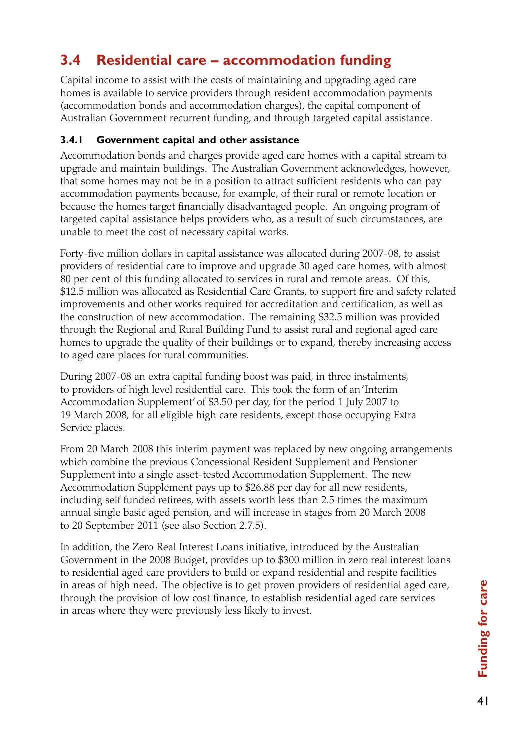## 3.4 Residential care – accommodation funding

Capital income to assist with the costs of maintaining and upgrading aged care homes is available to service providers through resident accommodation payments (accommodation bonds and accommodation charges), the capital component of Australian Government recurrent funding, and through targeted capital assistance.

### 3.4.1 Government capital and other assistance

Accommodation bonds and charges provide aged care homes with a capital stream to upgrade and maintain buildings. The Australian Government acknowledges, however, that some homes may not be in a position to attract sufficient residents who can pay accommodation payments because, for example, of their rural or remote location or because the homes target financially disadvantaged people. An ongoing program of targeted capital assistance helps providers who, as a result of such circumstances, are unable to meet the cost of necessary capital works.

Forty-five million dollars in capital assistance was allocated during 2007-08, to assist providers of residential care to improve and upgrade 30 aged care homes, with almost 80 per cent of this funding allocated to services in rural and remote areas. Of this, $12.5 million was allocated as Residential Care Grants, to support fire and safety related improvements and other works required for accreditation and certification, as well as the construction of new accommodation. The remaining $32.5 million was provided through the Regional and Rural Building Fund to assist rural and regional aged care homes to upgrade the quality of their buildings or to expand, thereby increasing access to aged care places for rural communities.

During 2007-08 an extra capital funding boost was paid, in three instalments, to providers of high level residential care. This took the form of an 'Interim Accommodation Supplement' of $3.50 per day, for the period 1 July 2007 to 19 March 2008, for all eligible high care residents, except those occupying Extra Service places.

From 20 March 2008 this interim payment was replaced by new ongoing arrangements which combine the previous Concessional Resident Supplement and Pensioner Supplement into a single asset-tested Accommodation Supplement. The new Accommodation Supplement pays up to $26.88 per day for all new residents, including self funded retirees, with assets worth less than 2.5 times the maximum annual single basic aged pension, and will increase in stages from 20 March 2008 to 20 September 2011 (see also Section 2.7.5).

In addition, the Zero Real Interest Loans initiative, introduced by the Australian Government in the 2008 Budget, provides up to $300 million in zero real interest loans to residential aged care providers to build or expand residential and respite facilities in areas of high need. The objective is to get proven providers of residential aged care, through the provision of low cost finance, to establish residential aged care services in areas where they were previously less likely to invest.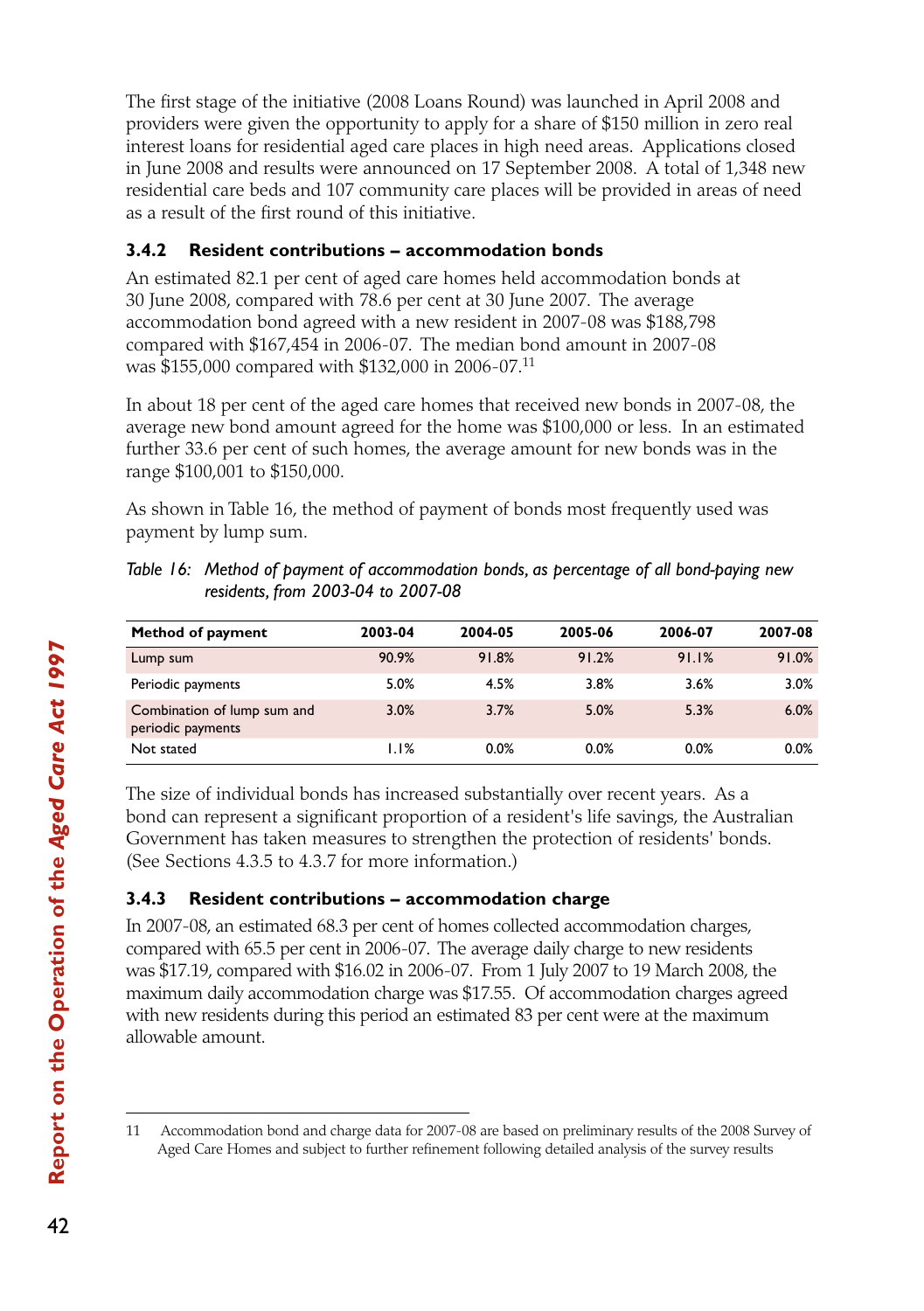The first stage of the initiative (2008 Loans Round) was launched in April 2008 and providers were given the opportunity to apply for a share of $150 million in zero real interest loans for residential aged care places in high need areas. Applications closed in June 2008 and results were announced on 17 September 2008. A total of 1,348 new residential care beds and 107 community care places will be provided in areas of need as a result of the first round of this initiative.

### 3.4.2 Resident contributions – accommodation bonds

An estimated 82.1 per cent of aged care homes held accommodation bonds at 30 June 2008, compared with 78.6 per cent at 30 June 2007. The average accommodation bond agreed with a new resident in 2007-08 was $188,798 compared with $167,454 in 2006-07. The median bond amount in 2007-08 was $155,000 compared with $132,000 in 2006-07.[11]

In about 18 per cent of the aged care homes that received new bonds in 2007-08, the average new bond amount agreed for the home was $100,000 or less. In an estimated further 33.6 per cent of such homes, the average amount for new bonds was in the range $100,001 to $150,000.

As shown in Table 16, the method of payment of bonds most frequently used was payment by lump sum.

*Table 16: Method of payment of accommodation bonds, as percentage of all bond-paying new residents, from 2003-04 to 2007-08*

| Method of payment | 2003-04 | 2004-05 | 2005-06 | 2006-07 | 2007-08 |
|---|---|---|---|---|---|
| Lump sum | 90.9% | 91.8% | 91.2% | 91.1% | 91.0% |
| Periodic payments | 5.0% | 4.5% | 3.8% | 3.6% | 3.0% |
| Combination of lump sum and periodic payments | 3.0% | 3.7% | 5.0% | 5.3% | 6.0% |
| Not stated | 1.1% | 0.0% | 0.0% | 0.0% | 0.0% |

The size of individual bonds has increased substantially over recent years. As a bond can represent a significant proportion of a resident's life savings, the Australian Government has taken measures to strengthen the protection of residents' bonds. (See Sections 4.3.5 to 4.3.7 for more information.)

### 3.4.3 Resident contributions – accommodation charge

In 2007-08, an estimated 68.3 per cent of homes collected accommodation charges, compared with 65.5 per cent in 2006-07. The average daily charge to new residents was $17.19, compared with $16.02 in 2006-07. From 1 July 2007 to 19 March 2008, the maximum daily accommodation charge was $17.55. Of accommodation charges agreed with new residents during this period an estimated 83 per cent were at the maximum allowable amount.

---

11 Accommodation bond and charge data for 2007-08 are based on preliminary results of the 2008 Survey of Aged Care Homes and subject to further refinement following detailed analysis of the survey results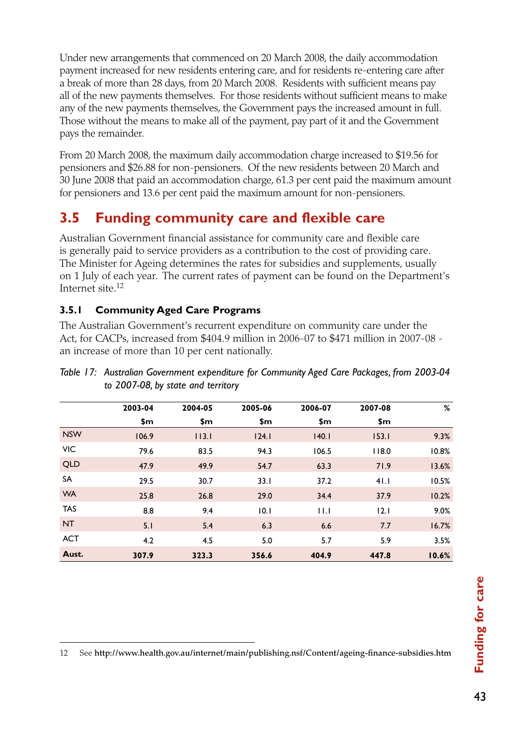Under new arrangements that commenced on 20 March 2008, the daily accommodation payment increased for new residents entering care, and for residents re-entering care after a break of more than 28 days, from 20 March 2008. Residents with sufficient means pay all of the new payments themselves. For those residents without sufficient means to make any of the new payments themselves, the Government pays the increased amount in full. Those without the means to make all of the payment, pay part of it and the Government pays the remainder.

From 20 March 2008, the maximum daily accommodation charge increased to $19.56 for pensioners and $26.88 for non-pensioners. Of the new residents between 20 March and 30 June 2008 that paid an accommodation charge, 61.3 per cent paid the maximum amount for pensioners and 13.6 per cent paid the maximum amount for non-pensioners.

## 3.5 Funding community care and flexible care

Australian Government financial assistance for community care and flexible care is generally paid to service providers as a contribution to the cost of providing care. The Minister for Ageing determines the rates for subsidies and supplements, usually on 1 July of each year. The current rates of payment can be found on the Department's Internet site.[12]

### 3.5.1 Community Aged Care Programs

The Australian Government's recurrent expenditure on community care under the Act, for CACPs, increased from $404.9 million in 2006-07 to $471 million in 2007-08 - an increase of more than 10 per cent nationally.

*Table 17: Australian Government expenditure for Community Aged Care Packages, from 2003-04 to 2007-08, by state and territory*

| | 2003-04 | 2004-05 | 2005-06 | 2006-07 | 2007-08 | % |
|---|---|---|---|---|---|---|
| | $m | $m | $m | $m | $m | |
| NSW | 106.9 | 113.1 | 124.1 | 140.1 | 153.1 | 9.3% |
| VIC | 79.6 | 83.5 | 94.3 | 106.5 | 118.0 | 10.8% |
| QLD | 47.9 | 49.9 | 54.7 | 63.3 | 71.9 | 13.6% |
| SA | 29.5 | 30.7 | 33.1 | 37.2 | 41.1 | 10.5% |
| WA | 25.8 | 26.8 | 29.0 | 34.4 | 37.9 | 10.2% |
| TAS | 8.8 | 9.4 | 10.1 | 11.1 | 12.1 | 9.0% |
| NT | 5.1 | 5.4 | 6.3 | 6.6 | 7.7 | 16.7% |
| ACT | 4.2 | 4.5 | 5.0 | 5.7 | 5.9 | 3.5% |
| **Aust.** | **307.9** | **323.3** | **356.6** | **404.9** | **447.8** | **10.6%** |

12 See **http://www.health.gov.au/internet/main/publishing.nsf/Content/ageing-finance-subsidies.htm**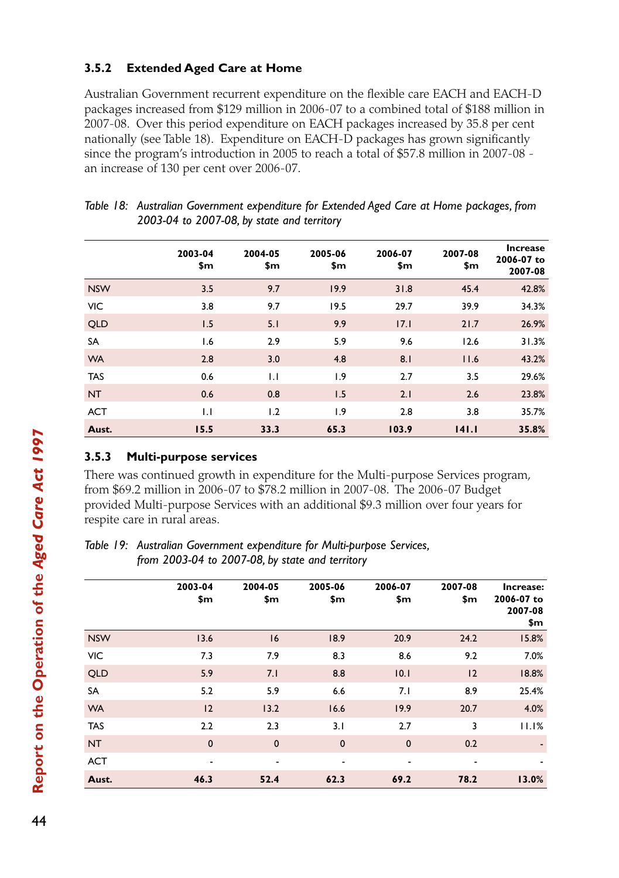### 3.5.2 Extended Aged Care at Home

Australian Government recurrent expenditure on the flexible care EACH and EACH-D packages increased from $129 million in 2006-07 to a combined total of $188 million in 2007-08. Over this period expenditure on EACH packages increased by 35.8 per cent nationally (see Table 18). Expenditure on EACH-D packages has grown significantly since the program's introduction in 2005 to reach a total of $57.8 million in 2007-08 - an increase of 130 per cent over 2006-07.

*Table 18: Australian Government expenditure for Extended Aged Care at Home packages, from 2003-04 to 2007-08, by state and territory*

| | 2003-04 $m | 2004-05 $m | 2005-06 $m | 2006-07 $m | 2007-08 $m | Increase 2006-07 to 2007-08 |
|---|---|---|---|---|---|---|
| NSW | 3.5 | 9.7 | 19.9 | 31.8 | 45.4 | 42.8% |
| VIC | 3.8 | 9.7 | 19.5 | 29.7 | 39.9 | 34.3% |
| QLD | 1.5 | 5.1 | 9.9 | 17.1 | 21.7 | 26.9% |
| SA | 1.6 | 2.9 | 5.9 | 9.6 | 12.6 | 31.3% |
| WA | 2.8 | 3.0 | 4.8 | 8.1 | 11.6 | 43.2% |
| TAS | 0.6 | 1.1 | 1.9 | 2.7 | 3.5 | 29.6% |
| NT | 0.6 | 0.8 | 1.5 | 2.1 | 2.6 | 23.8% |
| ACT | 1.1 | 1.2 | 1.9 | 2.8 | 3.8 | 35.7% |
| **Aust.** | **15.5** | **33.3** | **65.3** | **103.9** | **141.1** | **35.8%** |

### 3.5.3 Multi-purpose services

There was continued growth in expenditure for the Multi-purpose Services program, from $69.2 million in 2006-07 to $78.2 million in 2007-08. The 2006-07 Budget provided Multi-purpose Services with an additional $9.3 million over four years for respite care in rural areas.

*Table 19: Australian Government expenditure for Multi-purpose Services, from 2003-04 to 2007-08, by state and territory*

| | 2003-04 $m | 2004-05 $m | 2005-06 $m | 2006-07 $m | 2007-08 $m | Increase: 2006-07 to 2007-08 $m |
|---|---|---|---|---|---|---|
| NSW | 13.6 | 16 | 18.9 | 20.9 | 24.2 | 15.8% |
| VIC | 7.3 | 7.9 | 8.3 | 8.6 | 9.2 | 7.0% |
| QLD | 5.9 | 7.1 | 8.8 | 10.1 | 12 | 18.8% |
| SA | 5.2 | 5.9 | 6.6 | 7.1 | 8.9 | 25.4% |
| WA | 12 | 13.2 | 16.6 | 19.9 | 20.7 | 4.0% |
| TAS | 2.2 | 2.3 | 3.1 | 2.7 | 3 | 11.1% |
| NT | 0 | 0 | 0 | 0 | 0.2 | - |
| ACT | - | - | - | - | - | - |
| **Aust.** | **46.3** | **52.4** | **62.3** | **69.2** | **78.2** | **13.0%** |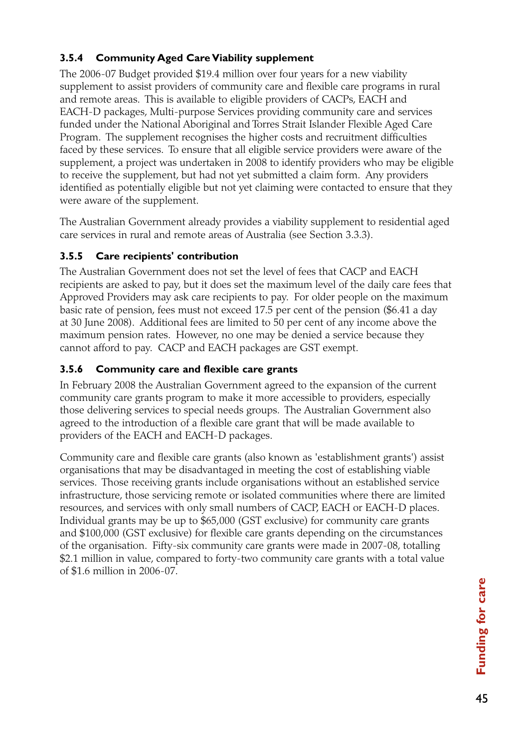### 3.5.4 Community Aged Care Viability supplement

The 2006-07 Budget provided $19.4 million over four years for a new viability supplement to assist providers of community care and flexible care programs in rural and remote areas. This is available to eligible providers of CACPs, EACH and EACH-D packages, Multi-purpose Services providing community care and services funded under the National Aboriginal and Torres Strait Islander Flexible Aged Care Program. The supplement recognises the higher costs and recruitment difficulties faced by these services. To ensure that all eligible service providers were aware of the supplement, a project was undertaken in 2008 to identify providers who may be eligible to receive the supplement, but had not yet submitted a claim form. Any providers identified as potentially eligible but not yet claiming were contacted to ensure that they were aware of the supplement.

The Australian Government already provides a viability supplement to residential aged care services in rural and remote areas of Australia (see Section 3.3.3).

### 3.5.5 Care recipients' contribution

The Australian Government does not set the level of fees that CACP and EACH recipients are asked to pay, but it does set the maximum level of the daily care fees that Approved Providers may ask care recipients to pay. For older people on the maximum basic rate of pension, fees must not exceed 17.5 per cent of the pension ($6.41 a day at 30 June 2008). Additional fees are limited to 50 per cent of any income above the maximum pension rates. However, no one may be denied a service because they cannot afford to pay. CACP and EACH packages are GST exempt.

### 3.5.6 Community care and flexible care grants

In February 2008 the Australian Government agreed to the expansion of the current community care grants program to make it more accessible to providers, especially those delivering services to special needs groups. The Australian Government also agreed to the introduction of a flexible care grant that will be made available to providers of the EACH and EACH-D packages.

Community care and flexible care grants (also known as 'establishment grants') assist organisations that may be disadvantaged in meeting the cost of establishing viable services. Those receiving grants include organisations without an established service infrastructure, those servicing remote or isolated communities where there are limited resources, and services with only small numbers of CACP, EACH or EACH-D places. Individual grants may be up to $65,000 (GST exclusive) for community care grants and $100,000 (GST exclusive) for flexible care grants depending on the circumstances of the organisation. Fifty-six community care grants were made in 2007-08, totalling $2.1 million in value, compared to forty-two community care grants with a total value of $1.6 million in 2006-07.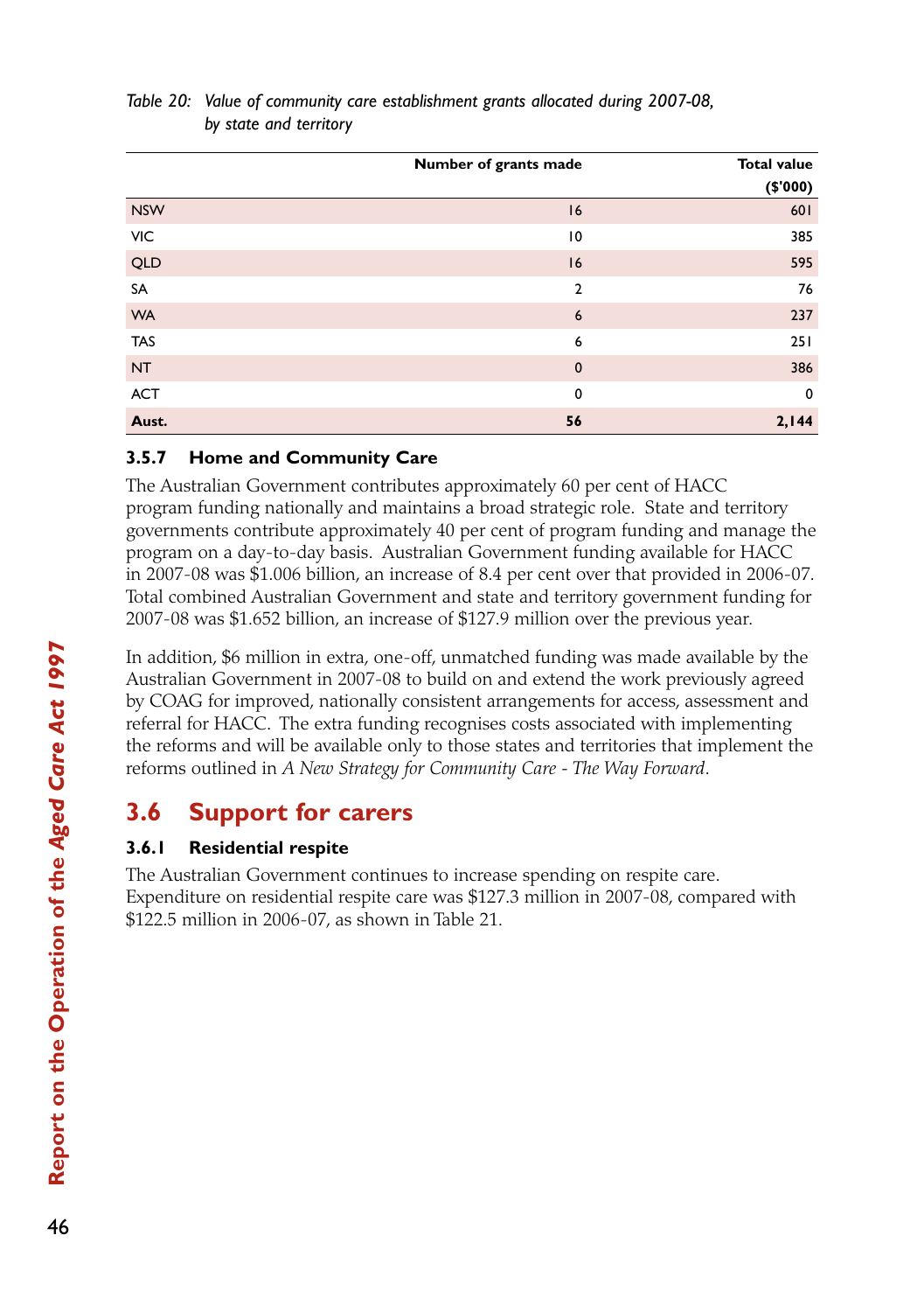*Table 20: Value of community care establishment grants allocated during 2007-08, by state and territory*

| | Number of grants made | Total value ($'000) |
|---|---|---|
| NSW | 16 | 601 |
| VIC | 10 | 385 |
| QLD | 16 | 595 |
| SA | 2 | 76 |
| WA | 6 | 237 |
| TAS | 6 | 251 |
| NT | 0 | 386 |
| ACT | 0 | 0 |
| **Aust.** | **56** | **2,144** |

### 3.5.7 Home and Community Care

The Australian Government contributes approximately 60 per cent of HACC program funding nationally and maintains a broad strategic role. State and territory governments contribute approximately 40 per cent of program funding and manage the program on a day-to-day basis. Australian Government funding available for HACC in 2007-08 was $1.006 billion, an increase of 8.4 per cent over that provided in 2006-07. Total combined Australian Government and state and territory government funding for 2007-08 was $1.652 billion, an increase of $127.9 million over the previous year.

In addition, $6 million in extra, one-off, unmatched funding was made available by the Australian Government in 2007-08 to build on and extend the work previously agreed by COAG for improved, nationally consistent arrangements for access, assessment and referral for HACC. The extra funding recognises costs associated with implementing the reforms and will be available only to those states and territories that implement the reforms outlined in *A New Strategy for Community Care - The Way Forward*.

## 3.6 Support for carers

### 3.6.1 Residential respite

The Australian Government continues to increase spending on respite care. Expenditure on residential respite care was $127.3 million in 2007-08, compared with $122.5 million in 2006-07, as shown in Table 21.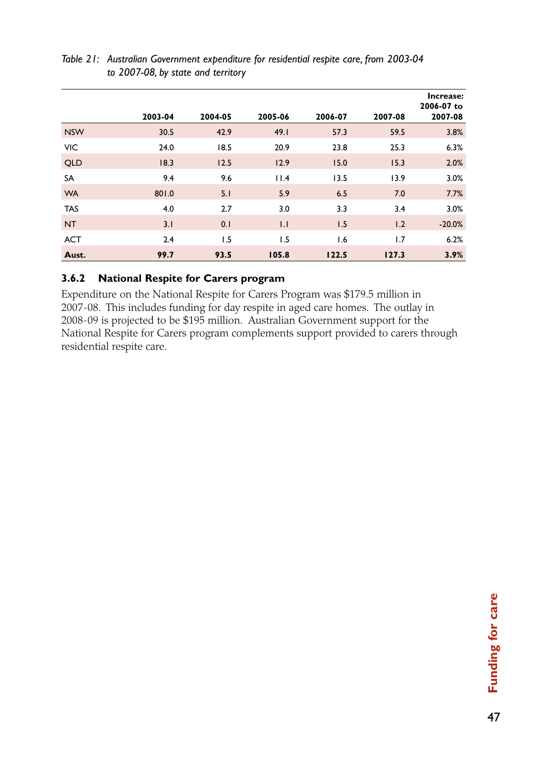*Table 21: Australian Government expenditure for residential respite care, from 2003-04 to 2007-08, by state and territory*

| | 2003-04 | 2004-05 | 2005-06 | 2006-07 | 2007-08 | Increase: 2006-07 to 2007-08 |
|---|---|---|---|---|---|---|
| NSW | 30.5 | 42.9 | 49.1 | 57.3 | 59.5 | 3.8% |
| VIC | 24.0 | 18.5 | 20.9 | 23.8 | 25.3 | 6.3% |
| QLD | 18.3 | 12.5 | 12.9 | 15.0 | 15.3 | 2.0% |
| SA | 9.4 | 9.6 | 11.4 | 13.5 | 13.9 | 3.0% |
| WA | 801.0 | 5.1 | 5.9 | 6.5 | 7.0 | 7.7% |
| TAS | 4.0 | 2.7 | 3.0 | 3.3 | 3.4 | 3.0% |
| NT | 3.1 | 0.1 | 1.1 | 1.5 | 1.2 | -20.0% |
| ACT | 2.4 | 1.5 | 1.5 | 1.6 | 1.7 | 6.2% |
| **Aust.** | **99.7** | **93.5** | **105.8** | **122.5** | **127.3** | **3.9%** |

### 3.6.2 National Respite for Carers program

Expenditure on the National Respite for Carers Program was $179.5 million in 2007-08. This includes funding for day respite in aged care homes. The outlay in 2008-09 is projected to be $195 million. Australian Government support for the National Respite for Carers program complements support provided to carers through residential respite care.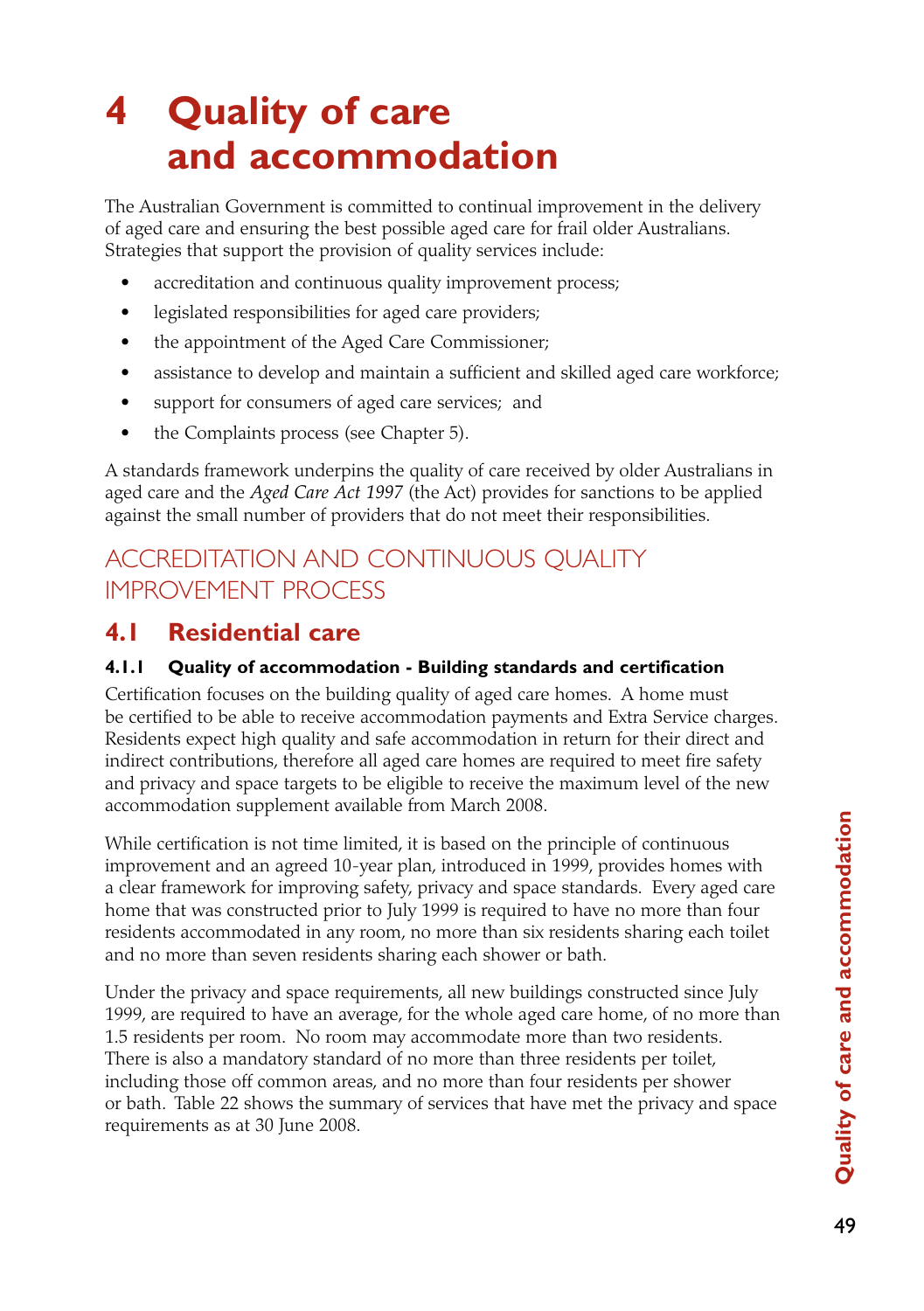# 4 Quality of care and accommodation

The Australian Government is committed to continual improvement in the delivery of aged care and ensuring the best possible aged care for frail older Australians. Strategies that support the provision of quality services include:

- accreditation and continuous quality improvement process;
- legislated responsibilities for aged care providers;
- the appointment of the Aged Care Commissioner;
- assistance to develop and maintain a sufficient and skilled aged care workforce;
- support for consumers of aged care services; and
- the Complaints process (see Chapter 5).

A standards framework underpins the quality of care received by older Australians in aged care and the *Aged Care Act 1997* (the Act) provides for sanctions to be applied against the small number of providers that do not meet their responsibilities.

## ACCREDITATION AND CONTINUOUS QUALITY IMPROVEMENT PROCESS

## 4.1 Residential care

### 4.1.1 Quality of accommodation - Building standards and certification

Certification focuses on the building quality of aged care homes. A home must be certified to be able to receive accommodation payments and Extra Service charges. Residents expect high quality and safe accommodation in return for their direct and indirect contributions, therefore all aged care homes are required to meet fire safety and privacy and space targets to be eligible to receive the maximum level of the new accommodation supplement available from March 2008.

While certification is not time limited, it is based on the principle of continuous improvement and an agreed 10-year plan, introduced in 1999, provides homes with a clear framework for improving safety, privacy and space standards. Every aged care home that was constructed prior to July 1999 is required to have no more than four residents accommodated in any room, no more than six residents sharing each toilet and no more than seven residents sharing each shower or bath.

Under the privacy and space requirements, all new buildings constructed since July 1999, are required to have an average, for the whole aged care home, of no more than 1.5 residents per room. No room may accommodate more than two residents. There is also a mandatory standard of no more than three residents per toilet, including those off common areas, and no more than four residents per shower or bath. Table 22 shows the summary of services that have met the privacy and space requirements as at 30 June 2008.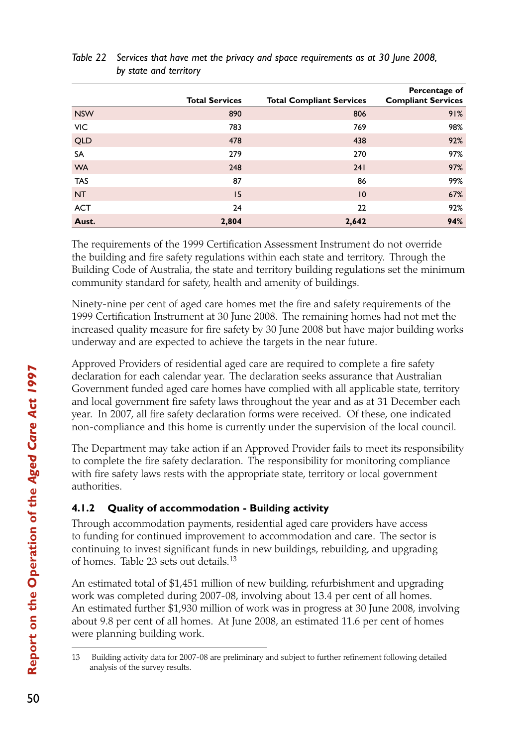*Table 22 Services that have met the privacy and space requirements as at 30 June 2008, by state and territory*

| | Total Services | Total Compliant Services | Percentage of Compliant Services |
|---|---|---|---|
| NSW | 890 | 806 | 91% |
| VIC | 783 | 769 | 98% |
| QLD | 478 | 438 | 92% |
| SA | 279 | 270 | 97% |
| WA | 248 | 241 | 97% |
| TAS | 87 | 86 | 99% |
| NT | 15 | 10 | 67% |
| ACT | 24 | 22 | 92% |
| **Aust.** | **2,804** | **2,642** | **94%** |

The requirements of the 1999 Certification Assessment Instrument do not override the building and fire safety regulations within each state and territory. Through the Building Code of Australia, the state and territory building regulations set the minimum community standard for safety, health and amenity of buildings.

Ninety-nine per cent of aged care homes met the fire and safety requirements of the 1999 Certification Instrument at 30 June 2008. The remaining homes had not met the increased quality measure for fire safety by 30 June 2008 but have major building works underway and are expected to achieve the targets in the near future.

Approved Providers of residential aged care are required to complete a fire safety declaration for each calendar year. The declaration seeks assurance that Australian Government funded aged care homes have complied with all applicable state, territory and local government fire safety laws throughout the year and as at 31 December each year. In 2007, all fire safety declaration forms were received. Of these, one indicated non-compliance and this home is currently under the supervision of the local council.

The Department may take action if an Approved Provider fails to meet its responsibility to complete the fire safety declaration. The responsibility for monitoring compliance with fire safety laws rests with the appropriate state, territory or local government authorities.

### 4.1.2 Quality of accommodation - Building activity

Through accommodation payments, residential aged care providers have access to funding for continued improvement to accommodation and care. The sector is continuing to invest significant funds in new buildings, rebuilding, and upgrading of homes. Table 23 sets out details.[13]

An estimated total of $1,451 million of new building, refurbishment and upgrading work was completed during 2007-08, involving about 13.4 per cent of all homes. An estimated further $1,930 million of work was in progress at 30 June 2008, involving about 9.8 per cent of all homes. At June 2008, an estimated 11.6 per cent of homes were planning building work.

13 Building activity data for 2007-08 are preliminary and subject to further refinement following detailed analysis of the survey results.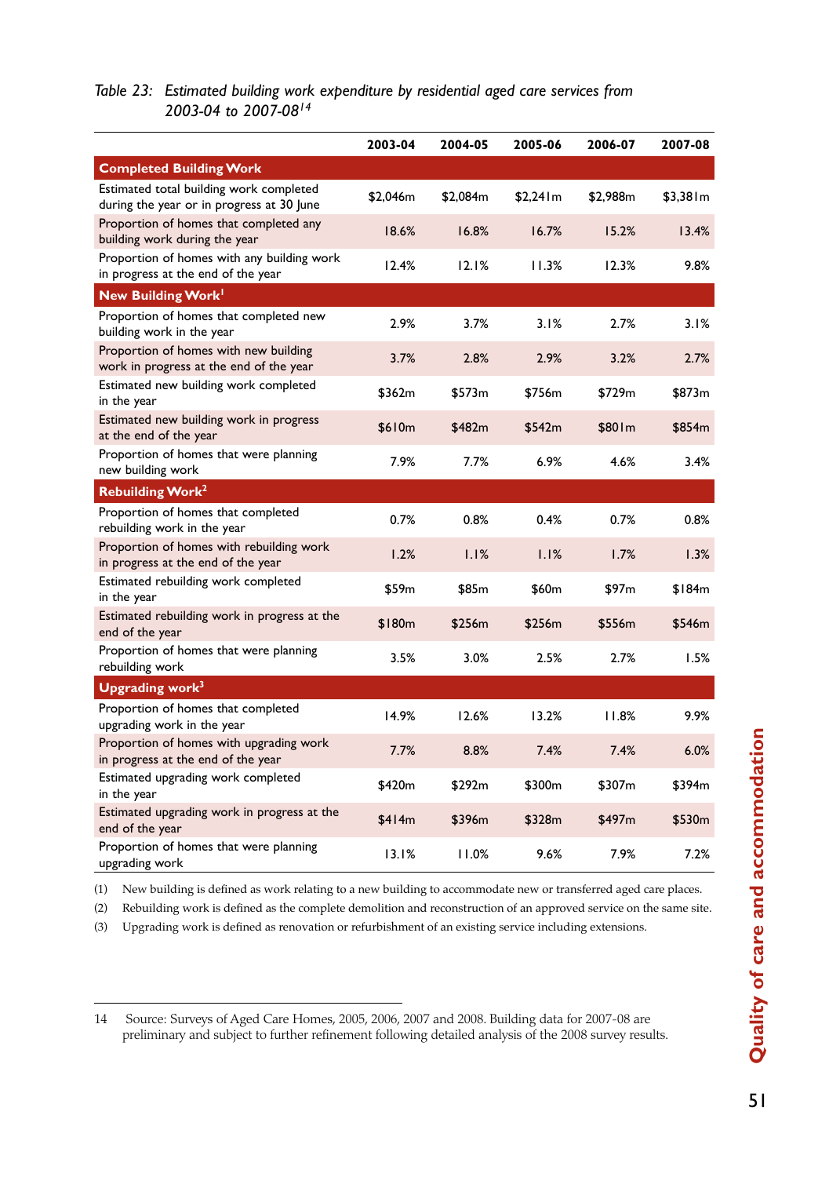*Table 23: Estimated building work expenditure by residential aged care services from 2003-04 to 2007-08*[14]

| | 2003-04 | 2004-05 | 2005-06 | 2006-07 | 2007-08 |
|---|---|---|---|---|---|
| **Completed Building Work** | | | | | |
| Estimated total building work completed during the year or in progress at 30 June | $2,046m | $2,084m | $2,241m | $2,988m | $3,381m |
| Proportion of homes that completed any building work during the year | 18.6% | 16.8% | 16.7% | 15.2% | 13.4% |
| Proportion of homes with any building work in progress at the end of the year | 12.4% | 12.1% | 11.3% | 12.3% | 9.8% |
| **New Building Work**[1] | | | | | |
| Proportion of homes that completed new building work in the year | 2.9% | 3.7% | 3.1% | 2.7% | 3.1% |
| Proportion of homes with new building work in progress at the end of the year | 3.7% | 2.8% | 2.9% | 3.2% | 2.7% |
| Estimated new building work completed in the year | $362m | $573m | $756m | $729m | $873m |
| Estimated new building work in progress at the end of the year | $610m | $482m | $542m | $801m | $854m |
| Proportion of homes that were planning new building work | 7.9% | 7.7% | 6.9% | 4.6% | 3.4% |
| **Rebuilding Work**[2] | | | | | |
| Proportion of homes that completed rebuilding work in the year | 0.7% | 0.8% | 0.4% | 0.7% | 0.8% |
| Proportion of homes with rebuilding work in progress at the end of the year | 1.2% | 1.1% | 1.1% | 1.7% | 1.3% |
| Estimated rebuilding work completed in the year | $59m | $85m | $60m | $97m | $184m |
| Estimated rebuilding work in progress at the end of the year | $180m | $256m | $256m | $556m | $546m |
| Proportion of homes that were planning rebuilding work | 3.5% | 3.0% | 2.5% | 2.7% | 1.5% |
| **Upgrading work**[3] | | | | | |
| Proportion of homes that completed upgrading work in the year | 14.9% | 12.6% | 13.2% | 11.8% | 9.9% |
| Proportion of homes with upgrading work in progress at the end of the year | 7.7% | 8.8% | 7.4% | 7.4% | 6.0% |
| Estimated upgrading work completed in the year | $420m | $292m | $300m | $307m | $394m |
| Estimated upgrading work in progress at the end of the year | $414m | $396m | $328m | $497m | $530m |
| Proportion of homes that were planning upgrading work | 13.1% | 11.0% | 9.6% | 7.9% | 7.2% |

(1) New building is defined as work relating to a new building to accommodate new or transferred aged care places.

(2) Rebuilding work is defined as the complete demolition and reconstruction of an approved service on the same site.

(3) Upgrading work is defined as renovation or refurbishment of an existing service including extensions.

14 Source: Surveys of Aged Care Homes, 2005, 2006, 2007 and 2008. Building data for 2007-08 are preliminary and subject to further refinement following detailed analysis of the 2008 survey results.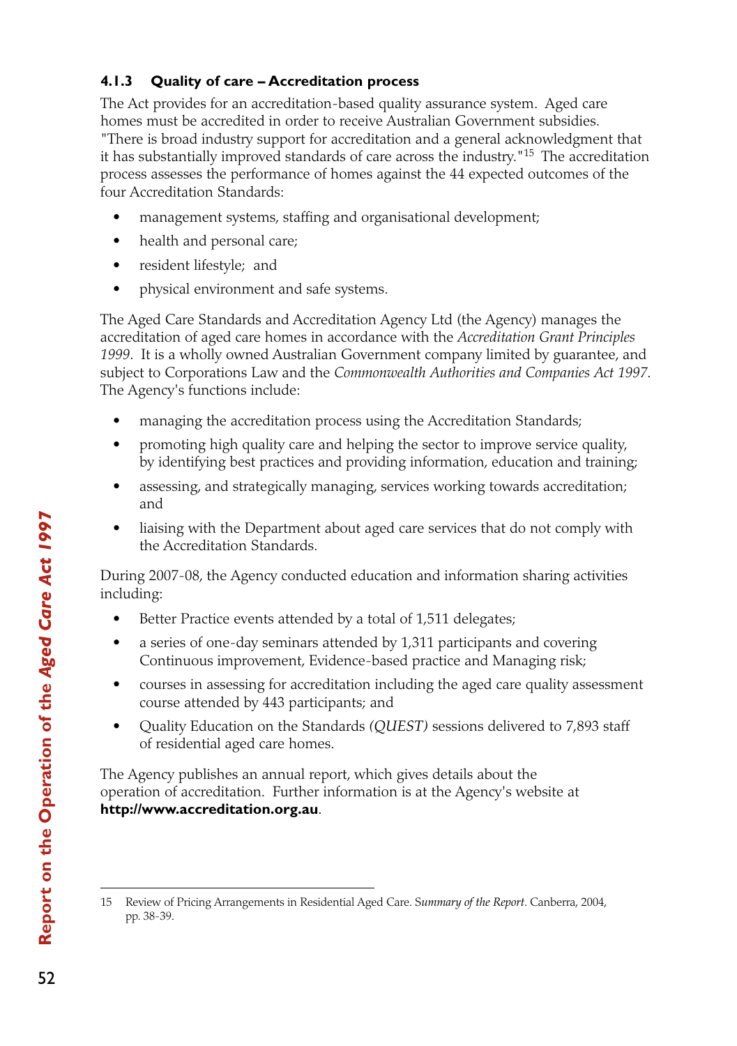### 4.1.3 Quality of care – Accreditation process

The Act provides for an accreditation-based quality assurance system. Aged care homes must be accredited in order to receive Australian Government subsidies. "There is broad industry support for accreditation and a general acknowledgment that it has substantially improved standards of care across the industry."[15] The accreditation process assesses the performance of homes against the 44 expected outcomes of the four Accreditation Standards:

- management systems, staffing and organisational development;
- health and personal care;
- resident lifestyle; and
- physical environment and safe systems.

The Aged Care Standards and Accreditation Agency Ltd (the Agency) manages the accreditation of aged care homes in accordance with the *Accreditation Grant Principles 1999*. It is a wholly owned Australian Government company limited by guarantee, and subject to Corporations Law and the *Commonwealth Authorities and Companies Act 1997*. The Agency's functions include:

- managing the accreditation process using the Accreditation Standards;
- promoting high quality care and helping the sector to improve service quality, by identifying best practices and providing information, education and training;
- assessing, and strategically managing, services working towards accreditation; and
- liaising with the Department about aged care services that do not comply with the Accreditation Standards.

During 2007-08, the Agency conducted education and information sharing activities including:

- Better Practice events attended by a total of 1,511 delegates;
- a series of one-day seminars attended by 1,311 participants and covering Continuous improvement, Evidence-based practice and Managing risk;
- courses in assessing for accreditation including the aged care quality assessment course attended by 443 participants; and
- Quality Education on the Standards *(QUEST)* sessions delivered to 7,893 staff of residential aged care homes.

The Agency publishes an annual report, which gives details about the operation of accreditation. Further information is at the Agency's website at **http://www.accreditation.org.au**.

---

15 Review of Pricing Arrangements in Residential Aged Care. S*ummary of the Report*. Canberra, 2004, pp. 38-39.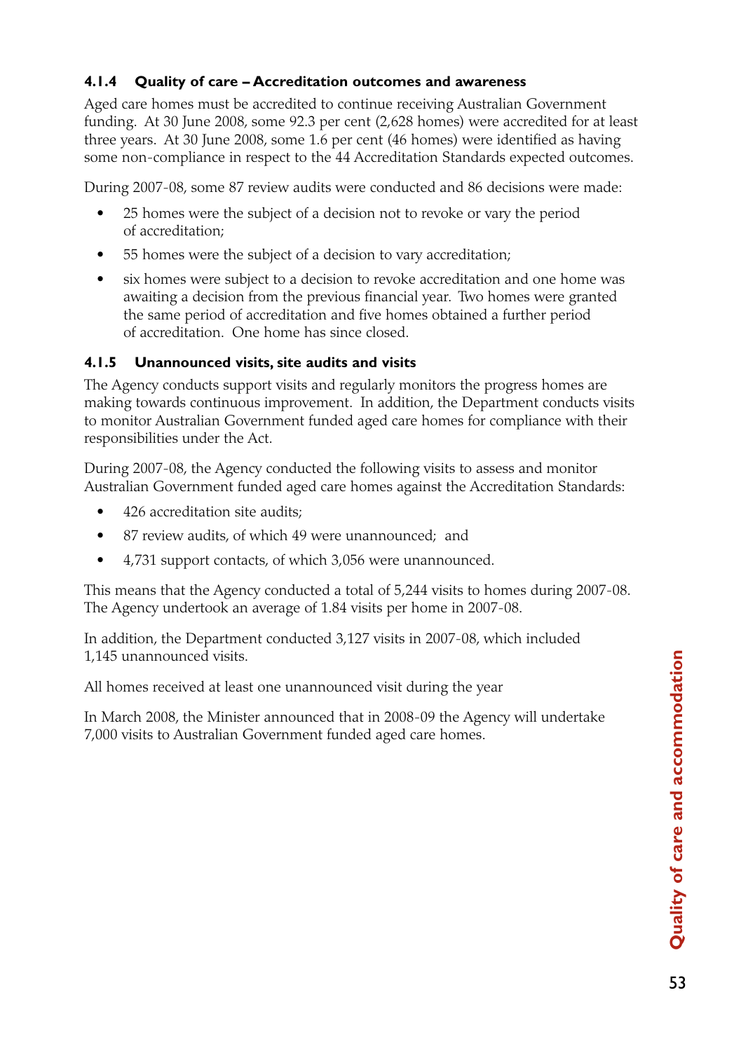### 4.1.4 Quality of care – Accreditation outcomes and awareness

Aged care homes must be accredited to continue receiving Australian Government funding. At 30 June 2008, some 92.3 per cent (2,628 homes) were accredited for at least three years. At 30 June 2008, some 1.6 per cent (46 homes) were identified as having some non-compliance in respect to the 44 Accreditation Standards expected outcomes.

During 2007-08, some 87 review audits were conducted and 86 decisions were made:

- 25 homes were the subject of a decision not to revoke or vary the period of accreditation;
- 55 homes were the subject of a decision to vary accreditation;
- six homes were subject to a decision to revoke accreditation and one home was awaiting a decision from the previous financial year. Two homes were granted the same period of accreditation and five homes obtained a further period of accreditation. One home has since closed.

### 4.1.5 Unannounced visits, site audits and visits

The Agency conducts support visits and regularly monitors the progress homes are making towards continuous improvement. In addition, the Department conducts visits to monitor Australian Government funded aged care homes for compliance with their responsibilities under the Act.

During 2007-08, the Agency conducted the following visits to assess and monitor Australian Government funded aged care homes against the Accreditation Standards:

- 426 accreditation site audits;
- 87 review audits, of which 49 were unannounced; and
- 4,731 support contacts, of which 3,056 were unannounced.

This means that the Agency conducted a total of 5,244 visits to homes during 2007-08. The Agency undertook an average of 1.84 visits per home in 2007-08.

In addition, the Department conducted 3,127 visits in 2007-08, which included 1,145 unannounced visits.

All homes received at least one unannounced visit during the year

In March 2008, the Minister announced that in 2008-09 the Agency will undertake 7,000 visits to Australian Government funded aged care homes.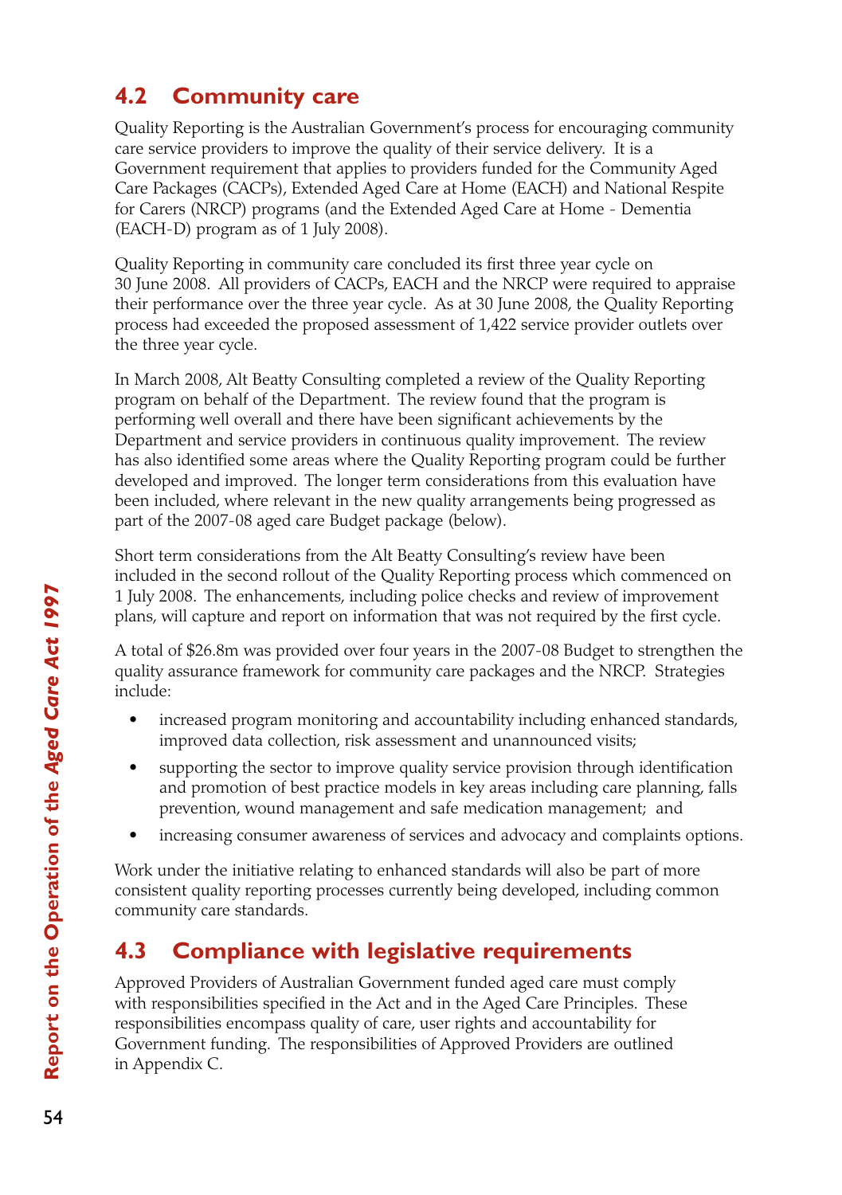## 4.2 Community care

Quality Reporting is the Australian Government's process for encouraging community care service providers to improve the quality of their service delivery. It is a Government requirement that applies to providers funded for the Community Aged Care Packages (CACPs), Extended Aged Care at Home (EACH) and National Respite for Carers (NRCP) programs (and the Extended Aged Care at Home - Dementia (EACH-D) program as of 1 July 2008).

Quality Reporting in community care concluded its first three year cycle on 30 June 2008. All providers of CACPs, EACH and the NRCP were required to appraise their performance over the three year cycle. As at 30 June 2008, the Quality Reporting process had exceeded the proposed assessment of 1,422 service provider outlets over the three year cycle.

In March 2008, Alt Beatty Consulting completed a review of the Quality Reporting program on behalf of the Department. The review found that the program is performing well overall and there have been significant achievements by the Department and service providers in continuous quality improvement. The review has also identified some areas where the Quality Reporting program could be further developed and improved. The longer term considerations from this evaluation have been included, where relevant in the new quality arrangements being progressed as part of the 2007-08 aged care Budget package (below).

Short term considerations from the Alt Beatty Consulting's review have been included in the second rollout of the Quality Reporting process which commenced on 1 July 2008. The enhancements, including police checks and review of improvement plans, will capture and report on information that was not required by the first cycle.

A total of $26.8m was provided over four years in the 2007-08 Budget to strengthen the quality assurance framework for community care packages and the NRCP. Strategies include:

- increased program monitoring and accountability including enhanced standards, improved data collection, risk assessment and unannounced visits;
- supporting the sector to improve quality service provision through identification and promotion of best practice models in key areas including care planning, falls prevention, wound management and safe medication management; and
- increasing consumer awareness of services and advocacy and complaints options.

Work under the initiative relating to enhanced standards will also be part of more consistent quality reporting processes currently being developed, including common community care standards.

## 4.3 Compliance with legislative requirements

Approved Providers of Australian Government funded aged care must comply with responsibilities specified in the Act and in the Aged Care Principles. These responsibilities encompass quality of care, user rights and accountability for Government funding. The responsibilities of Approved Providers are outlined in Appendix C.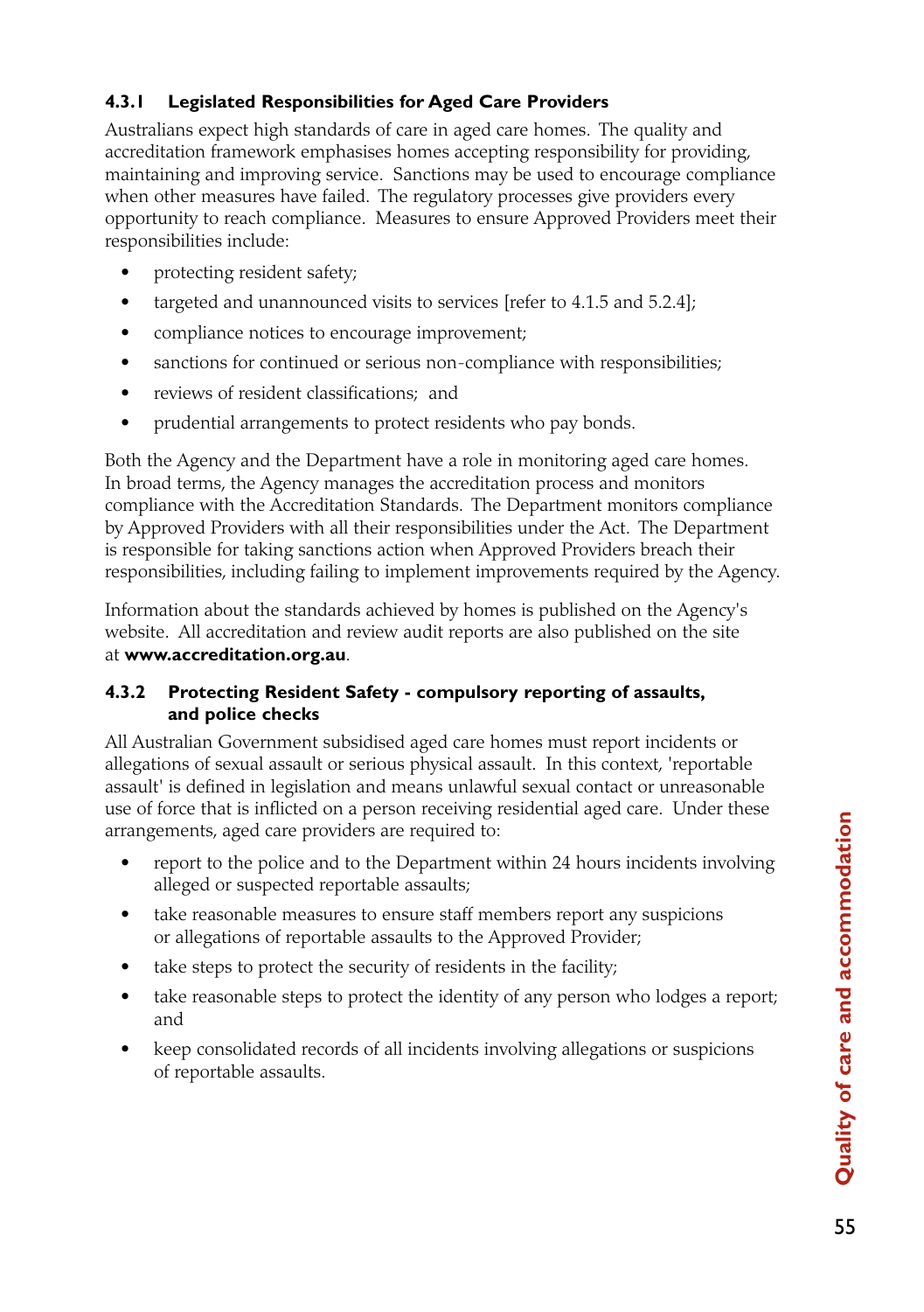### 4.3.1 Legislated Responsibilities for Aged Care Providers

Australians expect high standards of care in aged care homes. The quality and accreditation framework emphasises homes accepting responsibility for providing, maintaining and improving service. Sanctions may be used to encourage compliance when other measures have failed. The regulatory processes give providers every opportunity to reach compliance. Measures to ensure Approved Providers meet their responsibilities include:

- protecting resident safety;
- targeted and unannounced visits to services [refer to 4.1.5 and 5.2.4];
- compliance notices to encourage improvement;
- sanctions for continued or serious non-compliance with responsibilities;
- reviews of resident classifications; and
- prudential arrangements to protect residents who pay bonds.

Both the Agency and the Department have a role in monitoring aged care homes. In broad terms, the Agency manages the accreditation process and monitors compliance with the Accreditation Standards. The Department monitors compliance by Approved Providers with all their responsibilities under the Act. The Department is responsible for taking sanctions action when Approved Providers breach their responsibilities, including failing to implement improvements required by the Agency.

Information about the standards achieved by homes is published on the Agency's website. All accreditation and review audit reports are also published on the site at **www.accreditation.org.au**.

### 4.3.2 Protecting Resident Safety - compulsory reporting of assaults, and police checks

All Australian Government subsidised aged care homes must report incidents or allegations of sexual assault or serious physical assault. In this context, 'reportable assault' is defined in legislation and means unlawful sexual contact or unreasonable use of force that is inflicted on a person receiving residential aged care. Under these arrangements, aged care providers are required to:

- report to the police and to the Department within 24 hours incidents involving alleged or suspected reportable assaults;
- take reasonable measures to ensure staff members report any suspicions or allegations of reportable assaults to the Approved Provider;
- take steps to protect the security of residents in the facility;
- take reasonable steps to protect the identity of any person who lodges a report; and
- keep consolidated records of all incidents involving allegations or suspicions of reportable assaults.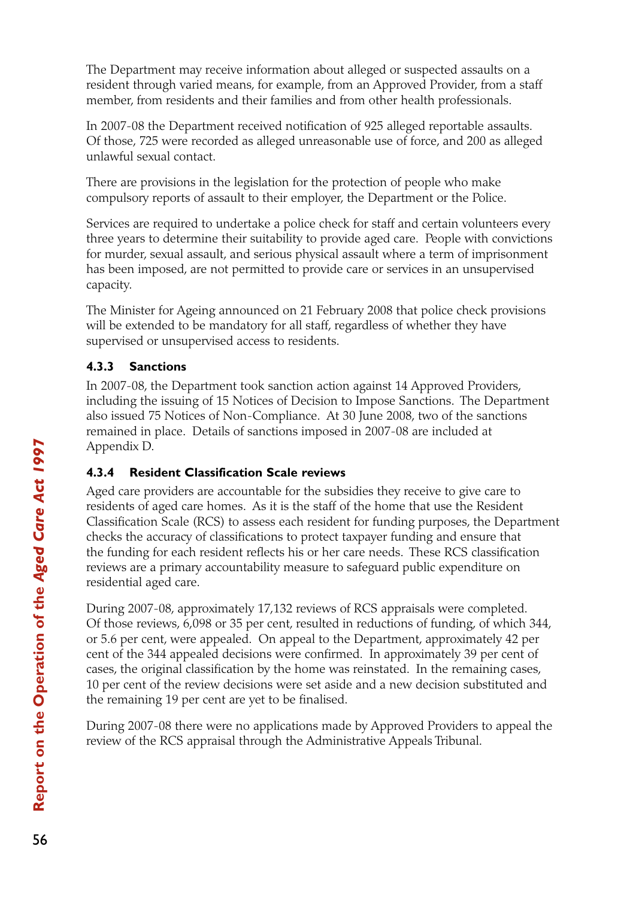The Department may receive information about alleged or suspected assaults on a resident through varied means, for example, from an Approved Provider, from a staff member, from residents and their families and from other health professionals.

In 2007-08 the Department received notification of 925 alleged reportable assaults. Of those, 725 were recorded as alleged unreasonable use of force, and 200 as alleged unlawful sexual contact.

There are provisions in the legislation for the protection of people who make compulsory reports of assault to their employer, the Department or the Police.

Services are required to undertake a police check for staff and certain volunteers every three years to determine their suitability to provide aged care. People with convictions for murder, sexual assault, and serious physical assault where a term of imprisonment has been imposed, are not permitted to provide care or services in an unsupervised capacity.

The Minister for Ageing announced on 21 February 2008 that police check provisions will be extended to be mandatory for all staff, regardless of whether they have supervised or unsupervised access to residents.

### 4.3.3 Sanctions

In 2007-08, the Department took sanction action against 14 Approved Providers, including the issuing of 15 Notices of Decision to Impose Sanctions. The Department also issued 75 Notices of Non-Compliance. At 30 June 2008, two of the sanctions remained in place. Details of sanctions imposed in 2007-08 are included at Appendix D.

### 4.3.4 Resident Classification Scale reviews

Aged care providers are accountable for the subsidies they receive to give care to residents of aged care homes. As it is the staff of the home that use the Resident Classification Scale (RCS) to assess each resident for funding purposes, the Department checks the accuracy of classifications to protect taxpayer funding and ensure that the funding for each resident reflects his or her care needs. These RCS classification reviews are a primary accountability measure to safeguard public expenditure on residential aged care.

During 2007-08, approximately 17,132 reviews of RCS appraisals were completed. Of those reviews, 6,098 or 35 per cent, resulted in reductions of funding, of which 344, or 5.6 per cent, were appealed. On appeal to the Department, approximately 42 per cent of the 344 appealed decisions were confirmed. In approximately 39 per cent of cases, the original classification by the home was reinstated. In the remaining cases, 10 per cent of the review decisions were set aside and a new decision substituted and the remaining 19 per cent are yet to be finalised.

During 2007-08 there were no applications made by Approved Providers to appeal the review of the RCS appraisal through the Administrative Appeals Tribunal.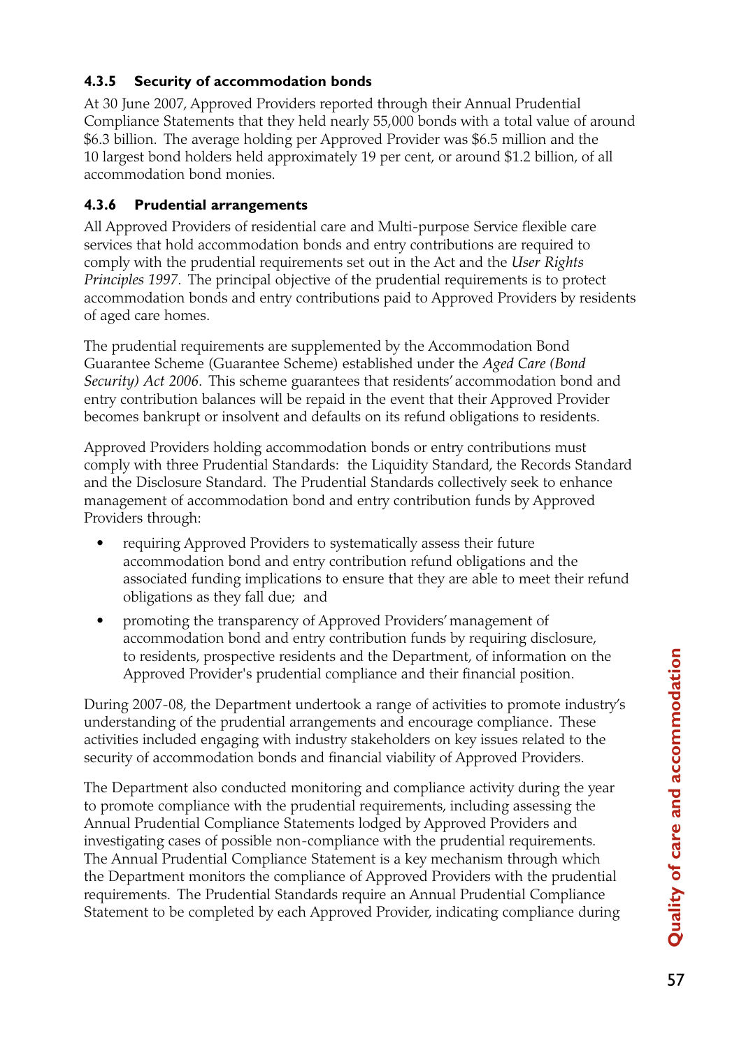### 4.3.5 Security of accommodation bonds

At 30 June 2007, Approved Providers reported through their Annual Prudential Compliance Statements that they held nearly 55,000 bonds with a total value of around $6.3 billion. The average holding per Approved Provider was $6.5 million and the 10 largest bond holders held approximately 19 per cent, or around $1.2 billion, of all accommodation bond monies.

### 4.3.6 Prudential arrangements

All Approved Providers of residential care and Multi-purpose Service flexible care services that hold accommodation bonds and entry contributions are required to comply with the prudential requirements set out in the Act and the *User Rights Principles 1997*. The principal objective of the prudential requirements is to protect accommodation bonds and entry contributions paid to Approved Providers by residents of aged care homes.

The prudential requirements are supplemented by the Accommodation Bond Guarantee Scheme (Guarantee Scheme) established under the *Aged Care (Bond Security) Act 2006*. This scheme guarantees that residents' accommodation bond and entry contribution balances will be repaid in the event that their Approved Provider becomes bankrupt or insolvent and defaults on its refund obligations to residents.

Approved Providers holding accommodation bonds or entry contributions must comply with three Prudential Standards: the Liquidity Standard, the Records Standard and the Disclosure Standard. The Prudential Standards collectively seek to enhance management of accommodation bond and entry contribution funds by Approved Providers through:

- requiring Approved Providers to systematically assess their future accommodation bond and entry contribution refund obligations and the associated funding implications to ensure that they are able to meet their refund obligations as they fall due; and
- promoting the transparency of Approved Providers' management of accommodation bond and entry contribution funds by requiring disclosure, to residents, prospective residents and the Department, of information on the Approved Provider's prudential compliance and their financial position.

During 2007-08, the Department undertook a range of activities to promote industry's understanding of the prudential arrangements and encourage compliance. These activities included engaging with industry stakeholders on key issues related to the security of accommodation bonds and financial viability of Approved Providers.

The Department also conducted monitoring and compliance activity during the year to promote compliance with the prudential requirements, including assessing the Annual Prudential Compliance Statements lodged by Approved Providers and investigating cases of possible non-compliance with the prudential requirements. The Annual Prudential Compliance Statement is a key mechanism through which the Department monitors the compliance of Approved Providers with the prudential requirements. The Prudential Standards require an Annual Prudential Compliance Statement to be completed by each Approved Provider, indicating compliance during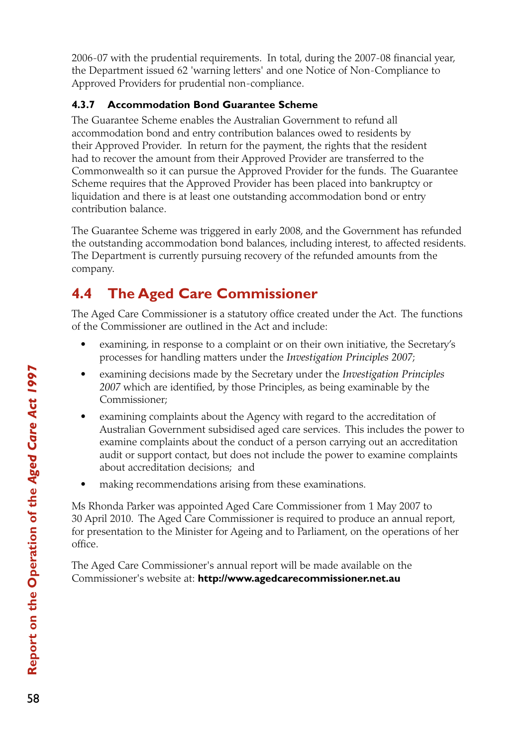2006-07 with the prudential requirements. In total, during the 2007-08 financial year, the Department issued 62 'warning letters' and one Notice of Non-Compliance to Approved Providers for prudential non-compliance.

#### 4.3.7 Accommodation Bond Guarantee Scheme

The Guarantee Scheme enables the Australian Government to refund all accommodation bond and entry contribution balances owed to residents by their Approved Provider. In return for the payment, the rights that the resident had to recover the amount from their Approved Provider are transferred to the Commonwealth so it can pursue the Approved Provider for the funds. The Guarantee Scheme requires that the Approved Provider has been placed into bankruptcy or liquidation and there is at least one outstanding accommodation bond or entry contribution balance.

The Guarantee Scheme was triggered in early 2008, and the Government has refunded the outstanding accommodation bond balances, including interest, to affected residents. The Department is currently pursuing recovery of the refunded amounts from the company.

## 4.4 The Aged Care Commissioner

The Aged Care Commissioner is a statutory office created under the Act. The functions of the Commissioner are outlined in the Act and include:

- examining, in response to a complaint or on their own initiative, the Secretary's processes for handling matters under the *Investigation Principles 2007*;
- examining decisions made by the Secretary under the *Investigation Principles 2007* which are identified, by those Principles, as being examinable by the Commissioner;
- examining complaints about the Agency with regard to the accreditation of Australian Government subsidised aged care services. This includes the power to examine complaints about the conduct of a person carrying out an accreditation audit or support contact, but does not include the power to examine complaints about accreditation decisions; and
- making recommendations arising from these examinations.

Ms Rhonda Parker was appointed Aged Care Commissioner from 1 May 2007 to 30 April 2010. The Aged Care Commissioner is required to produce an annual report, for presentation to the Minister for Ageing and to Parliament, on the operations of her office.

The Aged Care Commissioner's annual report will be made available on the Commissioner's website at: **http://www.agedcarecommissioner.net.au**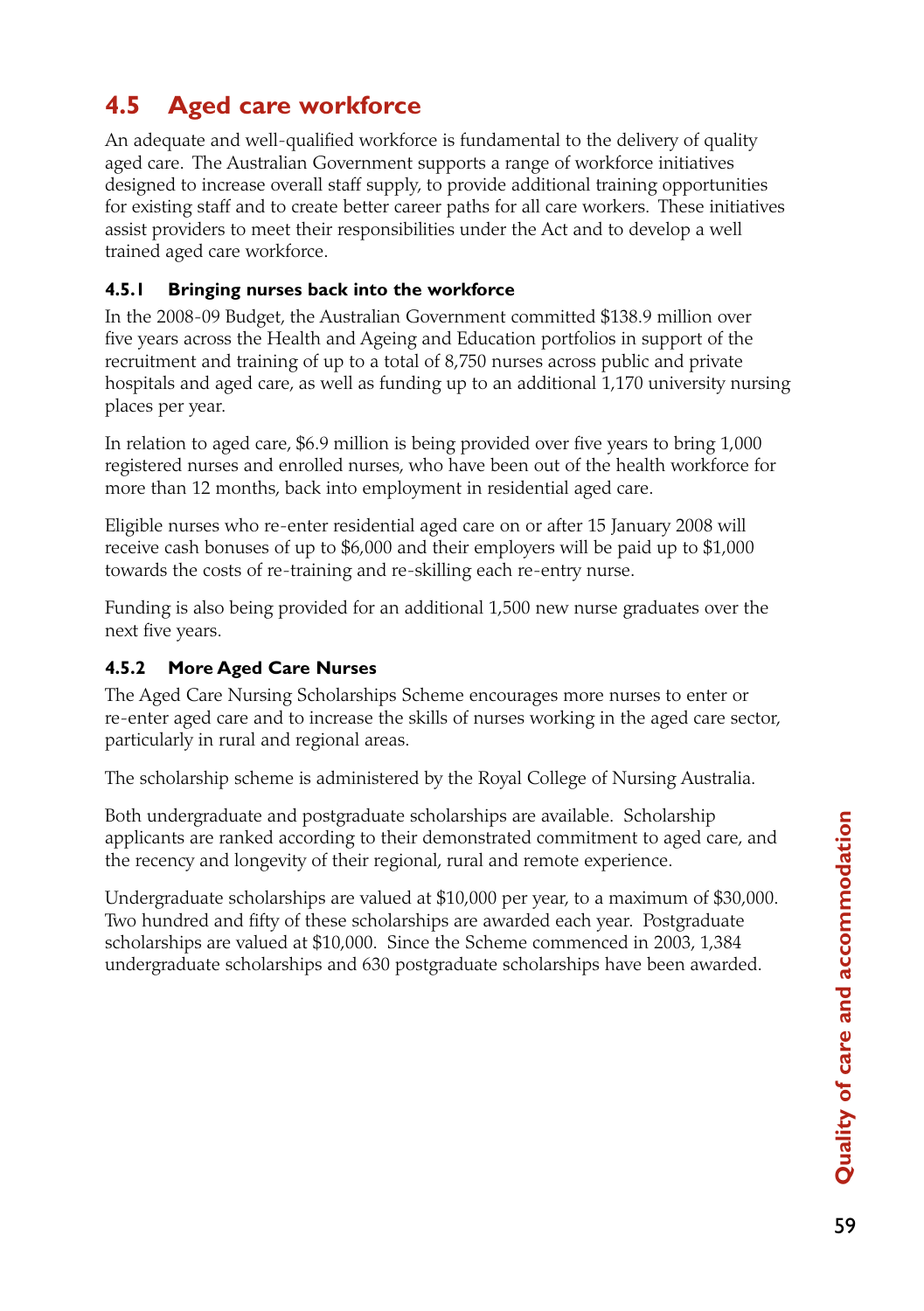## 4.5 Aged care workforce

An adequate and well-qualified workforce is fundamental to the delivery of quality aged care. The Australian Government supports a range of workforce initiatives designed to increase overall staff supply, to provide additional training opportunities for existing staff and to create better career paths for all care workers. These initiatives assist providers to meet their responsibilities under the Act and to develop a well trained aged care workforce.

### 4.5.1 Bringing nurses back into the workforce

In the 2008-09 Budget, the Australian Government committed $138.9 million over five years across the Health and Ageing and Education portfolios in support of the recruitment and training of up to a total of 8,750 nurses across public and private hospitals and aged care, as well as funding up to an additional 1,170 university nursing places per year.

In relation to aged care, $6.9 million is being provided over five years to bring 1,000 registered nurses and enrolled nurses, who have been out of the health workforce for more than 12 months, back into employment in residential aged care.

Eligible nurses who re-enter residential aged care on or after 15 January 2008 will receive cash bonuses of up to $6,000 and their employers will be paid up to $1,000 towards the costs of re-training and re-skilling each re-entry nurse.

Funding is also being provided for an additional 1,500 new nurse graduates over the next five years.

### 4.5.2 More Aged Care Nurses

The Aged Care Nursing Scholarships Scheme encourages more nurses to enter or re-enter aged care and to increase the skills of nurses working in the aged care sector, particularly in rural and regional areas.

The scholarship scheme is administered by the Royal College of Nursing Australia.

Both undergraduate and postgraduate scholarships are available. Scholarship applicants are ranked according to their demonstrated commitment to aged care, and the recency and longevity of their regional, rural and remote experience.

Undergraduate scholarships are valued at $10,000 per year, to a maximum of $30,000. Two hundred and fifty of these scholarships are awarded each year. Postgraduate scholarships are valued at $10,000. Since the Scheme commenced in 2003, 1,384 undergraduate scholarships and 630 postgraduate scholarships have been awarded.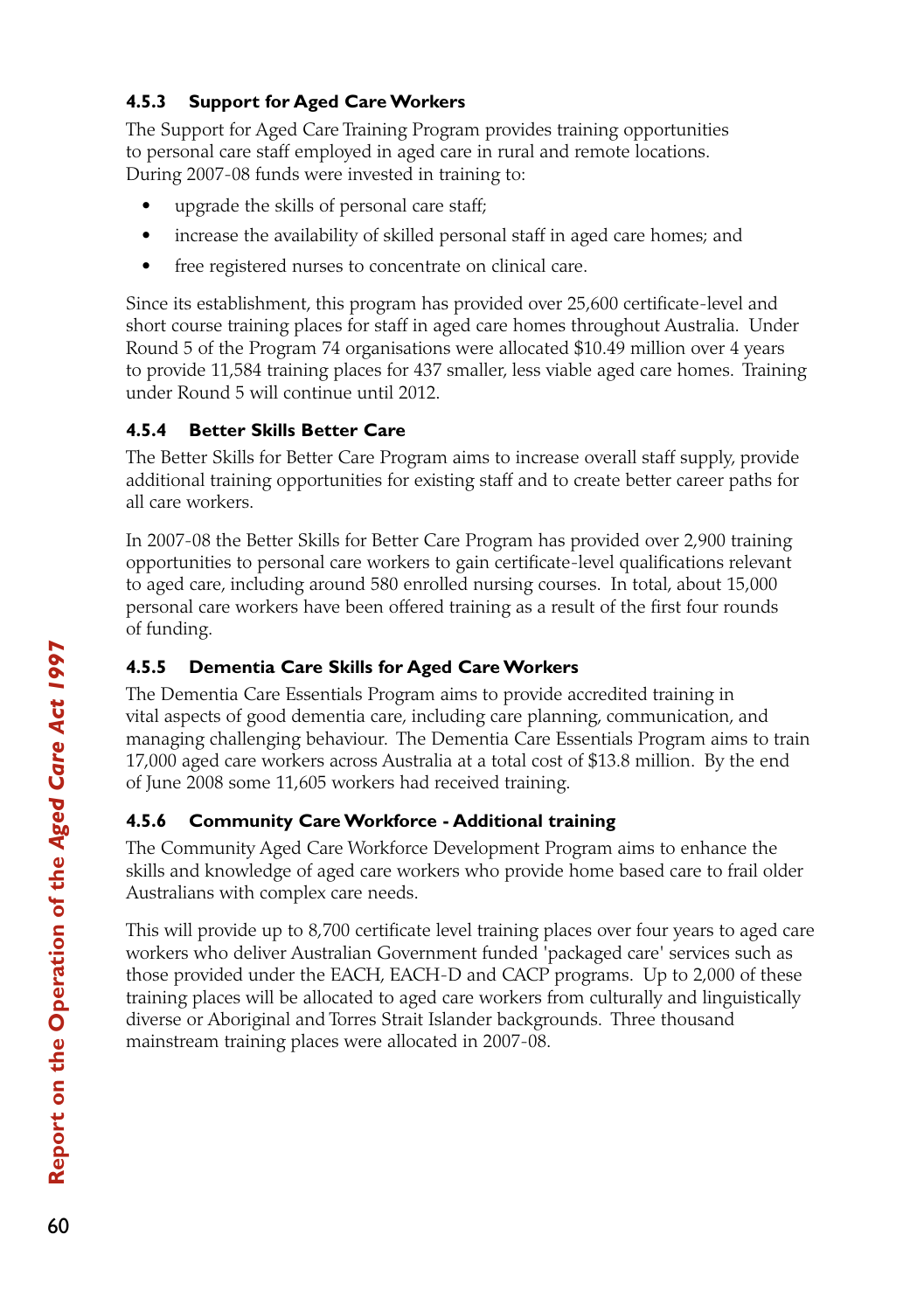### 4.5.3 Support for Aged Care Workers

The Support for Aged Care Training Program provides training opportunities to personal care staff employed in aged care in rural and remote locations. During 2007-08 funds were invested in training to:

- upgrade the skills of personal care staff;
- increase the availability of skilled personal staff in aged care homes; and
- free registered nurses to concentrate on clinical care.

Since its establishment, this program has provided over 25,600 certificate-level and short course training places for staff in aged care homes throughout Australia. Under Round 5 of the Program 74 organisations were allocated $10.49 million over 4 years to provide 11,584 training places for 437 smaller, less viable aged care homes. Training under Round 5 will continue until 2012.

### 4.5.4 Better Skills Better Care

The Better Skills for Better Care Program aims to increase overall staff supply, provide additional training opportunities for existing staff and to create better career paths for all care workers.

In 2007-08 the Better Skills for Better Care Program has provided over 2,900 training opportunities to personal care workers to gain certificate-level qualifications relevant to aged care, including around 580 enrolled nursing courses. In total, about 15,000 personal care workers have been offered training as a result of the first four rounds of funding.

### 4.5.5 Dementia Care Skills for Aged Care Workers

The Dementia Care Essentials Program aims to provide accredited training in vital aspects of good dementia care, including care planning, communication, and managing challenging behaviour. The Dementia Care Essentials Program aims to train 17,000 aged care workers across Australia at a total cost of $13.8 million. By the end of June 2008 some 11,605 workers had received training.

### 4.5.6 Community Care Workforce - Additional training

The Community Aged Care Workforce Development Program aims to enhance the skills and knowledge of aged care workers who provide home based care to frail older Australians with complex care needs.

This will provide up to 8,700 certificate level training places over four years to aged care workers who deliver Australian Government funded 'packaged care' services such as those provided under the EACH, EACH-D and CACP programs. Up to 2,000 of these training places will be allocated to aged care workers from culturally and linguistically diverse or Aboriginal and Torres Strait Islander backgrounds. Three thousand mainstream training places were allocated in 2007-08.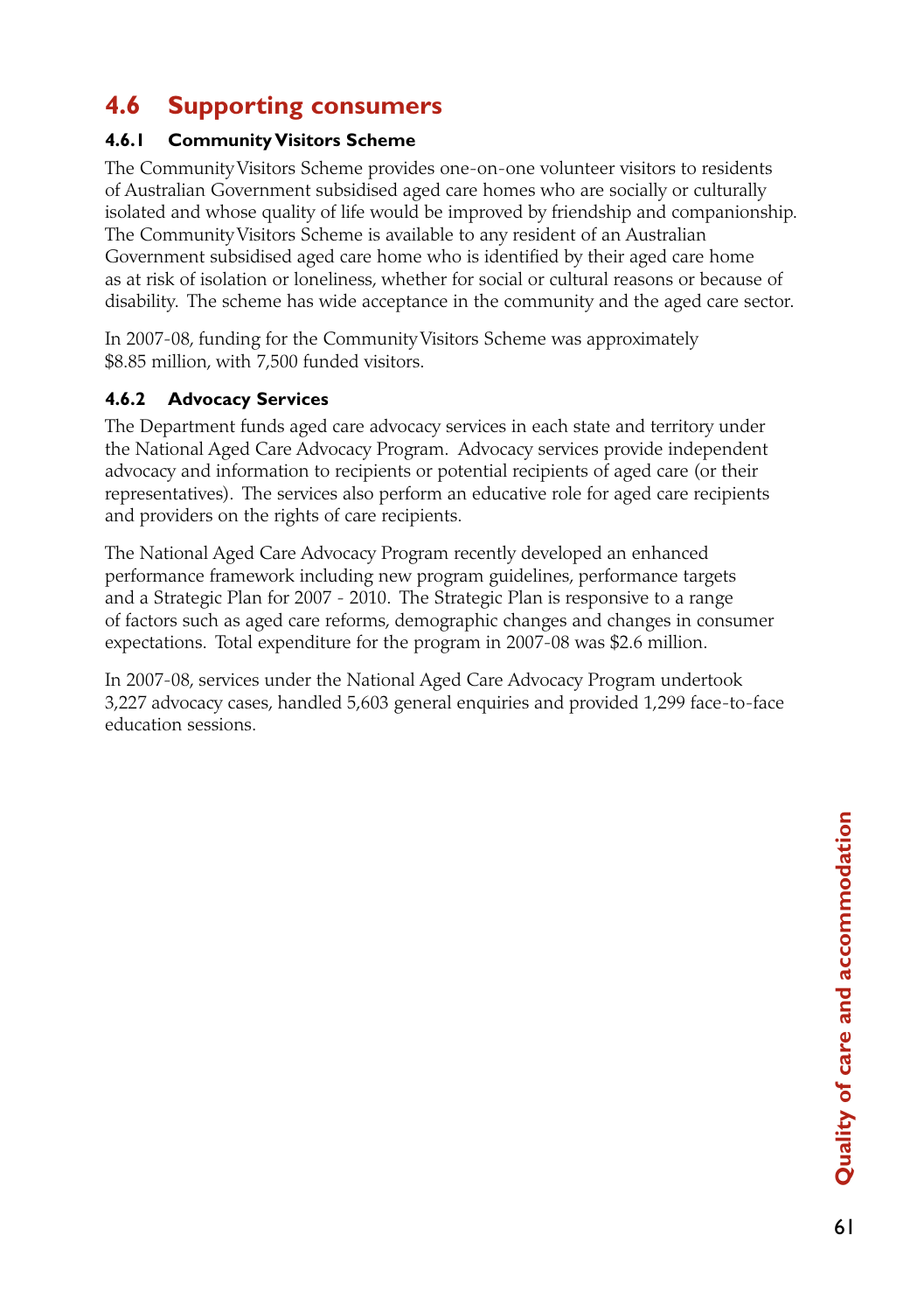## 4.6 Supporting consumers

### 4.6.1 Community Visitors Scheme

The Community Visitors Scheme provides one-on-one volunteer visitors to residents of Australian Government subsidised aged care homes who are socially or culturally isolated and whose quality of life would be improved by friendship and companionship. The Community Visitors Scheme is available to any resident of an Australian Government subsidised aged care home who is identified by their aged care home as at risk of isolation or loneliness, whether for social or cultural reasons or because of disability. The scheme has wide acceptance in the community and the aged care sector.

In 2007-08, funding for the Community Visitors Scheme was approximately $8.85 million, with 7,500 funded visitors.

### 4.6.2 Advocacy Services

The Department funds aged care advocacy services in each state and territory under the National Aged Care Advocacy Program. Advocacy services provide independent advocacy and information to recipients or potential recipients of aged care (or their representatives). The services also perform an educative role for aged care recipients and providers on the rights of care recipients.

The National Aged Care Advocacy Program recently developed an enhanced performance framework including new program guidelines, performance targets and a Strategic Plan for 2007 - 2010. The Strategic Plan is responsive to a range of factors such as aged care reforms, demographic changes and changes in consumer expectations. Total expenditure for the program in 2007-08 was $2.6 million.

In 2007-08, services under the National Aged Care Advocacy Program undertook 3,227 advocacy cases, handled 5,603 general enquiries and provided 1,299 face-to-face education sessions.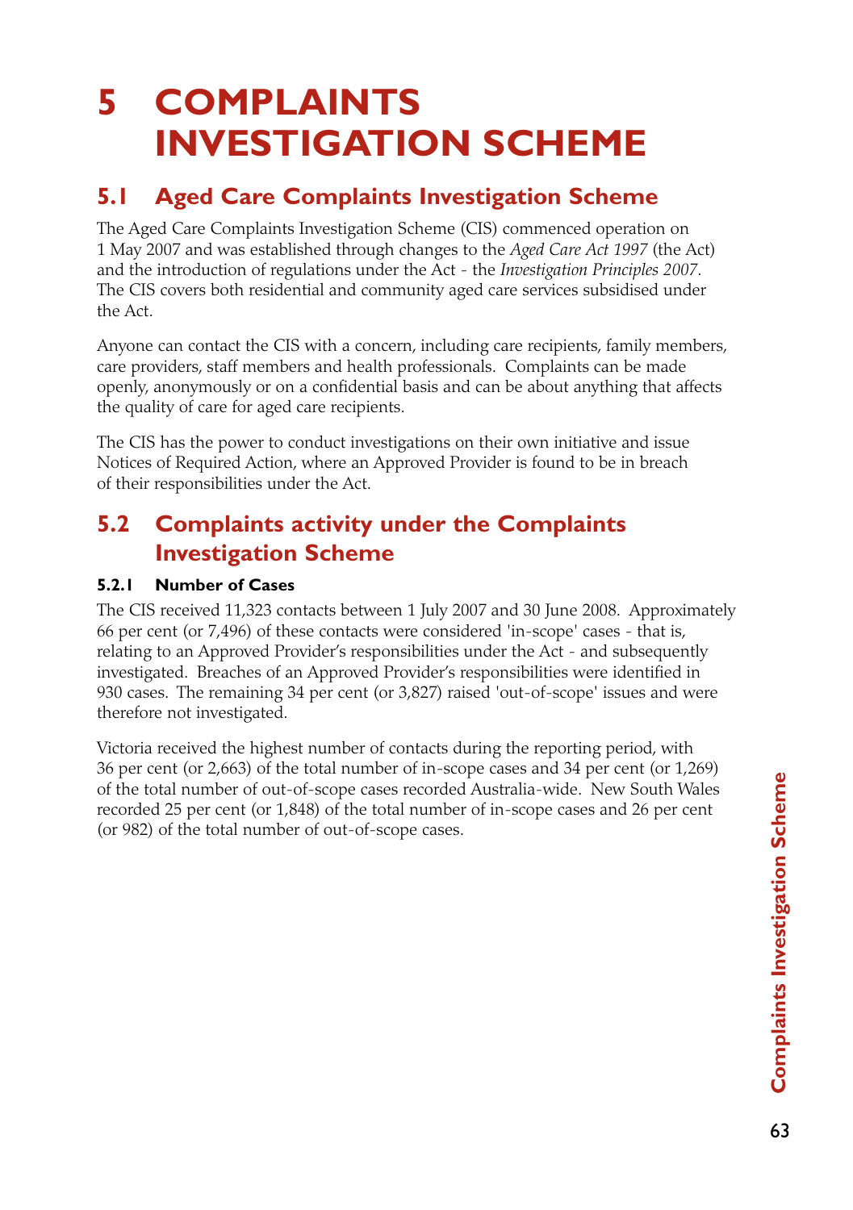# 5 COMPLAINTS INVESTIGATION SCHEME

## 5.1 Aged Care Complaints Investigation Scheme

The Aged Care Complaints Investigation Scheme (CIS) commenced operation on 1 May 2007 and was established through changes to the *Aged Care Act 1997* (the Act) and the introduction of regulations under the Act - the *Investigation Principles 2007*. The CIS covers both residential and community aged care services subsidised under the Act.

Anyone can contact the CIS with a concern, including care recipients, family members, care providers, staff members and health professionals. Complaints can be made openly, anonymously or on a confidential basis and can be about anything that affects the quality of care for aged care recipients.

The CIS has the power to conduct investigations on their own initiative and issue Notices of Required Action, where an Approved Provider is found to be in breach of their responsibilities under the Act.

## 5.2 Complaints activity under the Complaints Investigation Scheme

### 5.2.1 Number of Cases

The CIS received 11,323 contacts between 1 July 2007 and 30 June 2008. Approximately 66 per cent (or 7,496) of these contacts were considered 'in-scope' cases - that is, relating to an Approved Provider's responsibilities under the Act - and subsequently investigated. Breaches of an Approved Provider's responsibilities were identified in 930 cases. The remaining 34 per cent (or 3,827) raised 'out-of-scope' issues and were therefore not investigated.

Victoria received the highest number of contacts during the reporting period, with 36 per cent (or 2,663) of the total number of in-scope cases and 34 per cent (or 1,269) of the total number of out-of-scope cases recorded Australia-wide. New South Wales recorded 25 per cent (or 1,848) of the total number of in-scope cases and 26 per cent (or 982) of the total number of out-of-scope cases.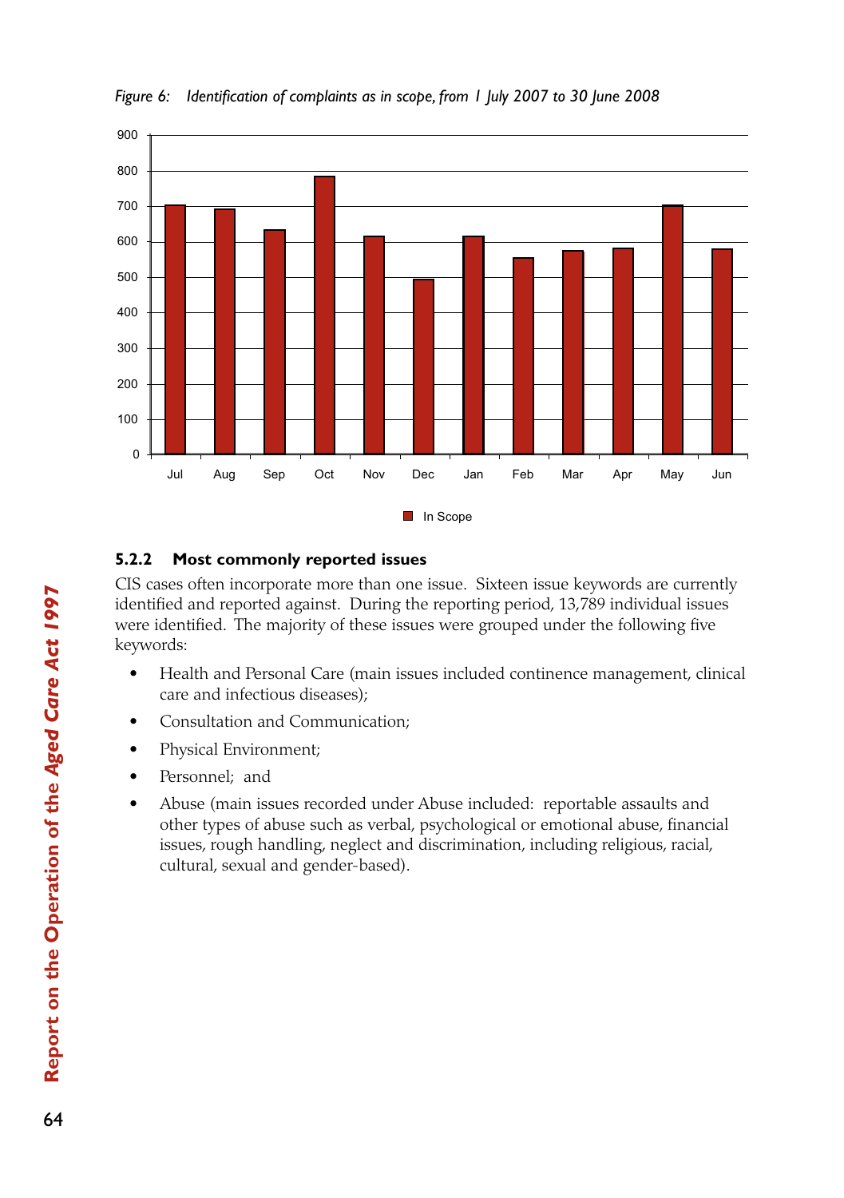*Figure 6: Identification of complaints as in scope, from 1 July 2007 to 30 June 2008*

### 5.2.2 Most commonly reported issues

CIS cases often incorporate more than one issue. Sixteen issue keywords are currently identified and reported against. During the reporting period, 13,789 individual issues were identified. The majority of these issues were grouped under the following five keywords:

- Health and Personal Care (main issues included continence management, clinical care and infectious diseases);
- Consultation and Communication;
- Physical Environment;
- Personnel; and
- Abuse (main issues recorded under Abuse included: reportable assaults and other types of abuse such as verbal, psychological or emotional abuse, financial issues, rough handling, neglect and discrimination, including religious, racial, cultural, sexual and gender-based).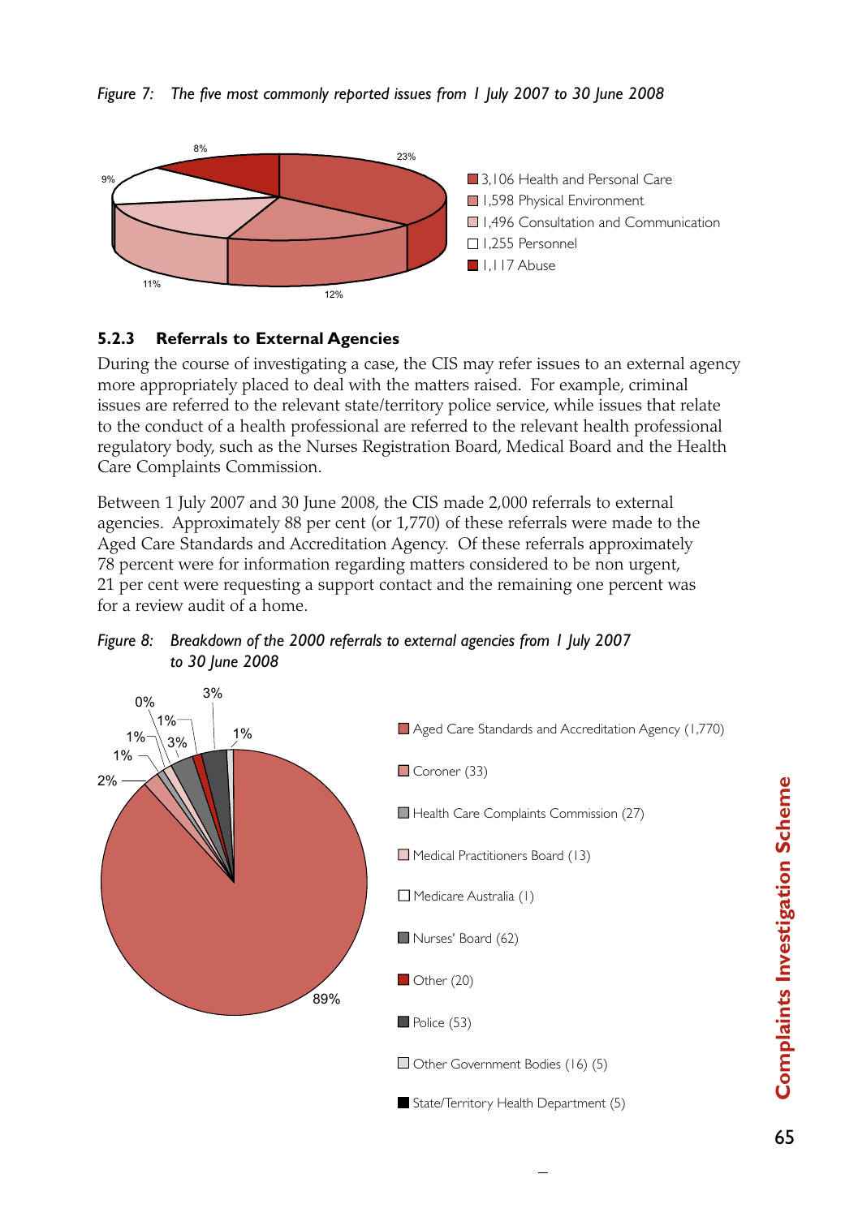*Figure 7: The five most commonly reported issues from 1 July 2007 to 30 June 2008*

- 3,106 Health and Personal Care
- 1,598 Physical Environment
- 1,496 Consultation and Communication
- 1,255 Personnel
- 1,117 Abuse

### 5.2.3 Referrals to External Agencies

During the course of investigating a case, the CIS may refer issues to an external agency more appropriately placed to deal with the matters raised. For example, criminal issues are referred to the relevant state/territory police service, while issues that relate to the conduct of a health professional are referred to the relevant health professional regulatory body, such as the Nurses Registration Board, Medical Board and the Health Care Complaints Commission.

Between 1 July 2007 and 30 June 2008, the CIS made 2,000 referrals to external agencies. Approximately 88 per cent (or 1,770) of these referrals were made to the Aged Care Standards and Accreditation Agency. Of these referrals approximately 78 percent were for information regarding matters considered to be non urgent, 21 per cent were requesting a support contact and the remaining one percent was for a review audit of a home.

*Figure 8: Breakdown of the 2000 referrals to external agencies from 1 July 2007 to 30 June 2008*

- Aged Care Standards and Accreditation Agency (1,770)
- Coroner (33)
- Health Care Complaints Commission (27)
- Medical Practitioners Board (13)
- Medicare Australia (1)
- Nurses' Board (62)
- Other (20)
- Police (53)
- Other Government Bodies (16) (5)
- State/Territory Health Department (5)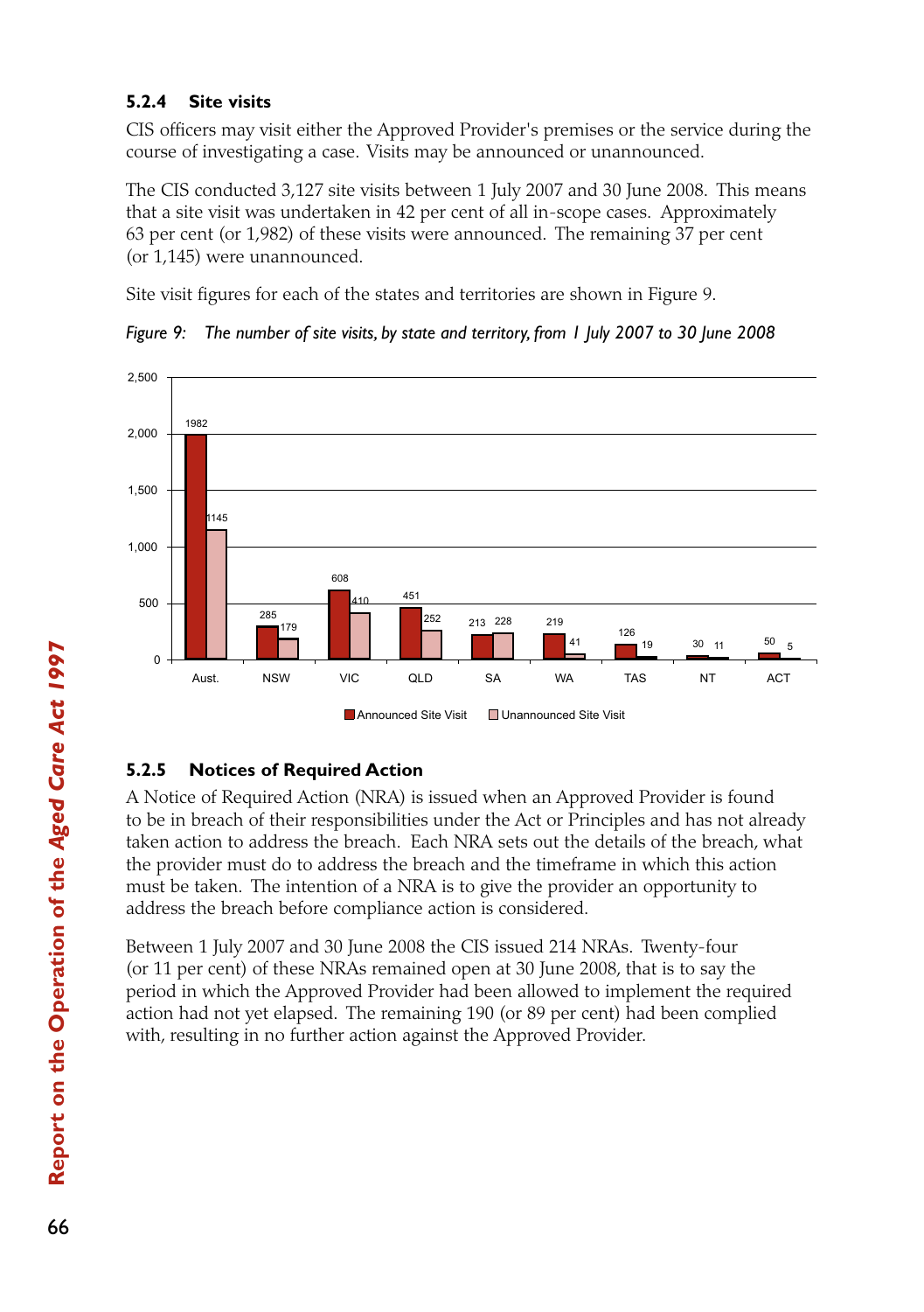### 5.2.4 Site visits

CIS officers may visit either the Approved Provider's premises or the service during the course of investigating a case. Visits may be announced or unannounced.

The CIS conducted 3,127 site visits between 1 July 2007 and 30 June 2008. This means that a site visit was undertaken in 42 per cent of all in-scope cases. Approximately 63 per cent (or 1,982) of these visits were announced. The remaining 37 per cent (or 1,145) were unannounced.

Site visit figures for each of the states and territories are shown in Figure 9.

*Figure 9: The number of site visits, by state and territory, from 1 July 2007 to 30 June 2008*

| | Aust. | NSW | VIC | QLD | SA | WA | TAS | NT | ACT |
|---|---|---|---|---|---|---|---|---|---|
| Announced Site Visit | 1982 | 285 | 608 | 451 | 213 | 219 | 126 | 30 | 50 |
| Unannounced Site Visit | 1145 | 179 | 410 | 252 | 228 | 41 | 19 | 11 | 5 |

### 5.2.5 Notices of Required Action

A Notice of Required Action (NRA) is issued when an Approved Provider is found to be in breach of their responsibilities under the Act or Principles and has not already taken action to address the breach. Each NRA sets out the details of the breach, what the provider must do to address the breach and the timeframe in which this action must be taken. The intention of a NRA is to give the provider an opportunity to address the breach before compliance action is considered.

Between 1 July 2007 and 30 June 2008 the CIS issued 214 NRAs. Twenty-four (or 11 per cent) of these NRAs remained open at 30 June 2008, that is to say the period in which the Approved Provider had been allowed to implement the required action had not yet elapsed. The remaining 190 (or 89 per cent) had been complied with, resulting in no further action against the Approved Provider.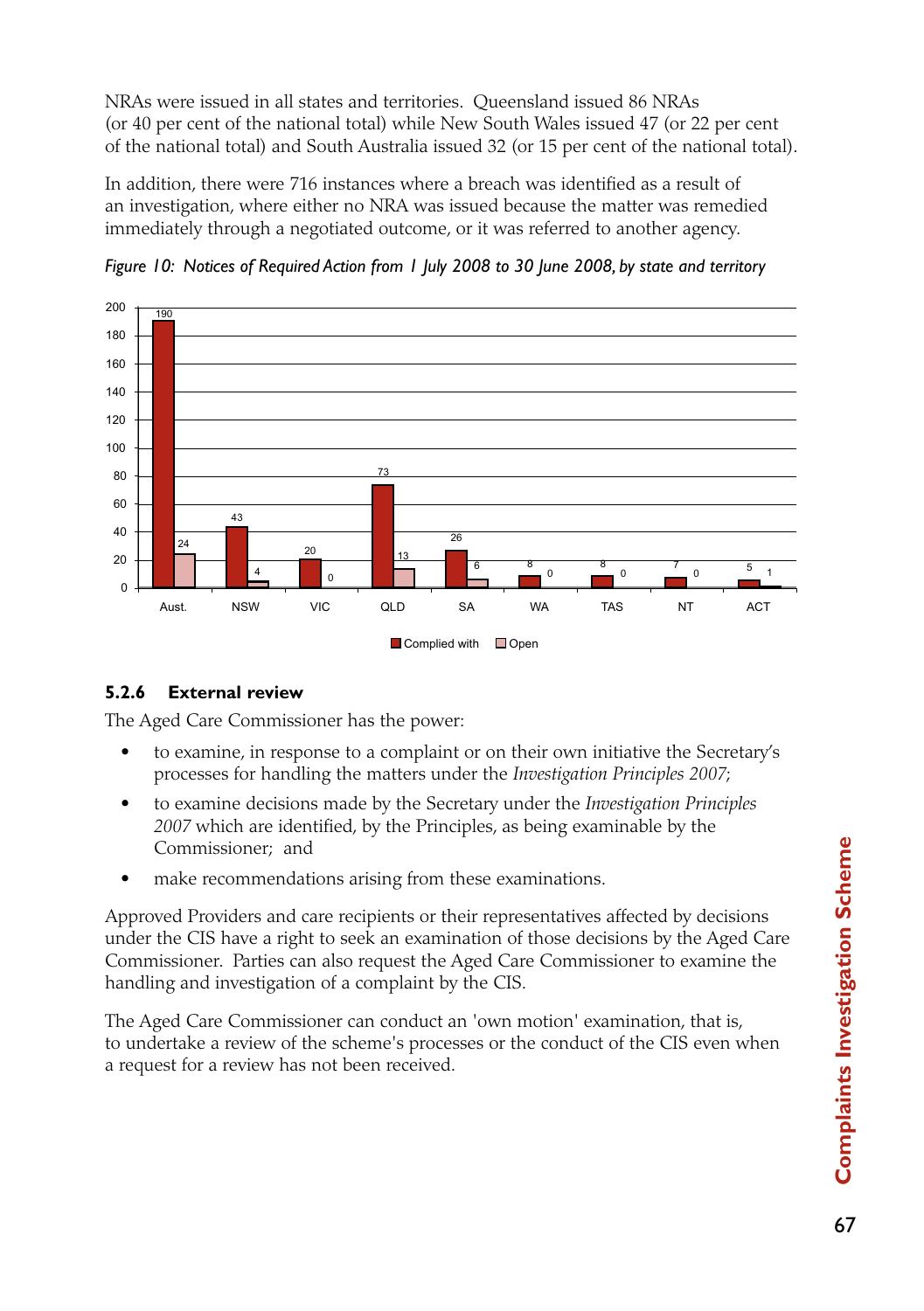NRAs were issued in all states and territories. Queensland issued 86 NRAs (or 40 per cent of the national total) while New South Wales issued 47 (or 22 per cent of the national total) and South Australia issued 32 (or 15 per cent of the national total).

In addition, there were 716 instances where a breach was identified as a result of an investigation, where either no NRA was issued because the matter was remedied immediately through a negotiated outcome, or it was referred to another agency.

*Figure 10: Notices of Required Action from 1 July 2008 to 30 June 2008, by state and territory*

| | Aust. | NSW | VIC | QLD | SA | WA | TAS | NT | ACT |
|---|---|---|---|---|---|---|---|---|---|
| Complied with | 190 | 43 | 20 | 73 | 26 | 8 | 8 | 7 | 5 |
| Open | 24 | 4 | 0 | 13 | 6 | 0 | 0 | 0 | 1 |

### 5.2.6 External review

The Aged Care Commissioner has the power:

- to examine, in response to a complaint or on their own initiative the Secretary's processes for handling the matters under the *Investigation Principles 2007*;
- to examine decisions made by the Secretary under the *Investigation Principles 2007* which are identified, by the Principles, as being examinable by the Commissioner; and
- make recommendations arising from these examinations.

Approved Providers and care recipients or their representatives affected by decisions under the CIS have a right to seek an examination of those decisions by the Aged Care Commissioner. Parties can also request the Aged Care Commissioner to examine the handling and investigation of a complaint by the CIS.

The Aged Care Commissioner can conduct an 'own motion' examination, that is, to undertake a review of the scheme's processes or the conduct of the CIS even when a request for a review has not been received.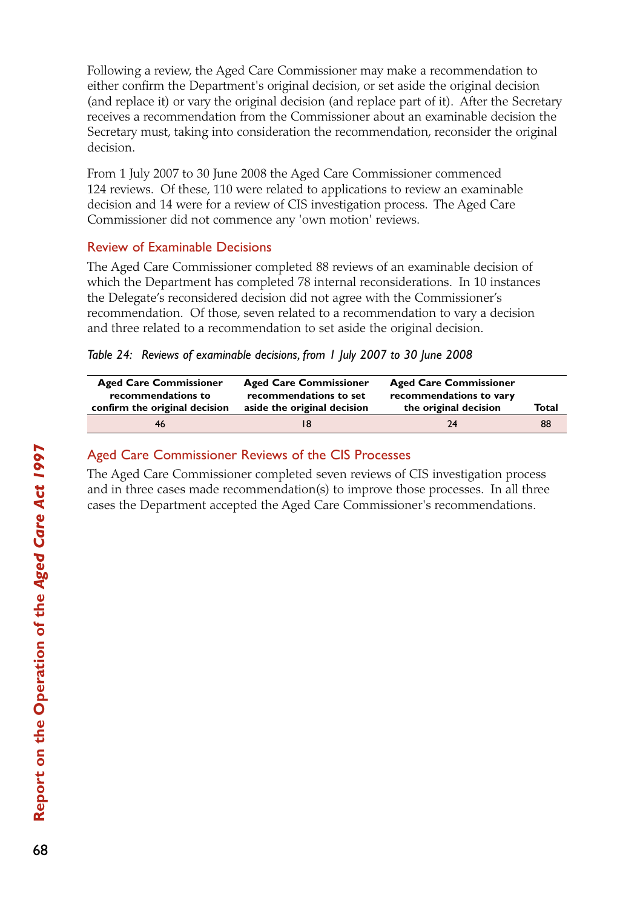Following a review, the Aged Care Commissioner may make a recommendation to either confirm the Department's original decision, or set aside the original decision (and replace it) or vary the original decision (and replace part of it). After the Secretary receives a recommendation from the Commissioner about an examinable decision the Secretary must, taking into consideration the recommendation, reconsider the original decision.

From 1 July 2007 to 30 June 2008 the Aged Care Commissioner commenced 124 reviews. Of these, 110 were related to applications to review an examinable decision and 14 were for a review of CIS investigation process. The Aged Care Commissioner did not commence any 'own motion' reviews.

### Review of Examinable Decisions

The Aged Care Commissioner completed 88 reviews of an examinable decision of which the Department has completed 78 internal reconsiderations. In 10 instances the Delegate's reconsidered decision did not agree with the Commissioner's recommendation. Of those, seven related to a recommendation to vary a decision and three related to a recommendation to set aside the original decision.

*Table 24: Reviews of examinable decisions, from 1 July 2007 to 30 June 2008*

| Aged Care Commissioner recommendations to confirm the original decision | Aged Care Commissioner recommendations to set aside the original decision | Aged Care Commissioner recommendations to vary the original decision | Total |
|---|---|---|---|
| 46 | 18 | 24 | 88 |

### Aged Care Commissioner Reviews of the CIS Processes

The Aged Care Commissioner completed seven reviews of CIS investigation process and in three cases made recommendation(s) to improve those processes. In all three cases the Department accepted the Aged Care Commissioner's recommendations.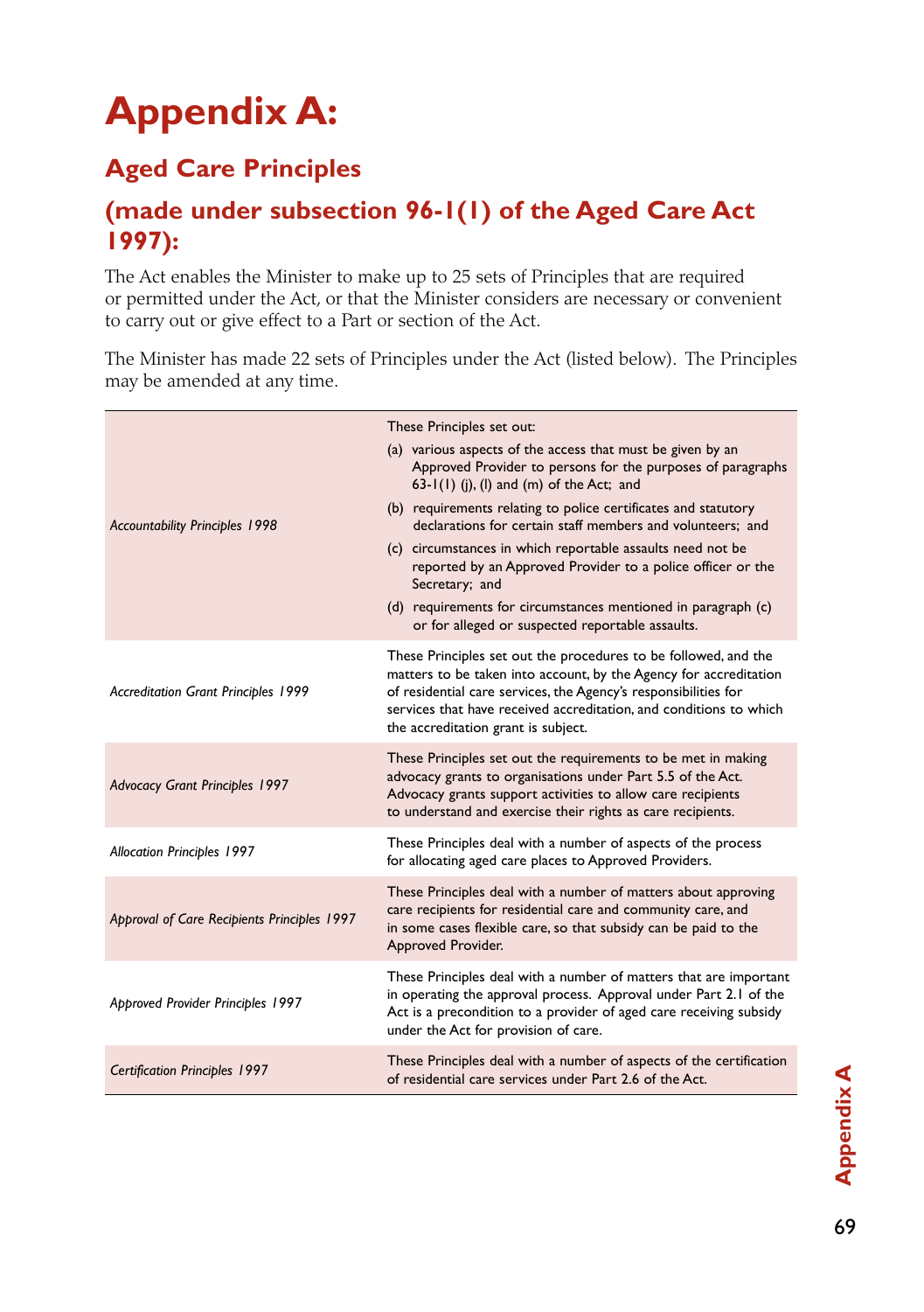# Appendix A:

## Aged Care Principles

## (made under subsection 96-1(1) of the Aged Care Act 1997):

The Act enables the Minister to make up to 25 sets of Principles that are required or permitted under the Act, or that the Minister considers are necessary or convenient to carry out or give effect to a Part or section of the Act.

The Minister has made 22 sets of Principles under the Act (listed below). The Principles may be amended at any time.

| | |
|---|---|
| *Accountability Principles 1998* | These Principles set out:<br>(a) various aspects of the access that must be given by an Approved Provider to persons for the purposes of paragraphs 63-1(1) (j), (l) and (m) of the Act; and<br>(b) requirements relating to police certificates and statutory declarations for certain staff members and volunteers; and<br>(c) circumstances in which reportable assaults need not be reported by an Approved Provider to a police officer or the Secretary; and<br>(d) requirements for circumstances mentioned in paragraph (c) or for alleged or suspected reportable assaults. |
| *Accreditation Grant Principles 1999* | These Principles set out the procedures to be followed, and the matters to be taken into account, by the Agency for accreditation of residential care services, the Agency's responsibilities for services that have received accreditation, and conditions to which the accreditation grant is subject. |
| *Advocacy Grant Principles 1997* | These Principles set out the requirements to be met in making advocacy grants to organisations under Part 5.5 of the Act. Advocacy grants support activities to allow care recipients to understand and exercise their rights as care recipients. |
| *Allocation Principles 1997* | These Principles deal with a number of aspects of the process for allocating aged care places to Approved Providers. |
| *Approval of Care Recipients Principles 1997* | These Principles deal with a number of matters about approving care recipients for residential care and community care, and in some cases flexible care, so that subsidy can be paid to the Approved Provider. |
| *Approved Provider Principles 1997* | These Principles deal with a number of matters that are important in operating the approval process. Approval under Part 2.1 of the Act is a precondition to a provider of aged care receiving subsidy under the Act for provision of care. |
| *Certification Principles 1997* | These Principles deal with a number of aspects of the certification of residential care services under Part 2.6 of the Act. |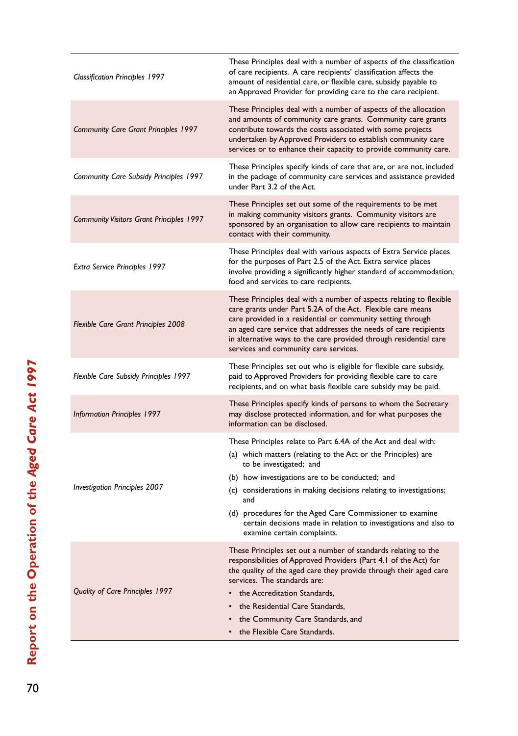| | |
|---|---|
| *Classification Principles 1997* | These Principles deal with a number of aspects of the classification of care recipients. A care recipients' classification affects the amount of residential care, or flexible care, subsidy payable to an Approved Provider for providing care to the care recipient. |
| *Community Care Grant Principles 1997* | These Principles deal with a number of aspects of the allocation and amounts of community care grants. Community care grants contribute towards the costs associated with some projects undertaken by Approved Providers to establish community care services or to enhance their capacity to provide community care. |
| *Community Care Subsidy Principles 1997* | These Principles specify kinds of care that are, or are not, included in the package of community care services and assistance provided under Part 3.2 of the Act. |
| *Community Visitors Grant Principles 1997* | These Principles set out some of the requirements to be met in making community visitors grants. Community visitors are sponsored by an organisation to allow care recipients to maintain contact with their community. |
| *Extra Service Principles 1997* | These Principles deal with various aspects of Extra Service places for the purposes of Part 2.5 of the Act. Extra service places involve providing a significantly higher standard of accommodation, food and services to care recipients. |
| *Flexible Care Grant Principles 2008* | These Principles deal with a number of aspects relating to flexible care grants under Part 5.2A of the Act. Flexible care means care provided in a residential or community setting through an aged care service that addresses the needs of care recipients in alternative ways to the care provided through residential care services and community care services. |
| *Flexible Care Subsidy Principles 1997* | These Principles set out who is eligible for flexible care subsidy, paid to Approved Providers for providing flexible care to care recipients, and on what basis flexible care subsidy may be paid. |
| *Information Principles 1997* | These Principles specify kinds of persons to whom the Secretary may disclose protected information, and for what purposes the information can be disclosed. |
| *Investigation Principles 2007* | These Principles relate to Part 6.4A of the Act and deal with: (a) which matters (relating to the Act or the Principles) are to be investigated; and (b) how investigations are to be conducted; and (c) considerations in making decisions relating to investigations; and (d) procedures for the Aged Care Commissioner to examine certain decisions made in relation to investigations and also to examine certain complaints. |
| *Quality of Care Principles 1997* | These Principles set out a number of standards relating to the responsibilities of Approved Providers (Part 4.1 of the Act) for the quality of the aged care they provide through their aged care services. The standards are: • the Accreditation Standards, • the Residential Care Standards, • the Community Care Standards, and • the Flexible Care Standards. |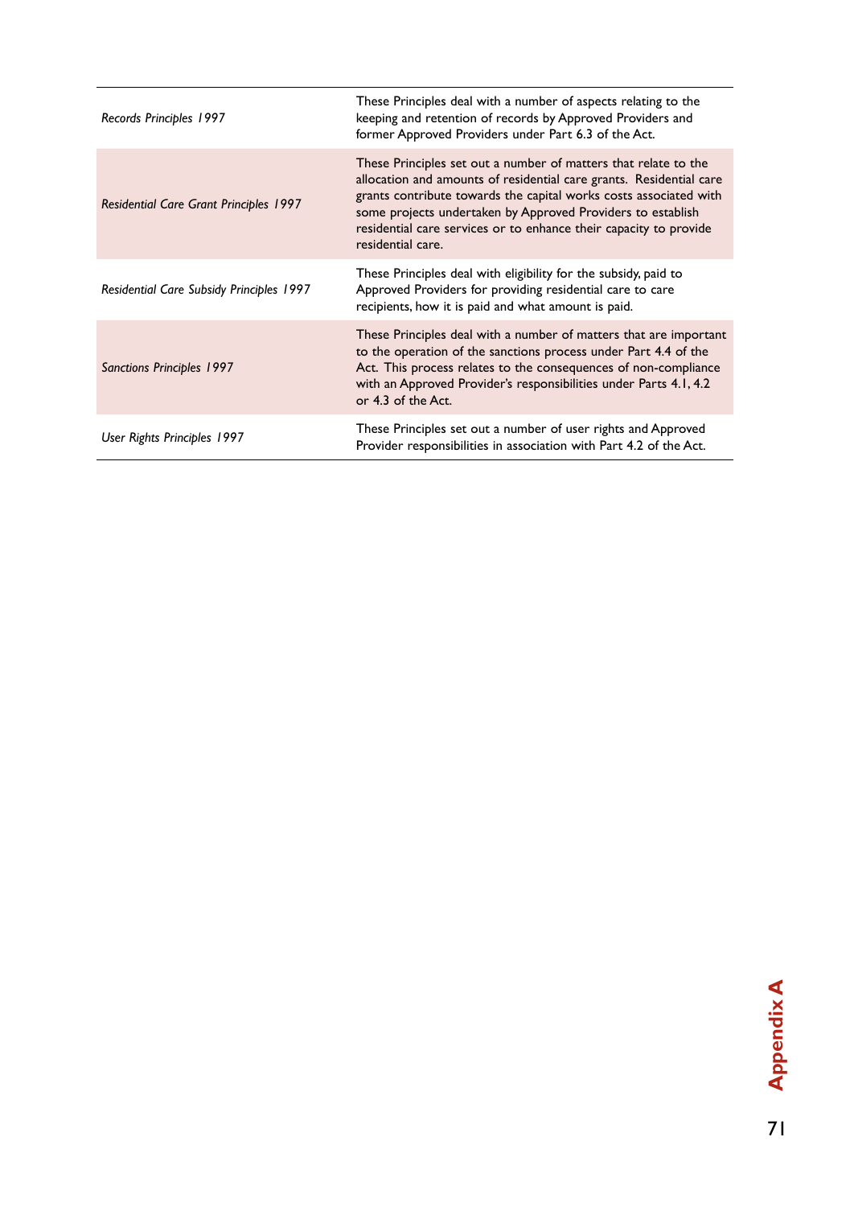| | |
|---|---|
| *Records Principles 1997* | These Principles deal with a number of aspects relating to the keeping and retention of records by Approved Providers and former Approved Providers under Part 6.3 of the Act. |
| *Residential Care Grant Principles 1997* | These Principles set out a number of matters that relate to the allocation and amounts of residential care grants. Residential care grants contribute towards the capital works costs associated with some projects undertaken by Approved Providers to establish residential care services or to enhance their capacity to provide residential care. |
| *Residential Care Subsidy Principles 1997* | These Principles deal with eligibility for the subsidy, paid to Approved Providers for providing residential care to care recipients, how it is paid and what amount is paid. |
| *Sanctions Principles 1997* | These Principles deal with a number of matters that are important to the operation of the sanctions process under Part 4.4 of the Act. This process relates to the consequences of non-compliance with an Approved Provider's responsibilities under Parts 4.1, 4.2 or 4.3 of the Act. |
| *User Rights Principles 1997* | These Principles set out a number of user rights and Approved Provider responsibilities in association with Part 4.2 of the Act. |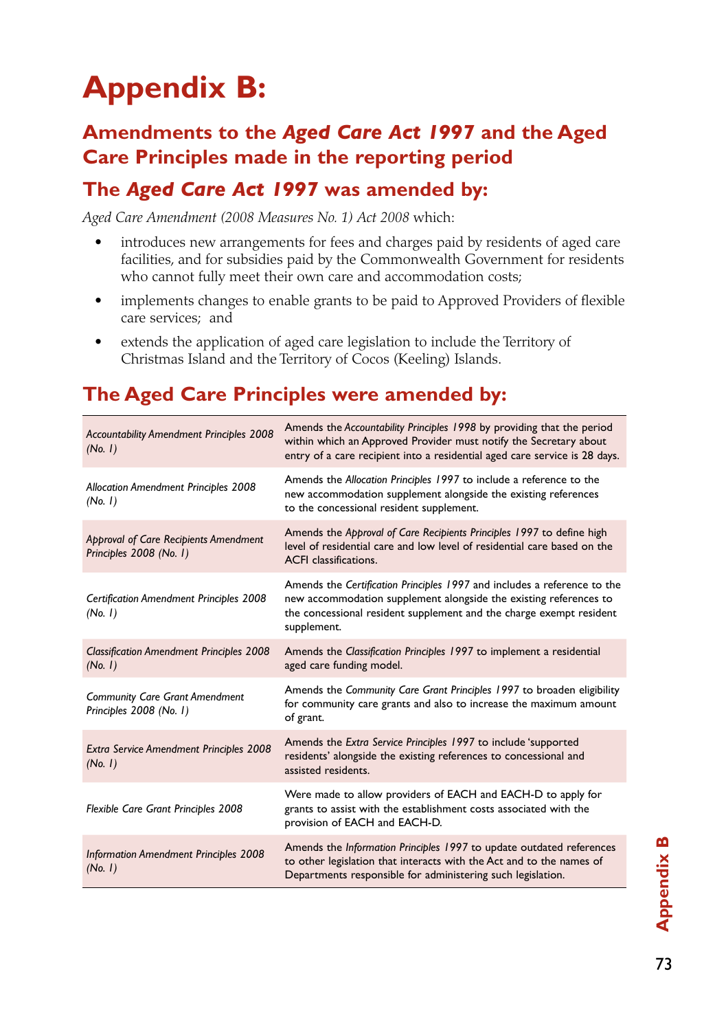# Appendix B:

## Amendments to the *Aged Care Act 1997* and the Aged Care Principles made in the reporting period

## The *Aged Care Act 1997* was amended by:

*Aged Care Amendment (2008 Measures No. 1) Act 2008* which:

- introduces new arrangements for fees and charges paid by residents of aged care facilities, and for subsidies paid by the Commonwealth Government for residents who cannot fully meet their own care and accommodation costs;
- implements changes to enable grants to be paid to Approved Providers of flexible care services; and
- extends the application of aged care legislation to include the Territory of Christmas Island and the Territory of Cocos (Keeling) Islands.

## The Aged Care Principles were amended by:

| | |
|---|---|
| *Accountability Amendment Principles 2008 (No. 1)* | Amends the *Accountability Principles 1998* by providing that the period within which an Approved Provider must notify the Secretary about entry of a care recipient into a residential aged care service is 28 days. |
| *Allocation Amendment Principles 2008 (No. 1)* | Amends the *Allocation Principles 1997* to include a reference to the new accommodation supplement alongside the existing references to the concessional resident supplement. |
| *Approval of Care Recipients Amendment Principles 2008 (No. 1)* | Amends the *Approval of Care Recipients Principles 1997* to define high level of residential care and low level of residential care based on the ACFI classifications. |
| *Certification Amendment Principles 2008 (No. 1)* | Amends the *Certification Principles 1997* and includes a reference to the new accommodation supplement alongside the existing references to the concessional resident supplement and the charge exempt resident supplement. |
| *Classification Amendment Principles 2008 (No. 1)* | Amends the *Classification Principles 1997* to implement a residential aged care funding model. |
| *Community Care Grant Amendment Principles 2008 (No. 1)* | Amends the *Community Care Grant Principles 1997* to broaden eligibility for community care grants and also to increase the maximum amount of grant. |
| *Extra Service Amendment Principles 2008 (No. 1)* | Amends the *Extra Service Principles 1997* to include 'supported residents' alongside the existing references to concessional and assisted residents. |
| *Flexible Care Grant Principles 2008* | Were made to allow providers of EACH and EACH-D to apply for grants to assist with the establishment costs associated with the provision of EACH and EACH-D. |
| *Information Amendment Principles 2008 (No. 1)* | Amends the *Information Principles 1997* to update outdated references to other legislation that interacts with the Act and to the names of Departments responsible for administering such legislation. |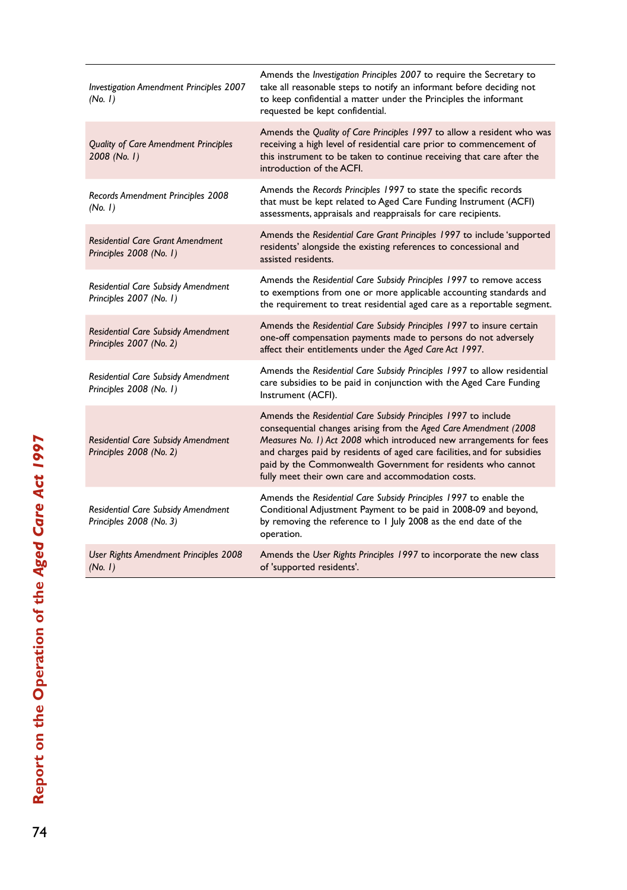| | |
|---|---|
| *Investigation Amendment Principles 2007 (No. 1)* | Amends the *Investigation Principles 2007* to require the Secretary to take all reasonable steps to notify an informant before deciding not to keep confidential a matter under the Principles the informant requested be kept confidential. |
| *Quality of Care Amendment Principles 2008 (No. 1)* | Amends the *Quality of Care Principles 1997* to allow a resident who was receiving a high level of residential care prior to commencement of this instrument to be taken to continue receiving that care after the introduction of the ACFI. |
| *Records Amendment Principles 2008 (No. 1)* | Amends the *Records Principles 1997* to state the specific records that must be kept related to Aged Care Funding Instrument (ACFI) assessments, appraisals and reappraisals for care recipients. |
| *Residential Care Grant Amendment Principles 2008 (No. 1)* | Amends the *Residential Care Grant Principles 1997* to include 'supported residents' alongside the existing references to concessional and assisted residents. |
| *Residential Care Subsidy Amendment Principles 2007 (No. 1)* | Amends the *Residential Care Subsidy Principles 1997* to remove access to exemptions from one or more applicable accounting standards and the requirement to treat residential aged care as a reportable segment. |
| *Residential Care Subsidy Amendment Principles 2007 (No. 2)* | Amends the *Residential Care Subsidy Principles 1997* to insure certain one-off compensation payments made to persons do not adversely affect their entitlements under the *Aged Care Act 1997*. |
| *Residential Care Subsidy Amendment Principles 2008 (No. 1)* | Amends the *Residential Care Subsidy Principles 1997* to allow residential care subsidies to be paid in conjunction with the Aged Care Funding Instrument (ACFI). |
| *Residential Care Subsidy Amendment Principles 2008 (No. 2)* | Amends the *Residential Care Subsidy Principles 1997* to include consequential changes arising from the *Aged Care Amendment (2008 Measures No. 1) Act 2008* which introduced new arrangements for fees and charges paid by residents of aged care facilities, and for subsidies paid by the Commonwealth Government for residents who cannot fully meet their own care and accommodation costs. |
| *Residential Care Subsidy Amendment Principles 2008 (No. 3)* | Amends the *Residential Care Subsidy Principles 1997* to enable the Conditional Adjustment Payment to be paid in 2008-09 and beyond, by removing the reference to 1 July 2008 as the end date of the operation. |
| *User Rights Amendment Principles 2008 (No. 1)* | Amends the *User Rights Principles 1997* to incorporate the new class of 'supported residents'. |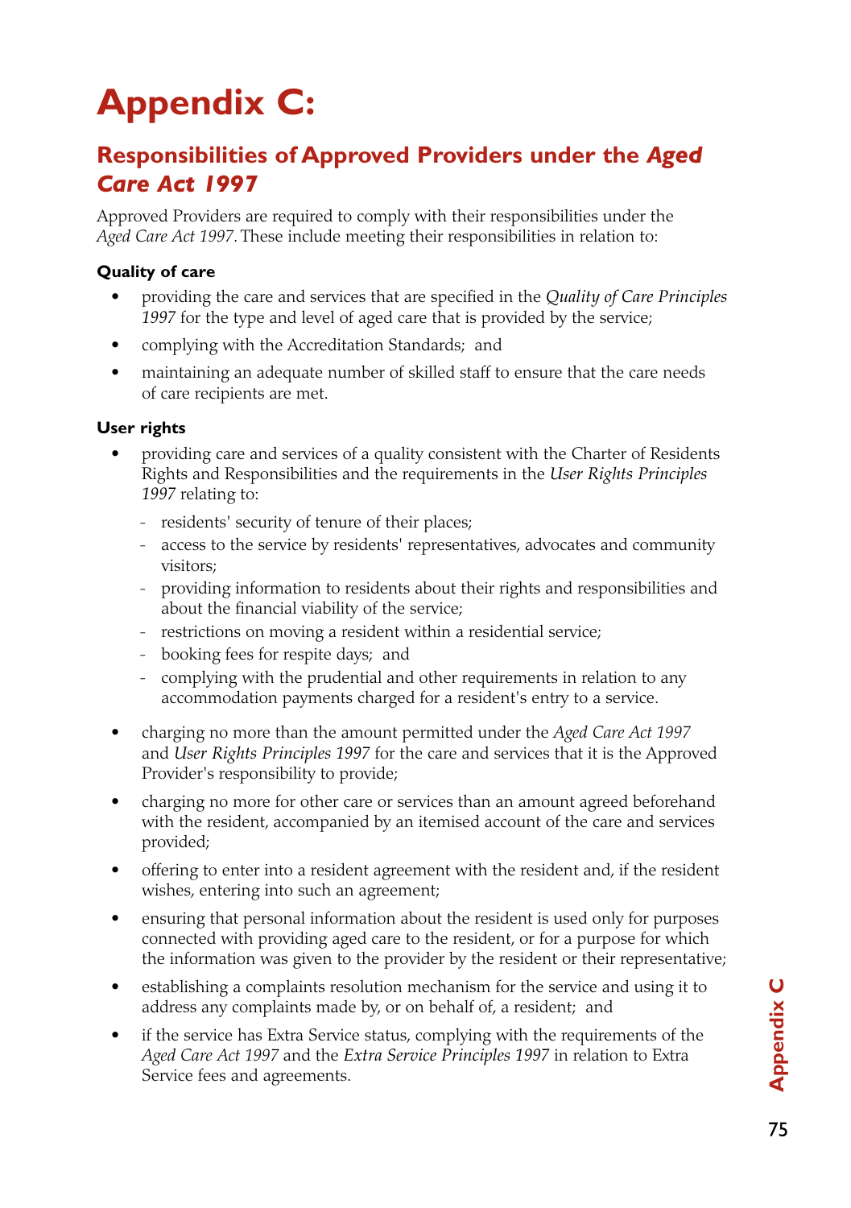# Appendix C:

## Responsibilities of Approved Providers under the *Aged Care Act 1997*

Approved Providers are required to comply with their responsibilities under the *Aged Care Act 1997*. These include meeting their responsibilities in relation to:

**Quality of care**

- providing the care and services that are specified in the *Quality of Care Principles 1997* for the type and level of aged care that is provided by the service;
- complying with the Accreditation Standards; and
- maintaining an adequate number of skilled staff to ensure that the care needs of care recipients are met.

**User rights**

- providing care and services of a quality consistent with the Charter of Residents Rights and Responsibilities and the requirements in the *User Rights Principles 1997* relating to:
  - residents' security of tenure of their places;
  - access to the service by residents' representatives, advocates and community visitors;
  - providing information to residents about their rights and responsibilities and about the financial viability of the service;
  - restrictions on moving a resident within a residential service;
  - booking fees for respite days; and
  - complying with the prudential and other requirements in relation to any accommodation payments charged for a resident's entry to a service.
- charging no more than the amount permitted under the *Aged Care Act 1997* and *User Rights Principles 1997* for the care and services that it is the Approved Provider's responsibility to provide;
- charging no more for other care or services than an amount agreed beforehand with the resident, accompanied by an itemised account of the care and services provided;
- offering to enter into a resident agreement with the resident and, if the resident wishes, entering into such an agreement;
- ensuring that personal information about the resident is used only for purposes connected with providing aged care to the resident, or for a purpose for which the information was given to the provider by the resident or their representative;
- establishing a complaints resolution mechanism for the service and using it to address any complaints made by, or on behalf of, a resident; and
- if the service has Extra Service status, complying with the requirements of the *Aged Care Act 1997* and the *Extra Service Principles 1997* in relation to Extra Service fees and agreements.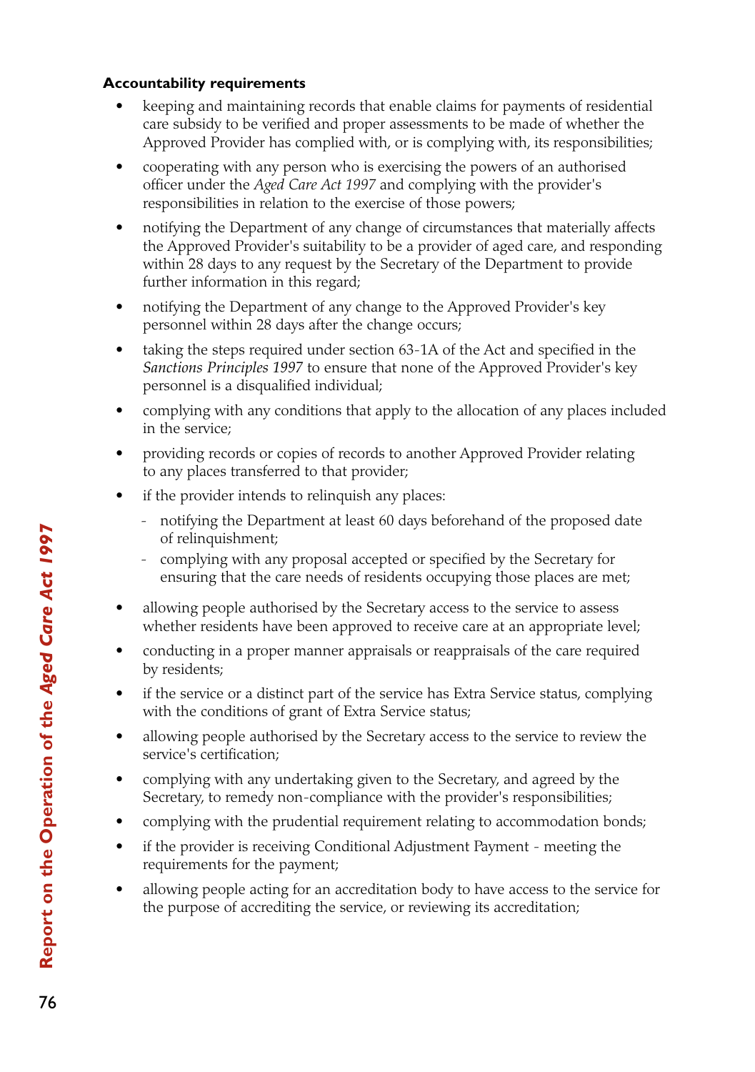**Accountability requirements**

- keeping and maintaining records that enable claims for payments of residential care subsidy to be verified and proper assessments to be made of whether the Approved Provider has complied with, or is complying with, its responsibilities;
- cooperating with any person who is exercising the powers of an authorised officer under the *Aged Care Act 1997* and complying with the provider's responsibilities in relation to the exercise of those powers;
- notifying the Department of any change of circumstances that materially affects the Approved Provider's suitability to be a provider of aged care, and responding within 28 days to any request by the Secretary of the Department to provide further information in this regard;
- notifying the Department of any change to the Approved Provider's key personnel within 28 days after the change occurs;
- taking the steps required under section 63-1A of the Act and specified in the *Sanctions Principles 1997* to ensure that none of the Approved Provider's key personnel is a disqualified individual;
- complying with any conditions that apply to the allocation of any places included in the service;
- providing records or copies of records to another Approved Provider relating to any places transferred to that provider;
- if the provider intends to relinquish any places:
  - notifying the Department at least 60 days beforehand of the proposed date of relinquishment;
  - complying with any proposal accepted or specified by the Secretary for ensuring that the care needs of residents occupying those places are met;
- allowing people authorised by the Secretary access to the service to assess whether residents have been approved to receive care at an appropriate level;
- conducting in a proper manner appraisals or reappraisals of the care required by residents;
- if the service or a distinct part of the service has Extra Service status, complying with the conditions of grant of Extra Service status;
- allowing people authorised by the Secretary access to the service to review the service's certification;
- complying with any undertaking given to the Secretary, and agreed by the Secretary, to remedy non-compliance with the provider's responsibilities;
- complying with the prudential requirement relating to accommodation bonds;
- if the provider is receiving Conditional Adjustment Payment - meeting the requirements for the payment;
- allowing people acting for an accreditation body to have access to the service for the purpose of accrediting the service, or reviewing its accreditation;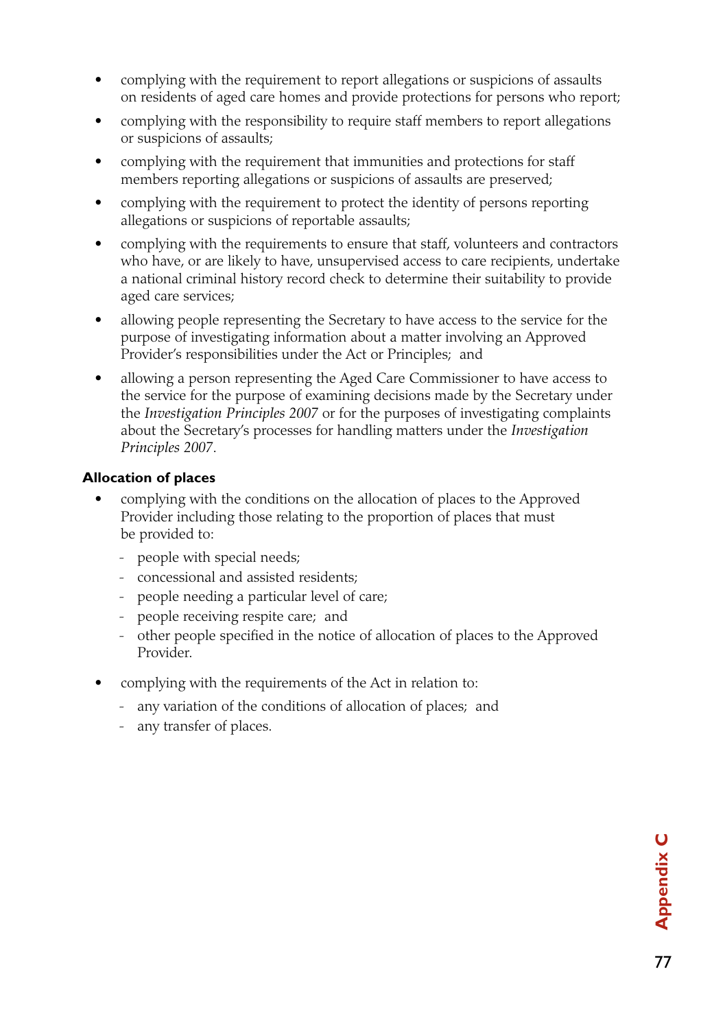- complying with the requirement to report allegations or suspicions of assaults on residents of aged care homes and provide protections for persons who report;
- complying with the responsibility to require staff members to report allegations or suspicions of assaults;
- complying with the requirement that immunities and protections for staff members reporting allegations or suspicions of assaults are preserved;
- complying with the requirement to protect the identity of persons reporting allegations or suspicions of reportable assaults;
- complying with the requirements to ensure that staff, volunteers and contractors who have, or are likely to have, unsupervised access to care recipients, undertake a national criminal history record check to determine their suitability to provide aged care services;
- allowing people representing the Secretary to have access to the service for the purpose of investigating information about a matter involving an Approved Provider's responsibilities under the Act or Principles; and
- allowing a person representing the Aged Care Commissioner to have access to the service for the purpose of examining decisions made by the Secretary under the *Investigation Principles 2007* or for the purposes of investigating complaints about the Secretary's processes for handling matters under the *Investigation Principles 2007*.

**Allocation of places**

- complying with the conditions on the allocation of places to the Approved Provider including those relating to the proportion of places that must be provided to:
  - people with special needs;
  - concessional and assisted residents;
  - people needing a particular level of care;
  - people receiving respite care; and
  - other people specified in the notice of allocation of places to the Approved Provider.
- complying with the requirements of the Act in relation to:
  - any variation of the conditions of allocation of places; and
  - any transfer of places.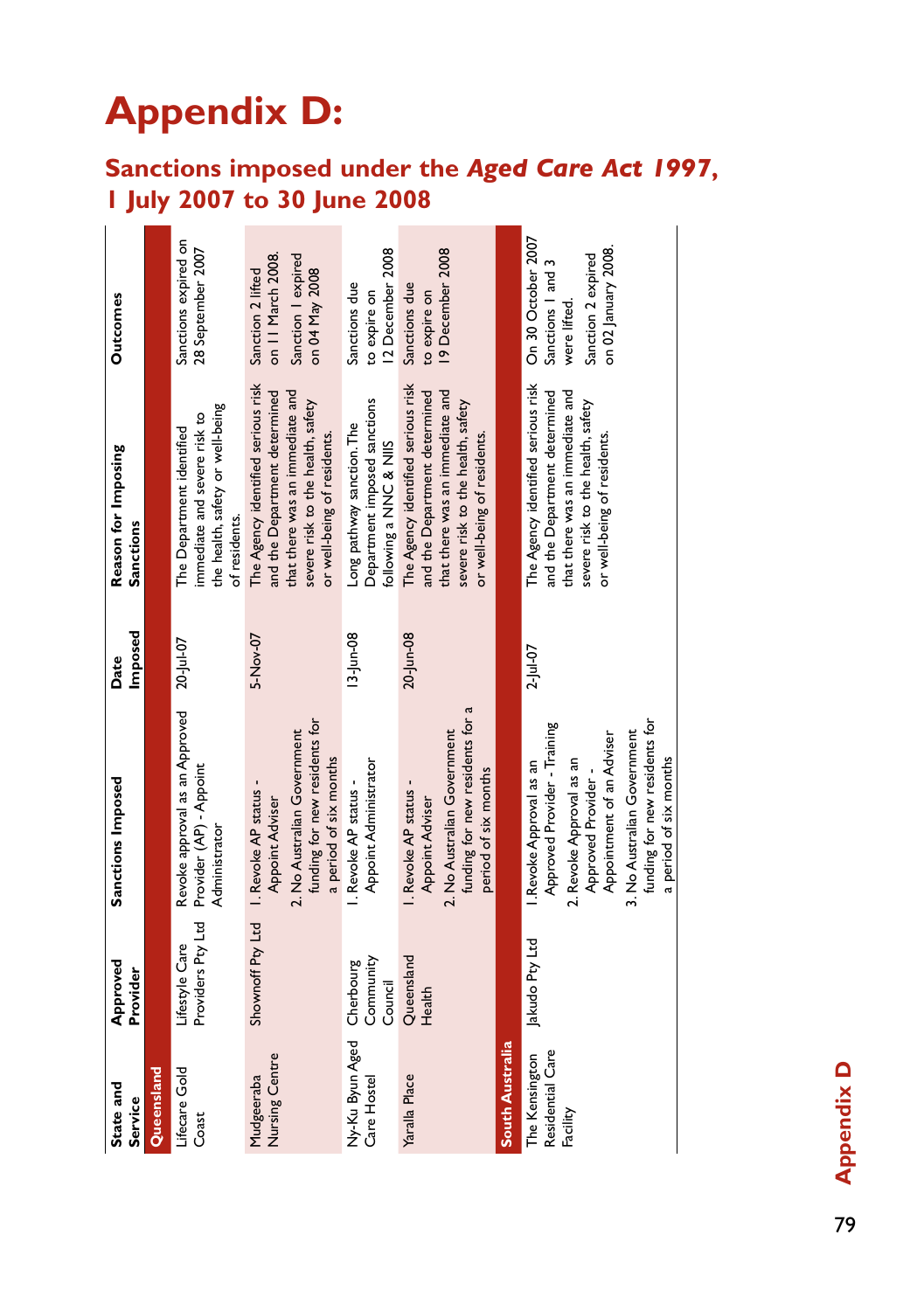# Appendix D:

## Sanctions imposed under the *Aged Care Act 1997*, 1 July 2007 to 30 June 2008

| State and Service | Approved Provider | Sanctions Imposed | Date Imposed | Reason for Imposing Sanctions | Outcomes |
|---|---|---|---|---|---|
| **Queensland** | | | | | |
| Lifecare Gold Coast | Lifestyle Care Providers Pty Ltd | Revoke approval as an Approved Provider (AP) - Appoint Administrator | 20-Jul-07 | The Department identified immediate and severe risk to the health, safety or well-being of residents. | Sanctions expired on 28 September 2007 |
| Mudgeeraba Nursing Centre | Shownoff Pty Ltd | 1. Revoke AP status - Appoint Adviser<br>2. No Australian Government funding for new residents for a period of six months | 5-Nov-07 | The Agency identified serious risk and the Department determined that there was an immediate and severe risk to the health, safety or well-being of residents. | Sanction 2 lifted on 11 March 2008. Sanction 1 expired on 04 May 2008 |
| Ny-Ku Byun Aged Care Hostel | Cherbourg Community Council | 1. Revoke AP status - Appoint Administrator | 13-Jun-08 | Long pathway sanction. The Department imposed sanctions following a NNC & NIIS | Sanctions due to expire on 12 December 2008 |
| Yaralla Place | Queensland Health | 1. Revoke AP status - Appoint Adviser<br>2. No Australian Government funding for new residents for a period of six months | 20-Jun-08 | The Agency identified serious risk and the Department determined that there was an immediate and severe risk to the health, safety or well-being of residents. | Sanctions due to expire on 19 December 2008 |
| **South Australia** | | | | | |
| The Kensington Residential Care Facility | Jakudo Pty Ltd | 1. Revoke Approval as an Approved Provider - Training<br>2. Revoke Approval as an Approved Provider - Appointment of an Adviser<br>3. No Australian Government funding for new residents for a period of six months | 2-Jul-07 | The Agency identified serious risk and the Department determined that there was an immediate and severe risk to the health, safety or well-being of residents. | On 30 October 2007 Sanctions 1 and 3 were lifted.<br>Sanction 2 expired on 02 January 2008. |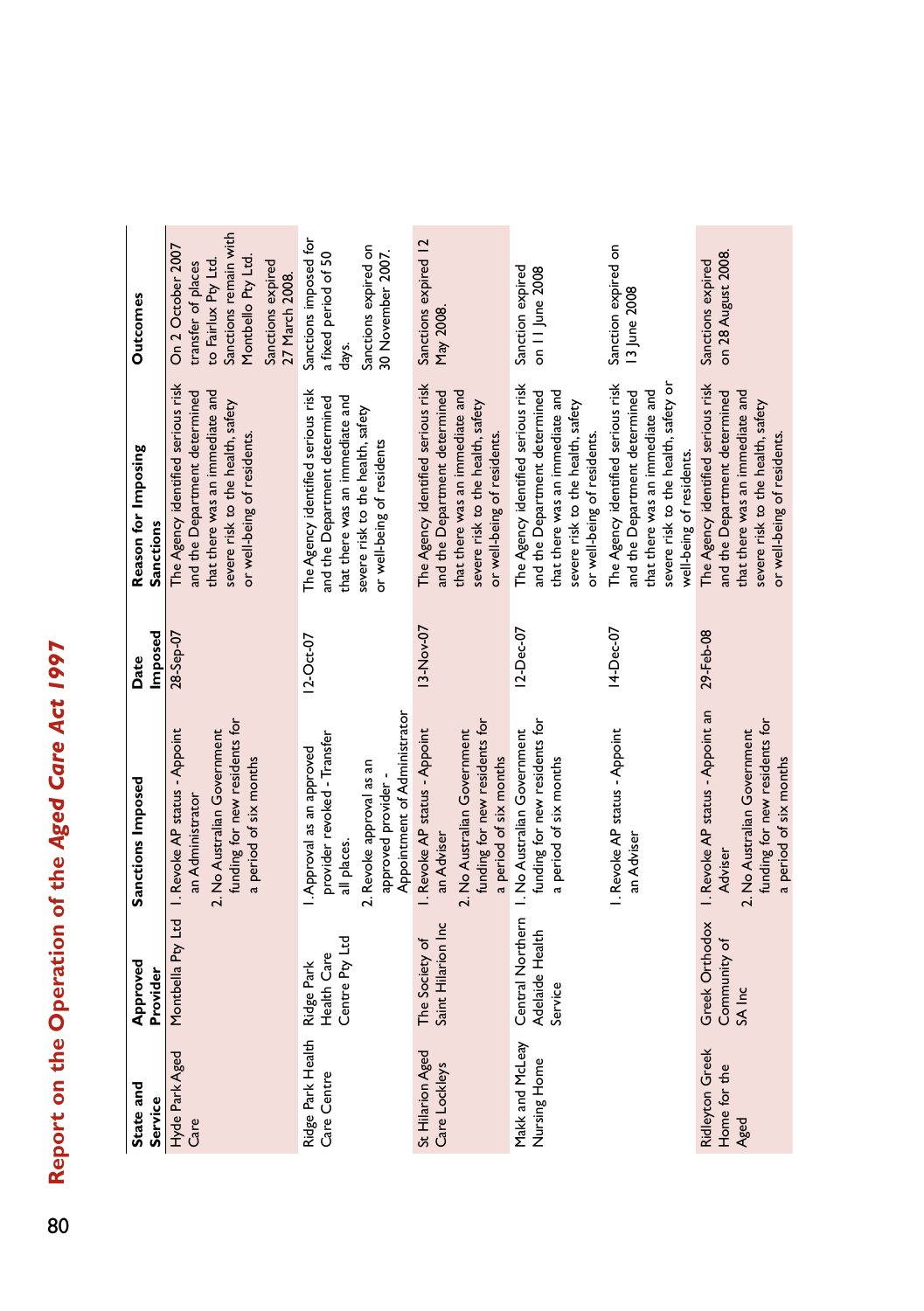| State and Service | Approved Provider | Sanctions Imposed | Date Imposed | Reason for Imposing Sanctions | Outcomes |
|---|---|---|---|---|---|
| Hyde Park Aged Care | Montbella Pty Ltd | 1. Revoke AP status - Appoint an Administrator<br>2. No Australian Government funding for new residents for a period of six months | 28-Sep-07 | The Agency identified serious risk and the Department determined that there was an immediate and severe risk to the health, safety or well-being of residents. | On 2 October 2007 transfer of places to Fairlux Pty Ltd. Sanctions remain with Montbello Pty Ltd.<br>Sanctions expired 27 March 2008. |
| Ridge Park Health Care Centre | Ridge Park Health Care Centre Pty Ltd | 1. Approval as an approved provider revoked - Transfer all places.<br>2. Revoke approval as an approved provider - Appointment of Administrator | 12-Oct-07 | The Agency identified serious risk and the Department determined that there was an immediate and severe risk to the health, safety or well-being of residents | Sanctions imposed for a fixed period of 50 days.<br>Sanctions expired on 30 November 2007. |
| St Hilarion Aged Care Lockleys | The Society of Saint Hilarion Inc | 1. Revoke AP status - Appoint an Adviser<br>2. No Australian Government funding for new residents for a period of six months | 13-Nov-07 | The Agency identified serious risk and the Department determined that there was an immediate and severe risk to the health, safety or well-being of residents. | Sanctions expired 12 May 2008. |
| Makk and McLeay Nursing Home | Central Northern Adelaide Health Service | 1. No Australian Government funding for new residents for a period of six months | 12-Dec-07 | The Agency identified serious risk and the Department determined that there was an immediate and severe risk to the health, safety or well-being of residents. | Sanction expired on 11 June 2008 |
| | | 1. Revoke AP status - Appoint an Adviser | 14-Dec-07 | The Agency identified serious risk and the Department determined that there was an immediate and severe risk to the health, safety or well-being of residents. | Sanction expired on 13 June 2008 |
| Ridleyton Greek Home for the Aged | Greek Orthodox Community of SA Inc | 1. Revoke AP status - Appoint an Adviser<br>2. No Australian Government funding for new residents for a period of six months | 29-Feb-08 | The Agency identified serious risk and the Department determined that there was an immediate and severe risk to the health, safety or well-being of residents. | Sanctions expired on 28 August 2008. |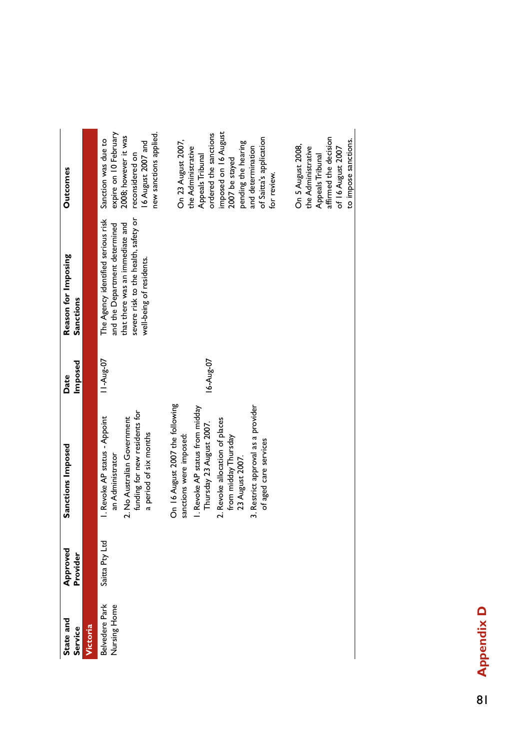| State and Service | Approved Provider | Sanctions Imposed | Date Imposed | Reason for Imposing Sanctions | Outcomes |
|---|---|---|---|---|---|
| **Victoria** | | | | | |
| Belvedere Park Nursing Home | Saitta Pty Ltd | 1. Revoke AP status - Appoint an Administrator<br>2. No Australian Government funding for new residents for a period of six months | 11-Aug-07 | The Agency identified serious risk and the Department determined that there was an immediate and severe risk to the health, safety or well-being of residents. | Sanction was due to expire on 10 February 2008; however it was reconsidered on 16 August 2007 and new sanctions applied. |
| | | On 16 August 2007 the following sanctions were imposed:<br>1. Revoke AP status from midday Thursday 23 August 2007.<br>2. Revoke allocation of places from midday Thursday 23 August 2007.<br>3. Restrict approval as a provider of aged care services | 16-Aug-07 | | On 23 August 2007, the Administrative Appeals Tribunal ordered the sanctions imposed on 16 August 2007 be stayed pending the hearing and determination of Saitta's application for review.<br><br>On 5 August 2008, the Administrative Appeals Tribunal affirmed the decision of 16 August 2007 to impose sanctions. |

## Appendix D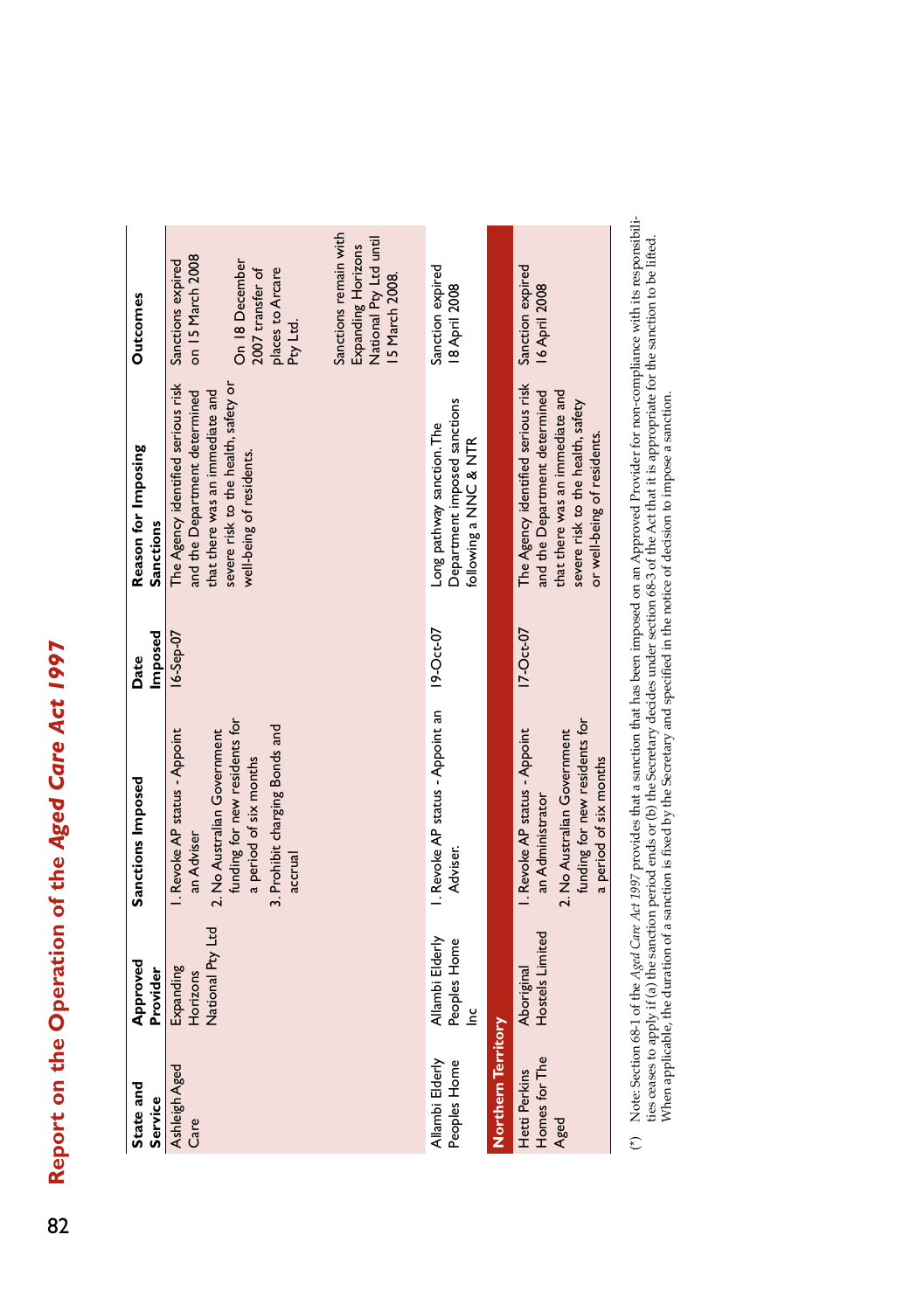| State and Service | Approved Provider | Sanctions Imposed | Date Imposed | Reason for Imposing Sanctions | Outcomes |
|---|---|---|---|---|---|
| Ashleigh Aged Care | Expanding Horizons National Pty Ltd | 1. Revoke AP status - Appoint an Adviser<br>2. No Australian Government funding for new residents for a period of six months<br>3. Prohibit charging Bonds and accrual | 16-Sep-07 | The Agency identified serious risk and the Department determined that there was an immediate and severe risk to the health, safety or well-being of residents. | Sanctions expired on 15 March 2008<br><br>On 18 December 2007 transfer of places to Arcare Pty Ltd.<br><br>Sanctions remain with Expanding Horizons National Pty Ltd until 15 March 2008. |
| Allambi Elderly Peoples Home | Allambi Elderly Peoples Home Inc | 1. Revoke AP status - Appoint an Adviser. | 19-Oct-07 | Long pathway sanction. The Department imposed sanctions following a NNC & NTR | Sanction expired 18 April 2008 |
| **Northern Territory** | | | | | |
| Hetti Perkins Homes for The Aged | Aboriginal Hostels Limited | 1. Revoke AP status - Appoint an Administrator<br>2. No Australian Government funding for new residents for a period of six months | 17-Oct-07 | The Agency identified serious risk and the Department determined that there was an immediate and severe risk to the health, safety or well-being of residents. | Sanction expired 16 April 2008 |

(*) Note: Section 68-1 of the *Aged Care Act 1997* provides that a sanction that has been imposed on an Approved Provider for non-compliance with its responsibilities ceases to apply if (a) the sanction period ends or (b) the Secretary decides under section 68-3 of the Act that it is appropriate for the sanction to be lifted. When applicable, the duration of a sanction is fixed by the Secretary and specified in the notice of decision to impose a sanction.